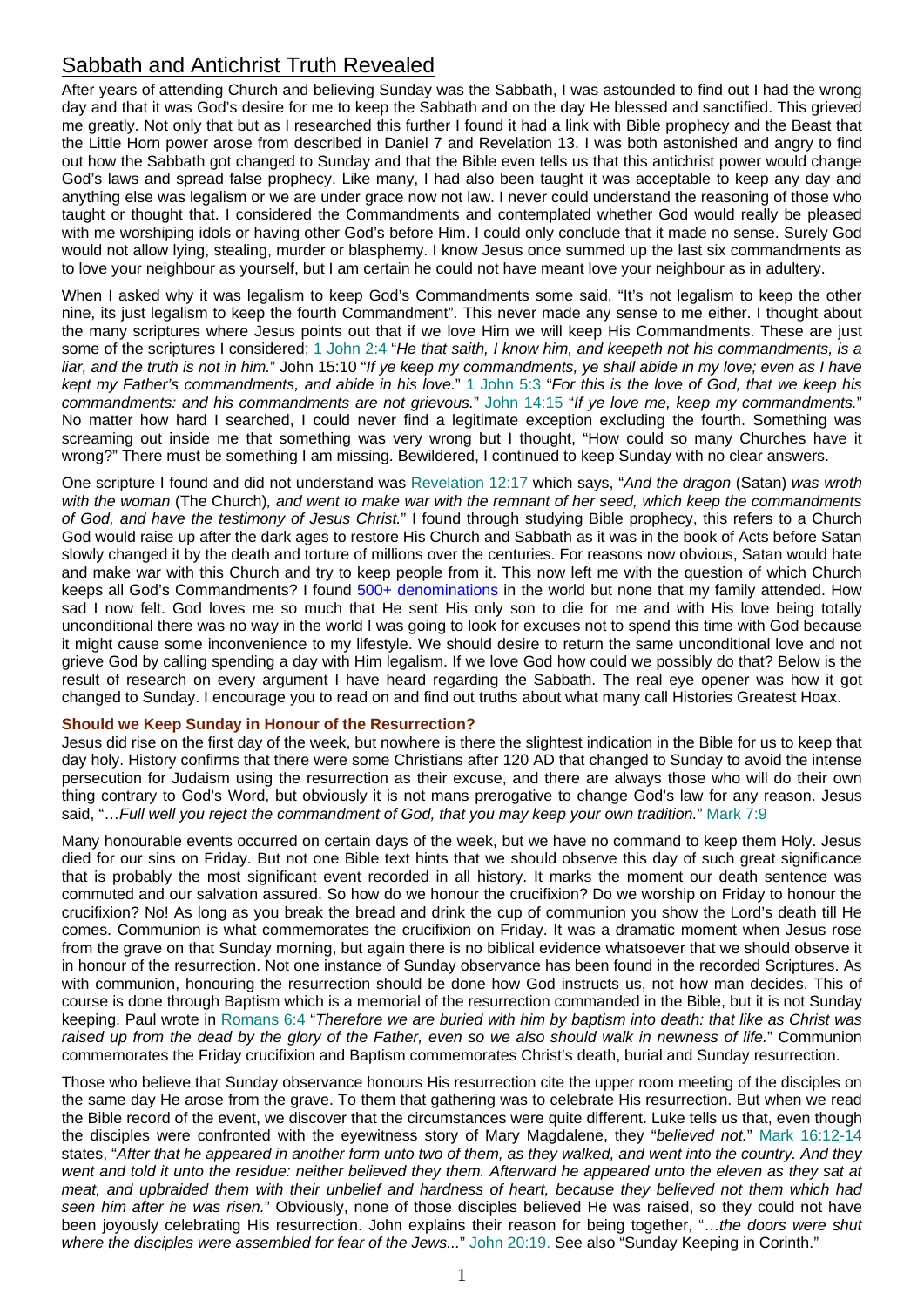# Sabbath and Antichrist Truth Revealed

After years of attending Church and believing Sunday was the Sabbath, I was astounded to find out I had the wrong day and that it was God's desire for me to keep the Sabbath and on the day He blessed and sanctified. This grieved me greatly. Not only that but as I researched this further I found it had a link with Bible prophecy and the Beast that the Little Horn power arose from described in Daniel 7 and Revelation 13. I was both astonished and angry to find out how the Sabbath got changed to Sunday and that the Bible even tells us that this antichrist power would change God's laws and spread false prophecy. Like many, I had also been taught it was acceptable to keep any day and anything else was legalism or we are under grace now not law. I never could understand the reasoning of those who taught or thought that. I considered the Commandments and contemplated whether God would really be pleased with me worshiping idols or having other God's before Him. I could only conclude that it made no sense. Surely God would not allow lying, stealing, murder or blasphemy. I know Jesus once summed up the last six commandments as to love your neighbour as yourself, but I am certain he could not have meant love your neighbour as in adultery.

When I asked why it was legalism to keep God's Commandments some said, "It's not legalism to keep the other nine, its just legalism to keep the fourth Commandment". This never made any sense to me either. I thought about the many scriptures where Jesus points out that if we love Him we will keep His Commandments. These are just some of the scriptures I considered; 1 John 2:4 "*He that saith, I know him, and keepeth not his commandments, is a liar, and the truth is not in him.*" John 15:10 "*If ye keep my commandments, ye shall abide in my love; even as I have kept my Father's commandments, and abide in his love.*" 1 John 5:3 "*For this is the love of God, that we keep his commandments: and his commandments are not grievous.*" John 14:15 "*If ye love me, keep my commandments.*" No matter how hard I searched, I could never find a legitimate exception excluding the fourth. Something was screaming out inside me that something was very wrong but I thought, "How could so many Churches have it wrong?" There must be something I am missing. Bewildered, I continued to keep Sunday with no clear answers.

One scripture I found and did not understand was Revelation 12:17 which says, "*And the dragon* (Satan) *was wroth with the woman* (The Church)*, and went to make war with the remnant of her seed, which keep the commandments of God, and have the testimony of Jesus Christ.*" I found through studying Bible prophecy, this refers to a Church God would raise up after the dark ages to restore His Church and Sabbath as it was in the book of Acts before Satan slowly changed it by the death and torture of millions over the centuries. For reasons now obvious, Satan would hate and make war with this Church and try to keep people from it. This now left me with the question of which Church keeps all God's Commandments? I found 500+ denominations in the world but none that my family attended. How sad I now felt. God loves me so much that He sent His only son to die for me and with His love being totally unconditional there was no way in the world I was going to look for excuses not to spend this time with God because it might cause some inconvenience to my lifestyle. We should desire to return the same unconditional love and not grieve God by calling spending a day with Him legalism. If we love God how could we possibly do that? Below is the result of research on every argument I have heard regarding the Sabbath. The real eye opener was how it got changed to Sunday. I encourage you to read on and find out truths about what many call Histories Greatest Hoax.

### Should we Keep Sunday in Honour of the Resurrection?

Jesus did rise on the first day of the week, but nowhere is there the slightest indication in the Bible for us to keep that day holy. History confirms that there were some Christians after 120 AD that changed to Sunday to avoid the intense persecution for Judaism using the resurrection as their excuse, and there are always those who will do their own thing contrary to God's Word, but obviously it is not mans prerogative to change God's law for any reason. Jesus said, "…*Full well you reject the commandment of God, that you may keep your own tradition.*" Mark 7:9

Many honourable events occurred on certain days of the week, but we have no command to keep them Holy. Jesus died for our sins on Friday. But not one Bible text hints that we should observe this day of such great significance that is probably the most significant event recorded in all history. It marks the moment our death sentence was commuted and our salvation assured. So how do we honour the crucifixion? Do we worship on Friday to honour the crucifixion? No! As long as you break the bread and drink the cup of communion you show the Lord's death till He comes. Communion is what commemorates the crucifixion on Friday. It was a dramatic moment when Jesus rose from the grave on that Sunday morning, but again there is no biblical evidence whatsoever that we should observe it in honour of the resurrection. Not one instance of Sunday observance has been found in the recorded Scriptures. As with communion, honouring the resurrection should be done how God instructs us, not how man decides. This of course is done through Baptism which is a memorial of the resurrection commanded in the Bible, but it is not Sunday keeping. Paul wrote in Romans 6:4 "*Therefore we are buried with him by baptism into death: that like as Christ was raised up from the dead by the glory of the Father, even so we also should walk in newness of life.*" Communion commemorates the Friday crucifixion and Baptism commemorates Christ's death, burial and Sunday resurrection.

Those who believe that Sunday observance honours His resurrection cite the upper room meeting of the disciples on the same day He arose from the grave. To them that gathering was to celebrate His resurrection. But when we read the Bible record of the event, we discover that the circumstances were quite different. Luke tells us that, even though the disciples were confronted with the eyewitness story of Mary Magdalene, they "*believed not.*" Mark 16:12-14 states, "*After that he appeared in another form unto two of them, as they walked, and went into the country. And they went and told it unto the residue: neither believed they them. Afterward he appeared unto the eleven as they sat at meat, and upbraided them with their unbelief and hardness of heart, because they believed not them which had seen him after he was risen.*" Obviously, none of those disciples believed He was raised, so they could not have been joyously celebrating His resurrection. John explains their reason for being together, "…*the doors were shut where the disciples were assembled for fear of the Jews...*" John 20:19. See also "Sunday Keeping in Corinth."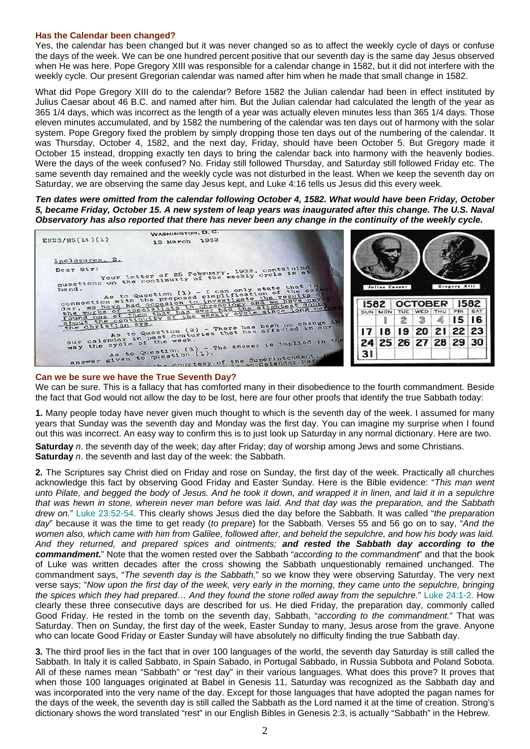## Has the Calendar been changed?

Yes, the calendar has been changed but it was never changed so as to affect the weekly cycle of days or confuse the days of the week. We can be one hundred percent positive that our seventh day is the same day Jesus observed when He was here. Pope Gregory XIII was responsible for a calendar change in 1582, but it did not interfere with the weekly cycle. Our present Gregorian calendar was named after him when he made that small change in 1582.

What did Pope Gregory XIII do to the calendar? Before 1582 the Julian calendar had been in effect instituted by Julius Caesar about 46 B.C. and named after him. But the Julian calendar had calculated the length of the year as 365 1/4 days, which was incorrect as the length of a year was actually eleven minutes less than 365 1/4 days. Those eleven minutes accumulated, and by 1582 the numbering of the calendar was ten days out of harmony with the solar system. Pope Gregory fixed the problem by simply dropping those ten days out of the numbering of the calendar. It was Thursday, October 4, 1582, and the next day, Friday, should have been October 5. But Gregory made it October 15 instead, dropping exactly ten days to bring the calendar back into harmony with the heavenly bodies. Were the days of the week confused? No. Friday still followed Thursday, and Saturday still followed Friday etc. The same seventh day remained and the weekly cycle was not disturbed in the least. When we keep the seventh day on Saturday, we are observing the same day Jesus kept, and Luke 4:16 tells us Jesus did this every week.

***Ten dates were omitted from the calendar following October 4, 1582. What would have been Friday, October 5, became Friday, October 15. A new system of leap years was inaugurated after this change. The U.S. Naval Observatory has also reported that there has never been any change in the continuity of the weekly cycle.***

EN23/H5(14)(1) WASHINGTON, D. C. 12 March 1932

Inclosures. 2.

Dear Sir:

Your letter of 25 February, 1932, containing questions on the continuity of the weekly cycle is at hand.

As to Question (1) - I can only state that in connection with the proposed simplification of the calendar, we have had occasion to investigate the results of the works of specialists in chronology and we have never found one of them that has ever had the slightest doubt about the continuity of the weekly cycle since long before the Christian era.

As to Question (2) - There has been no change in our calendar in past centuries that has affected in any way the cycle of the week.

As to Question (3) - The answer is implied in the answer given to question (1).

... courtesy of the Superintendent ...

Julius Caesar — Gregory XIII

| 1582 | OCTOBER | | | | | 1582 |
|---|---|---|---|---|---|---|
| SUN | MON | TUE | WED | THU | FRI | SAT |
| | 1 | 2 | 3 | 4 | 15 | 16 |
| 17 | 18 | 19 | 20 | 21 | 22 | 23 |
| 24 | 25 | 26 | 27 | 28 | 29 | 30 |
| 31 | | | | | | |

## Can we be sure we have the True Seventh Day?

We can be sure. This is a fallacy that has comforted many in their disobedience to the fourth commandment. Beside the fact that God would not allow the day to be lost, here are four other proofs that identify the true Sabbath today:

**1.** Many people today have never given much thought to which is the seventh day of the week. I assumed for many years that Sunday was the seventh day and Monday was the first day. You can imagine my surprise when I found out this was incorrect. An easy way to confirm this is to just look up Saturday in any normal dictionary. Here are two.

**Saturday** *n*. the seventh day of the week; day after Friday; day of worship among Jews and some Christians.
**Saturday** *n*. the seventh and last day of the week: the Sabbath.

**2.** The Scriptures say Christ died on Friday and rose on Sunday, the first day of the week. Practically all churches acknowledge this fact by observing Good Friday and Easter Sunday. Here is the Bible evidence: "*This man went unto Pilate, and begged the body of Jesus. And he took it down, and wrapped it in linen, and laid it in a sepulchre that was hewn in stone, wherein never man before was laid. And that day was the preparation, and the Sabbath drew on.*" Luke 23:52-54. This clearly shows Jesus died the day before the Sabbath. It was called "*the preparation day*" because it was the time to get ready (*to prepare*) for the Sabbath. Verses 55 and 56 go on to say, "*And the women also, which came with him from Galilee, followed after, and beheld the sepulchre, and how his body was laid. And they returned, and prepared spices and ointments;* ***and rested the Sabbath day according to the commandment.***" Note that the women rested over the Sabbath "*according to the commandment*" and that the book of Luke was written decades after the cross showing the Sabbath unquestionably remained unchanged. The commandment says, "*The seventh day is the Sabbath,*" so we know they were observing Saturday. The very next verse says; "*Now upon the first day of the week, very early in the morning, they came unto the sepulchre, bringing the spices which they had prepared… And they found the stone rolled away from the sepulchre.*" Luke 24:1-2. How clearly these three consecutive days are described for us. He died Friday, the preparation day, commonly called Good Friday. He rested in the tomb on the seventh day, Sabbath, "*according to the commandment.*" That was Saturday. Then on Sunday, the first day of the week, Easter Sunday to many, Jesus arose from the grave. Anyone who can locate Good Friday or Easter Sunday will have absolutely no difficulty finding the true Sabbath day.

**3.** The third proof lies in the fact that in over 100 languages of the world, the seventh day Saturday is still called the Sabbath. In Italy it is called Sabbato, in Spain Sabado, in Portugal Sabbado, in Russia Subbota and Poland Sobota. All of these names mean "Sabbath" or "rest day" in their various languages. What does this prove? It proves that when those 100 languages originated at Babel in Genesis 11, Saturday was recognized as the Sabbath day and was incorporated into the very name of the day. Except for those languages that have adopted the pagan names for the days of the week, the seventh day is still called the Sabbath as the Lord named it at the time of creation. Strong's dictionary shows the word translated "rest" in our English Bibles in Genesis 2:3, is actually "Sabbath" in the Hebrew.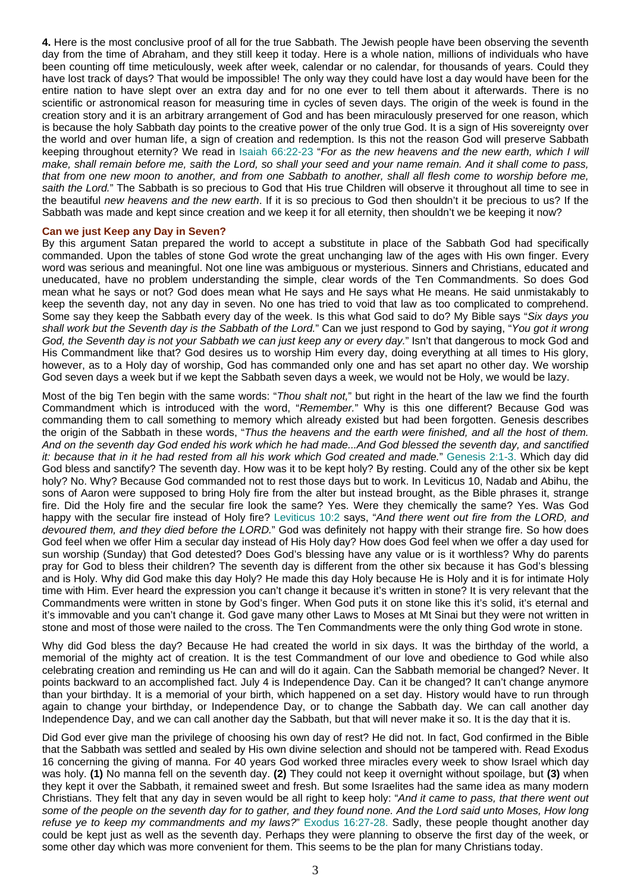**4.** Here is the most conclusive proof of all for the true Sabbath. The Jewish people have been observing the seventh day from the time of Abraham, and they still keep it today. Here is a whole nation, millions of individuals who have been counting off time meticulously, week after week, calendar or no calendar, for thousands of years. Could they have lost track of days? That would be impossible! The only way they could have lost a day would have been for the entire nation to have slept over an extra day and for no one ever to tell them about it afterwards. There is no scientific or astronomical reason for measuring time in cycles of seven days. The origin of the week is found in the creation story and it is an arbitrary arrangement of God and has been miraculously preserved for one reason, which is because the holy Sabbath day points to the creative power of the only true God. It is a sign of His sovereignty over the world and over human life, a sign of creation and redemption. Is this not the reason God will preserve Sabbath keeping throughout eternity? We read in Isaiah 66:22-23 "*For as the new heavens and the new earth, which I will make, shall remain before me, saith the Lord, so shall your seed and your name remain. And it shall come to pass, that from one new moon to another, and from one Sabbath to another, shall all flesh come to worship before me, saith the Lord.*" The Sabbath is so precious to God that His true Children will observe it throughout all time to see in the beautiful *new heavens and the new earth*. If it is so precious to God then shouldn't it be precious to us? If the Sabbath was made and kept since creation and we keep it for all eternity, then shouldn't we be keeping it now?

**Can we just Keep any Day in Seven?**

By this argument Satan prepared the world to accept a substitute in place of the Sabbath God had specifically commanded. Upon the tables of stone God wrote the great unchanging law of the ages with His own finger. Every word was serious and meaningful. Not one line was ambiguous or mysterious. Sinners and Christians, educated and uneducated, have no problem understanding the simple, clear words of the Ten Commandments. So does God mean what he says or not? God does mean what He says and He says what He means. He said unmistakably to keep the seventh day, not any day in seven. No one has tried to void that law as too complicated to comprehend. Some say they keep the Sabbath every day of the week. Is this what God said to do? My Bible says "*Six days you shall work but the Seventh day is the Sabbath of the Lord.*" Can we just respond to God by saying, "*You got it wrong God, the Seventh day is not your Sabbath we can just keep any or every day.*" Isn't that dangerous to mock God and His Commandment like that? God desires us to worship Him every day, doing everything at all times to His glory, however, as to a Holy day of worship, God has commanded only one and has set apart no other day. We worship God seven days a week but if we kept the Sabbath seven days a week, we would not be Holy, we would be lazy.

Most of the big Ten begin with the same words: "*Thou shalt not,*" but right in the heart of the law we find the fourth Commandment which is introduced with the word, "*Remember.*" Why is this one different? Because God was commanding them to call something to memory which already existed but had been forgotten. Genesis describes the origin of the Sabbath in these words, "*Thus the heavens and the earth were finished, and all the host of them. And on the seventh day God ended his work which he had made...And God blessed the seventh day, and sanctified it: because that in it he had rested from all his work which God created and made.*" Genesis 2:1-3. Which day did God bless and sanctify? The seventh day. How was it to be kept holy? By resting. Could any of the other six be kept holy? No. Why? Because God commanded not to rest those days but to work. In Leviticus 10, Nadab and Abihu, the sons of Aaron were supposed to bring Holy fire from the alter but instead brought, as the Bible phrases it, strange fire. Did the Holy fire and the secular fire look the same? Yes. Were they chemically the same? Yes. Was God happy with the secular fire instead of Holy fire? Leviticus 10:2 says, "*And there went out fire from the LORD, and devoured them, and they died before the LORD.*" God was definitely not happy with their strange fire. So how does God feel when we offer Him a secular day instead of His Holy day? How does God feel when we offer a day used for sun worship (Sunday) that God detested? Does God's blessing have any value or is it worthless? Why do parents pray for God to bless their children? The seventh day is different from the other six because it has God's blessing and is Holy. Why did God make this day Holy? He made this day Holy because He is Holy and it is for intimate Holy time with Him. Ever heard the expression you can't change it because it's written in stone? It is very relevant that the Commandments were written in stone by God's finger. When God puts it on stone like this it's solid, it's eternal and it's immovable and you can't change it. God gave many other Laws to Moses at Mt Sinai but they were not written in stone and most of those were nailed to the cross. The Ten Commandments were the only thing God wrote in stone.

Why did God bless the day? Because He had created the world in six days. It was the birthday of the world, a memorial of the mighty act of creation. It is the test Commandment of our love and obedience to God while also celebrating creation and reminding us He can and will do it again. Can the Sabbath memorial be changed? Never. It points backward to an accomplished fact. July 4 is Independence Day. Can it be changed? It can't change anymore than your birthday. It is a memorial of your birth, which happened on a set day. History would have to run through again to change your birthday, or Independence Day, or to change the Sabbath day. We can call another day Independence Day, and we can call another day the Sabbath, but that will never make it so. It is the day that it is.

Did God ever give man the privilege of choosing his own day of rest? He did not. In fact, God confirmed in the Bible that the Sabbath was settled and sealed by His own divine selection and should not be tampered with. Read Exodus 16 concerning the giving of manna. For 40 years God worked three miracles every week to show Israel which day was holy. **(1)** No manna fell on the seventh day. **(2)** They could not keep it overnight without spoilage, but **(3)** when they kept it over the Sabbath, it remained sweet and fresh. But some Israelites had the same idea as many modern Christians. They felt that any day in seven would be all right to keep holy: "*And it came to pass, that there went out some of the people on the seventh day for to gather, and they found none. And the Lord said unto Moses, How long refuse ye to keep my commandments and my laws?*" Exodus 16:27-28. Sadly, these people thought another day could be kept just as well as the seventh day. Perhaps they were planning to observe the first day of the week, or some other day which was more convenient for them. This seems to be the plan for many Christians today.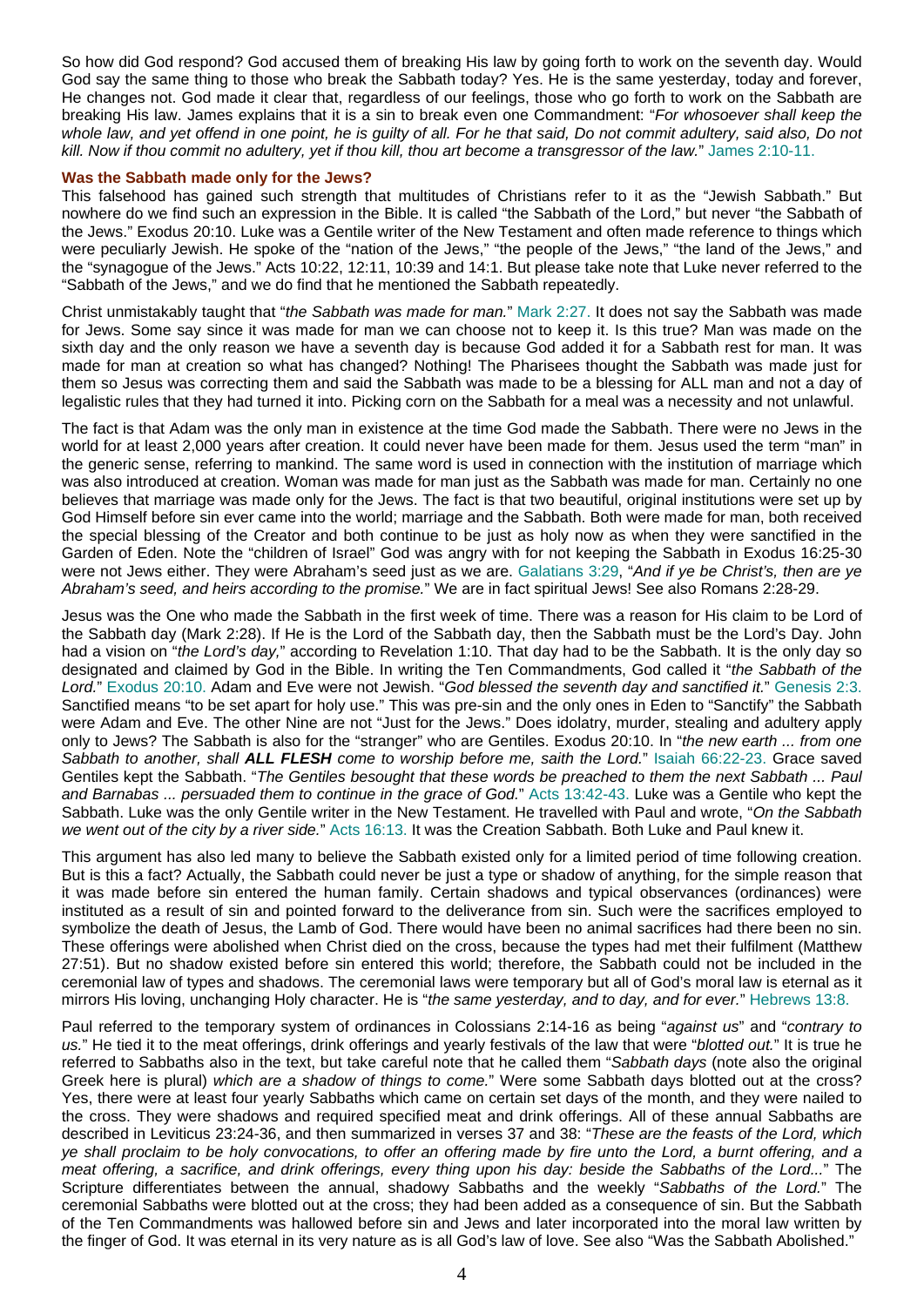So how did God respond? God accused them of breaking His law by going forth to work on the seventh day. Would God say the same thing to those who break the Sabbath today? Yes. He is the same yesterday, today and forever, He changes not. God made it clear that, regardless of our feelings, those who go forth to work on the Sabbath are breaking His law. James explains that it is a sin to break even one Commandment: "*For whosoever shall keep the whole law, and yet offend in one point, he is guilty of all. For he that said, Do not commit adultery, said also, Do not kill. Now if thou commit no adultery, yet if thou kill, thou art become a transgressor of the law.*" James 2:10-11.

**Was the Sabbath made only for the Jews?**

This falsehood has gained such strength that multitudes of Christians refer to it as the "Jewish Sabbath." But nowhere do we find such an expression in the Bible. It is called "the Sabbath of the Lord," but never "the Sabbath of the Jews." Exodus 20:10. Luke was a Gentile writer of the New Testament and often made reference to things which were peculiarly Jewish. He spoke of the "nation of the Jews," "the people of the Jews," "the land of the Jews," and the "synagogue of the Jews." Acts 10:22, 12:11, 10:39 and 14:1. But please take note that Luke never referred to the "Sabbath of the Jews," and we do find that he mentioned the Sabbath repeatedly.

Christ unmistakably taught that "*the Sabbath was made for man.*" Mark 2:27. It does not say the Sabbath was made for Jews. Some say since it was made for man we can choose not to keep it. Is this true? Man was made on the sixth day and the only reason we have a seventh day is because God added it for a Sabbath rest for man. It was made for man at creation so what has changed? Nothing! The Pharisees thought the Sabbath was made just for them so Jesus was correcting them and said the Sabbath was made to be a blessing for ALL man and not a day of legalistic rules that they had turned it into. Picking corn on the Sabbath for a meal was a necessity and not unlawful.

The fact is that Adam was the only man in existence at the time God made the Sabbath. There were no Jews in the world for at least 2,000 years after creation. It could never have been made for them. Jesus used the term "man" in the generic sense, referring to mankind. The same word is used in connection with the institution of marriage which was also introduced at creation. Woman was made for man just as the Sabbath was made for man. Certainly no one believes that marriage was made only for the Jews. The fact is that two beautiful, original institutions were set up by God Himself before sin ever came into the world; marriage and the Sabbath. Both were made for man, both received the special blessing of the Creator and both continue to be just as holy now as when they were sanctified in the Garden of Eden. Note the "children of Israel" God was angry with for not keeping the Sabbath in Exodus 16:25-30 were not Jews either. They were Abraham's seed just as we are. Galatians 3:29, "*And if ye be Christ's, then are ye Abraham's seed, and heirs according to the promise.*" We are in fact spiritual Jews! See also Romans 2:28-29.

Jesus was the One who made the Sabbath in the first week of time. There was a reason for His claim to be Lord of the Sabbath day (Mark 2:28). If He is the Lord of the Sabbath day, then the Sabbath must be the Lord's Day. John had a vision on "*the Lord's day,*" according to Revelation 1:10. That day had to be the Sabbath. It is the only day so designated and claimed by God in the Bible. In writing the Ten Commandments, God called it "*the Sabbath of the Lord.*" Exodus 20:10. Adam and Eve were not Jewish. "*God blessed the seventh day and sanctified it.*" Genesis 2:3. Sanctified means "to be set apart for holy use." This was pre-sin and the only ones in Eden to "Sanctify" the Sabbath were Adam and Eve. The other Nine are not "Just for the Jews." Does idolatry, murder, stealing and adultery apply only to Jews? The Sabbath is also for the "stranger" who are Gentiles. Exodus 20:10. In "*the new earth ... from one Sabbath to another, shall **ALL FLESH** come to worship before me, saith the Lord.*" Isaiah 66:22-23. Grace saved Gentiles kept the Sabbath. "*The Gentiles besought that these words be preached to them the next Sabbath ... Paul and Barnabas ... persuaded them to continue in the grace of God.*" Acts 13:42-43. Luke was a Gentile who kept the Sabbath. Luke was the only Gentile writer in the New Testament. He travelled with Paul and wrote, "*On the Sabbath we went out of the city by a river side.*" Acts 16:13. It was the Creation Sabbath. Both Luke and Paul knew it.

This argument has also led many to believe the Sabbath existed only for a limited period of time following creation. But is this a fact? Actually, the Sabbath could never be just a type or shadow of anything, for the simple reason that it was made before sin entered the human family. Certain shadows and typical observances (ordinances) were instituted as a result of sin and pointed forward to the deliverance from sin. Such were the sacrifices employed to symbolize the death of Jesus, the Lamb of God. There would have been no animal sacrifices had there been no sin. These offerings were abolished when Christ died on the cross, because the types had met their fulfilment (Matthew 27:51). But no shadow existed before sin entered this world; therefore, the Sabbath could not be included in the ceremonial law of types and shadows. The ceremonial laws were temporary but all of God's moral law is eternal as it mirrors His loving, unchanging Holy character. He is "*the same yesterday, and to day, and for ever.*" Hebrews 13:8.

Paul referred to the temporary system of ordinances in Colossians 2:14-16 as being "*against us*" and "*contrary to us.*" He tied it to the meat offerings, drink offerings and yearly festivals of the law that were "*blotted out.*" It is true he referred to Sabbaths also in the text, but take careful note that he called them "*Sabbath days* (note also the original Greek here is plural) *which are a shadow of things to come.*" Were some Sabbath days blotted out at the cross? Yes, there were at least four yearly Sabbaths which came on certain set days of the month, and they were nailed to the cross. They were shadows and required specified meat and drink offerings. All of these annual Sabbaths are described in Leviticus 23:24-36, and then summarized in verses 37 and 38: "*These are the feasts of the Lord, which ye shall proclaim to be holy convocations, to offer an offering made by fire unto the Lord, a burnt offering, and a meat offering, a sacrifice, and drink offerings, every thing upon his day: beside the Sabbaths of the Lord...*" The Scripture differentiates between the annual, shadowy Sabbaths and the weekly "*Sabbaths of the Lord.*" The ceremonial Sabbaths were blotted out at the cross; they had been added as a consequence of sin. But the Sabbath of the Ten Commandments was hallowed before sin and Jews and later incorporated into the moral law written by the finger of God. It was eternal in its very nature as is all God's law of love. See also "Was the Sabbath Abolished."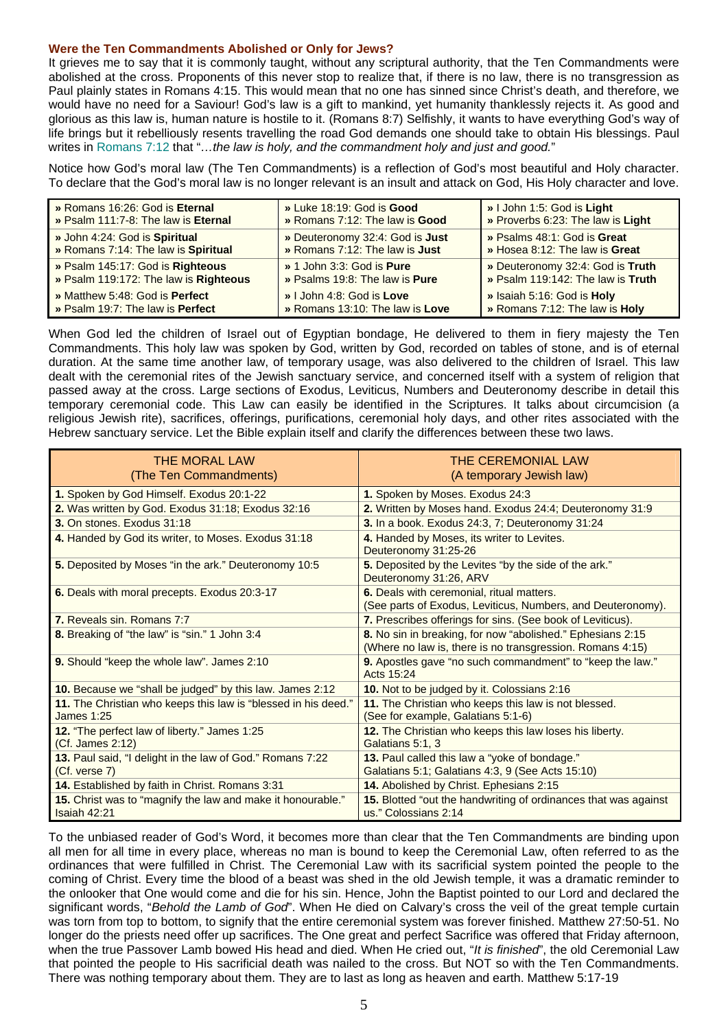### Were the Ten Commandments Abolished or Only for Jews?

It grieves me to say that it is commonly taught, without any scriptural authority, that the Ten Commandments were abolished at the cross. Proponents of this never stop to realize that, if there is no law, there is no transgression as Paul plainly states in Romans 4:15. This would mean that no one has sinned since Christ's death, and therefore, we would have no need for a Saviour! God's law is a gift to mankind, yet humanity thanklessly rejects it. As good and glorious as this law is, human nature is hostile to it. (Romans 8:7) Selfishly, it wants to have everything God's way of life brings but it rebelliously resents travelling the road God demands one should take to obtain His blessings. Paul writes in Romans 7:12 that "*…the law is holy, and the commandment holy and just and good.*"

Notice how God's moral law (The Ten Commandments) is a reflection of God's most beautiful and Holy character. To declare that the God's moral law is no longer relevant is an insult and attack on God, His Holy character and love.

| | | |
|---|---|---|
| » Romans 16:26: God is **Eternal**<br>» Psalm 111:7-8: The law is **Eternal** | » Luke 18:19: God is **Good**<br>» Romans 7:12: The law is **Good** | » I John 1:5: God is **Light**<br>» Proverbs 6:23: The law is **Light** |
| » John 4:24: God is **Spiritual**<br>» Romans 7:14: The law is **Spiritual** | » Deuteronomy 32:4: God is **Just**<br>» Romans 7:12: The law is **Just** | » Psalms 48:1: God is **Great**<br>» Hosea 8:12: The law is **Great** |
| » Psalm 145:17: God is **Righteous**<br>» Psalm 119:172: The law is **Righteous** | » 1 John 3:3: God is **Pure**<br>» Psalms 19:8: The law is **Pure** | » Deuteronomy 32:4: God is **Truth**<br>» Psalm 119:142: The law is **Truth** |
| » Matthew 5:48: God is **Perfect**<br>» Psalm 19:7: The law is **Perfect** | » I John 4:8: God is **Love**<br>» Romans 13:10: The law is **Love** | » Isaiah 5:16: God is **Holy**<br>» Romans 7:12: The law is **Holy** |

When God led the children of Israel out of Egyptian bondage, He delivered to them in fiery majesty the Ten Commandments. This holy law was spoken by God, written by God, recorded on tables of stone, and is of eternal duration. At the same time another law, of temporary usage, was also delivered to the children of Israel. This law dealt with the ceremonial rites of the Jewish sanctuary service, and concerned itself with a system of religion that passed away at the cross. Large sections of Exodus, Leviticus, Numbers and Deuteronomy describe in detail this temporary ceremonial code. This Law can easily be identified in the Scriptures. It talks about circumcision (a religious Jewish rite), sacrifices, offerings, purifications, ceremonial holy days, and other rites associated with the Hebrew sanctuary service. Let the Bible explain itself and clarify the differences between these two laws.

| THE MORAL LAW<br>(The Ten Commandments) | THE CEREMONIAL LAW<br>(A temporary Jewish law) |
|---|---|
| **1.** Spoken by God Himself. Exodus 20:1-22 | **1.** Spoken by Moses. Exodus 24:3 |
| **2.** Was written by God. Exodus 31:18; Exodus 32:16 | **2.** Written by Moses hand. Exodus 24:4; Deuteronomy 31:9 |
| **3.** On stones. Exodus 31:18 | **3.** In a book. Exodus 24:3, 7; Deuteronomy 31:24 |
| **4.** Handed by God its writer, to Moses. Exodus 31:18 | **4.** Handed by Moses, its writer to Levites. Deuteronomy 31:25-26 |
| **5.** Deposited by Moses "in the ark." Deuteronomy 10:5 | **5.** Deposited by the Levites "by the side of the ark." Deuteronomy 31:26, ARV |
| **6.** Deals with moral precepts. Exodus 20:3-17 | **6.** Deals with ceremonial, ritual matters. (See parts of Exodus, Leviticus, Numbers, and Deuteronomy). |
| **7.** Reveals sin. Romans 7:7 | **7.** Prescribes offerings for sins. (See book of Leviticus). |
| **8.** Breaking of "the law" is "sin." 1 John 3:4 | **8.** No sin in breaking, for now "abolished." Ephesians 2:15 (Where no law is, there is no transgression. Romans 4:15) |
| **9.** Should "keep the whole law". James 2:10 | **9.** Apostles gave "no such commandment" to "keep the law." Acts 15:24 |
| **10.** Because we "shall be judged" by this law. James 2:12 | **10.** Not to be judged by it. Colossians 2:16 |
| **11.** The Christian who keeps this law is "blessed in his deed." James 1:25 | **11.** The Christian who keeps this law is not blessed. (See for example, Galatians 5:1-6) |
| **12.** "The perfect law of liberty." James 1:25 (Cf. James 2:12) | **12.** The Christian who keeps this law loses his liberty. Galatians 5:1, 3 |
| **13.** Paul said, "I delight in the law of God." Romans 7:22 (Cf. verse 7) | **13.** Paul called this law a "yoke of bondage." Galatians 5:1; Galatians 4:3, 9 (See Acts 15:10) |
| **14.** Established by faith in Christ. Romans 3:31 | **14.** Abolished by Christ. Ephesians 2:15 |
| **15.** Christ was to "magnify the law and make it honourable." Isaiah 42:21 | **15.** Blotted "out the handwriting of ordinances that was against us." Colossians 2:14 |

To the unbiased reader of God's Word, it becomes more than clear that the Ten Commandments are binding upon all men for all time in every place, whereas no man is bound to keep the Ceremonial Law, often referred to as the ordinances that were fulfilled in Christ. The Ceremonial Law with its sacrificial system pointed the people to the coming of Christ. Every time the blood of a beast was shed in the old Jewish temple, it was a dramatic reminder to the onlooker that One would come and die for his sin. Hence, John the Baptist pointed to our Lord and declared the significant words, "*Behold the Lamb of God*". When He died on Calvary's cross the veil of the great temple curtain was torn from top to bottom, to signify that the entire ceremonial system was forever finished. Matthew 27:50-51. No longer do the priests need offer up sacrifices. The One great and perfect Sacrifice was offered that Friday afternoon, when the true Passover Lamb bowed His head and died. When He cried out, "*It is finished*", the old Ceremonial Law that pointed the people to His sacrificial death was nailed to the cross. But NOT so with the Ten Commandments. There was nothing temporary about them. They are to last as long as heaven and earth. Matthew 5:17-19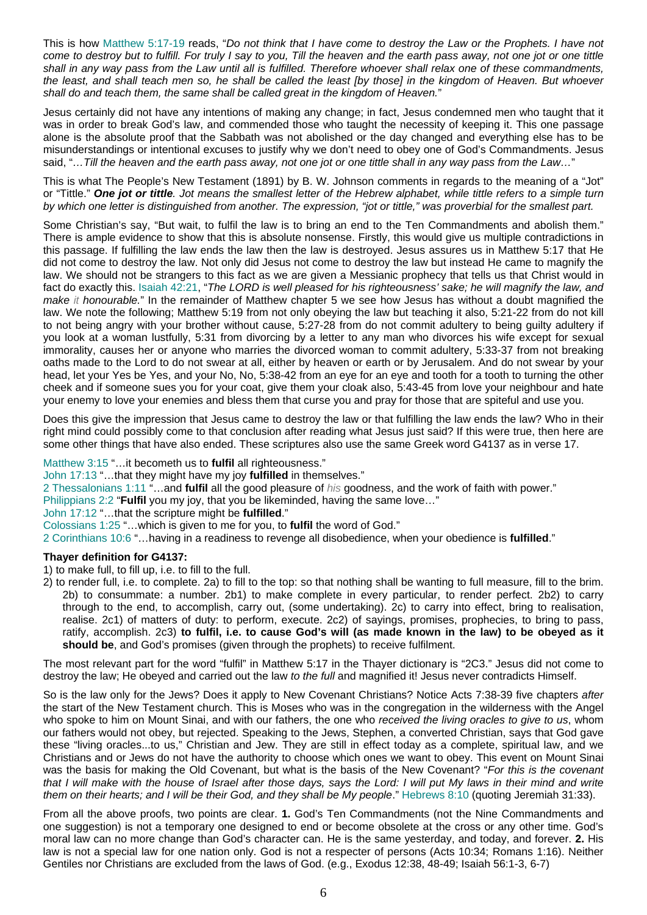This is how Matthew 5:17-19 reads, "*Do not think that I have come to destroy the Law or the Prophets. I have not come to destroy but to fulfill. For truly I say to you, Till the heaven and the earth pass away, not one jot or one tittle shall in any way pass from the Law until all is fulfilled. Therefore whoever shall relax one of these commandments, the least, and shall teach men so, he shall be called the least [by those] in the kingdom of Heaven. But whoever shall do and teach them, the same shall be called great in the kingdom of Heaven.*"

Jesus certainly did not have any intentions of making any change; in fact, Jesus condemned men who taught that it was in order to break God's law, and commended those who taught the necessity of keeping it. This one passage alone is the absolute proof that the Sabbath was not abolished or the day changed and everything else has to be misunderstandings or intentional excuses to justify why we don't need to obey one of God's Commandments. Jesus said, "*…Till the heaven and the earth pass away, not one jot or one tittle shall in any way pass from the Law…*"

This is what The People's New Testament (1891) by B. W. Johnson comments in regards to the meaning of a "Jot" or "Tittle." ***One jot or one tittle****. Jot means the smallest letter of the Hebrew alphabet, while tittle refers to a simple turn by which one letter is distinguished from another. The expression, "jot or tittle," was proverbial for the smallest part.*

Some Christian's say, "But wait, to fulfil the law is to bring an end to the Ten Commandments and abolish them." There is ample evidence to show that this is absolute nonsense. Firstly, this would give us multiple contradictions in this passage. If fulfilling the law ends the law then the law is destroyed. Jesus assures us in Matthew 5:17 that He did not come to destroy the law. Not only did Jesus not come to destroy the law but instead He came to magnify the law. We should not be strangers to this fact as we are given a Messianic prophecy that tells us that Christ would in fact do exactly this. Isaiah 42:21, "*The LORD is well pleased for his righteousness' sake; he will magnify the law, and make it honourable.*" In the remainder of Matthew chapter 5 we see how Jesus has without a doubt magnified the law. We note the following; Matthew 5:19 from not only obeying the law but teaching it also, 5:21-22 from do not kill to not being angry with your brother without cause, 5:27-28 from do not commit adultery to being guilty adultery if you look at a woman lustfully, 5:31 from divorcing by a letter to any man who divorces his wife except for sexual immorality, causes her or anyone who marries the divorced woman to commit adultery, 5:33-37 from not breaking oaths made to the Lord to do not swear at all, either by heaven or earth or by Jerusalem. And do not swear by your head, let your Yes be Yes, and your No, No, 5:38-42 from an eye for an eye and tooth for a tooth to turning the other cheek and if someone sues you for your coat, give them your cloak also, 5:43-45 from love your neighbour and hate your enemy to love your enemies and bless them that curse you and pray for those that are spiteful and use you.

Does this give the impression that Jesus came to destroy the law or that fulfilling the law ends the law? Who in their right mind could possibly come to that conclusion after reading what Jesus just said? If this were true, then here are some other things that have also ended. These scriptures also use the same Greek word G4137 as in verse 17.

Matthew 3:15 "…it becometh us to **fulfil** all righteousness."
John 17:13 "…that they might have my joy **fulfilled** in themselves."
2 Thessalonians 1:11 "…and **fulfil** all the good pleasure of *his* goodness, and the work of faith with power."
Philippians 2:2 "**Fulfil** you my joy, that you be likeminded, having the same love…"
John 17:12 "…that the scripture might be **fulfilled**."
Colossians 1:25 "…which is given to me for you, to **fulfil** the word of God."
2 Corinthians 10:6 "…having in a readiness to revenge all disobedience, when your obedience is **fulfilled**."

**Thayer definition for G4137:**

1) to make full, to fill up, i.e. to fill to the full.
2) to render full, i.e. to complete. 2a) to fill to the top: so that nothing shall be wanting to full measure, fill to the brim. 2b) to consummate: a number. 2b1) to make complete in every particular, to render perfect. 2b2) to carry through to the end, to accomplish, carry out, (some undertaking). 2c) to carry into effect, bring to realisation, realise. 2c1) of matters of duty: to perform, execute. 2c2) of sayings, promises, prophecies, to bring to pass, ratify, accomplish. 2c3) **to fulfil, i.e. to cause God's will (as made known in the law) to be obeyed as it should be**, and God's promises (given through the prophets) to receive fulfilment.

The most relevant part for the word "fulfil" in Matthew 5:17 in the Thayer dictionary is "2C3." Jesus did not come to destroy the law; He obeyed and carried out the law *to the full* and magnified it! Jesus never contradicts Himself.

So is the law only for the Jews? Does it apply to New Covenant Christians? Notice Acts 7:38-39 five chapters *after* the start of the New Testament church. This is Moses who was in the congregation in the wilderness with the Angel who spoke to him on Mount Sinai, and with our fathers, the one who *received the living oracles to give to us*, whom our fathers would not obey, but rejected. Speaking to the Jews, Stephen, a converted Christian, says that God gave these "living oracles...to us," Christian and Jew. They are still in effect today as a complete, spiritual law, and we Christians and or Jews do not have the authority to choose which ones we want to obey. This event on Mount Sinai was the basis for making the Old Covenant, but what is the basis of the New Covenant? "*For this is the covenant that I will make with the house of Israel after those days, says the Lord: I will put My laws in their mind and write them on their hearts; and I will be their God, and they shall be My people*." Hebrews 8:10 (quoting Jeremiah 31:33).

From all the above proofs, two points are clear. **1.** God's Ten Commandments (not the Nine Commandments and one suggestion) is not a temporary one designed to end or become obsolete at the cross or any other time. God's moral law can no more change than God's character can. He is the same yesterday, and today, and forever. **2.** His law is not a special law for one nation only. God is not a respecter of persons (Acts 10:34; Romans 1:16). Neither Gentiles nor Christians are excluded from the laws of God. (e.g., Exodus 12:38, 48-49; Isaiah 56:1-3, 6-7)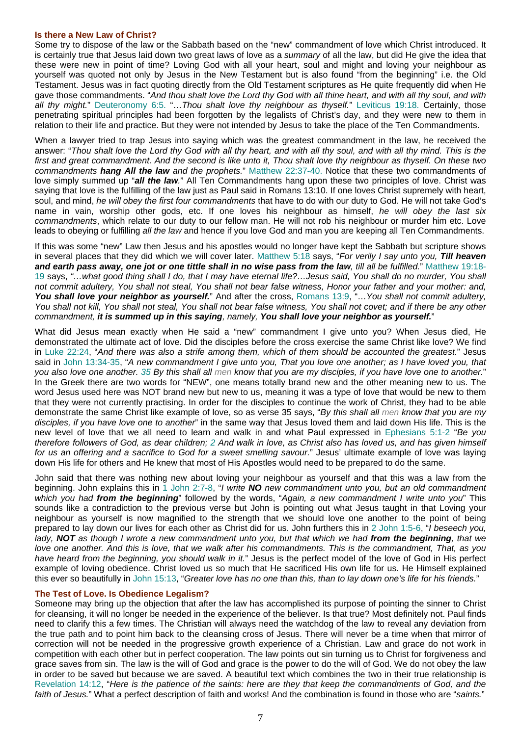### Is there a New Law of Christ?

Some try to dispose of the law or the Sabbath based on the "new" commandment of love which Christ introduced. It is certainly true that Jesus laid down two great laws of love as a *summary* of all the law, but did He give the idea that these were new in point of time? Loving God with all your heart, soul and might and loving your neighbour as yourself was quoted not only by Jesus in the New Testament but is also found "from the beginning" i.e. the Old Testament. Jesus was in fact quoting directly from the Old Testament scriptures as He quite frequently did when He gave those commandments. "*And thou shalt love the Lord thy God with all thine heart, and with all thy soul, and with all thy might.*" Deuteronomy 6:5. "*…Thou shalt love thy neighbour as thyself.*" Leviticus 19:18. Certainly, those penetrating spiritual principles had been forgotten by the legalists of Christ's day, and they were new to them in relation to their life and practice. But they were not intended by Jesus to take the place of the Ten Commandments.

When a lawyer tried to trap Jesus into saying which was the greatest commandment in the law, he received the answer: "*Thou shalt love the Lord thy God with all thy heart, and with all thy soul, and with all thy mind. This is the first and great commandment. And the second is like unto it, Thou shalt love thy neighbour as thyself. On these two commandments* ***hang All the law*** *and the prophets.*" Matthew 22:37-40. Notice that these two commandments of love simply summed up "***all the law***." All Ten Commandments hang upon these two principles of love. Christ was saying that love is the fulfilling of the law just as Paul said in Romans 13:10. If one loves Christ supremely with heart, soul, and mind, *he will obey the first four commandments* that have to do with our duty to God. He will not take God's name in vain, worship other gods, etc. If one loves his neighbour as himself, *he will obey the last six commandments*, which relate to our duty to our fellow man. He will not rob his neighbour or murder him etc. Love leads to obeying or fulfilling *all the law* and hence if you love God and man you are keeping all Ten Commandments.

If this was some "new" Law then Jesus and his apostles would no longer have kept the Sabbath but scripture shows in several places that they did which we will cover later. Matthew 5:18 says, "*For verily I say unto you,* ***Till heaven and earth pass away, one jot or one tittle shall in no wise pass from the law****, till all be fulfilled.*" Matthew 19:18-19 says, "*…what good thing shall I do, that I may have eternal life?…Jesus said, You shall do no murder, You shall not commit adultery, You shall not steal, You shall not bear false witness, Honor your father and your mother: and,* ***You shall love your neighbor as yourself.***" And after the cross, Romans 13:9, "*…You shall not commit adultery, You shall not kill, You shall not steal, You shall not bear false witness, You shall not covet; and if there be any other commandment,* ***it is summed up in this saying****, namely,* ***You shall love your neighbor as yourself.***"

What did Jesus mean exactly when He said a "new" commandment I give unto you? When Jesus died, He demonstrated the ultimate act of love. Did the disciples before the cross exercise the same Christ like love? We find in Luke 22:24, "*And there was also a strife among them, which of them should be accounted the greatest.*" Jesus said in John 13:34-35, "*A new commandment I give unto you, That you love one another; as I have loved you, that you also love one another. 35 By this shall all men know that you are my disciples, if you have love one to another.*" In the Greek there are two words for "NEW", one means totally brand new and the other meaning new to us. The word Jesus used here was NOT brand new but new to us, meaning it was a type of love that would be new to them that they were not currently practising. In order for the disciples to continue the work of Christ, they had to be able demonstrate the same Christ like example of love, so as verse 35 says, "*By this shall all men know that you are my disciples, if you have love one to another*" in the same way that Jesus loved them and laid down His life. This is the new level of love that we all need to learn and walk in and what Paul expressed in Ephesians 5:1-2 "*Be you therefore followers of God, as dear children; 2 And walk in love, as Christ also has loved us, and has given himself for us an offering and a sacrifice to God for a sweet smelling savour.*" Jesus' ultimate example of love was laying down His life for others and He knew that most of His Apostles would need to be prepared to do the same.

John said that there was nothing new about loving your neighbour as yourself and that this was a law from the beginning. John explains this in 1 John 2:7-8, "*I write* ***NO*** *new commandment unto you, but an old commandment which you had* ***from the beginning***" followed by the words, "*Again, a new commandment I write unto you*" This sounds like a contradiction to the previous verse but John is pointing out what Jesus taught in that Loving your neighbour as yourself is now magnified to the strength that we should love one another to the point of being prepared to lay down our lives for each other as Christ did for us. John furthers this in 2 John 1:5-6, "*I beseech you, lady,* ***NOT*** *as though I wrote a new commandment unto you, but that which we had* ***from the beginning****, that we love one another. And this is love, that we walk after his commandments. This is the commandment, That, as you have heard from the beginning, you should walk in it.*" Jesus is the perfect model of the love of God in His perfect example of loving obedience. Christ loved us so much that He sacrificed His own life for us. He Himself explained this ever so beautifully in John 15:13, "*Greater love has no one than this, than to lay down one's life for his friends.*"

### The Test of Love. Is Obedience Legalism?

Someone may bring up the objection that after the law has accomplished its purpose of pointing the sinner to Christ for cleansing, it will no longer be needed in the experience of the believer. Is that true? Most definitely not. Paul finds need to clarify this a few times. The Christian will always need the watchdog of the law to reveal any deviation from the true path and to point him back to the cleansing cross of Jesus. There will never be a time when that mirror of correction will not be needed in the progressive growth experience of a Christian. Law and grace do not work in competition with each other but in perfect cooperation. The law points out sin turning us to Christ for forgiveness and grace saves from sin. The law is the will of God and grace is the power to do the will of God. We do not obey the law in order to be saved but because we are saved. A beautiful text which combines the two in their true relationship is Revelation 14:12, "*Here is the patience of the saints: here are they that keep the commandments of God, and the faith of Jesus.*" What a perfect description of faith and works! And the combination is found in those who are "*saints.*"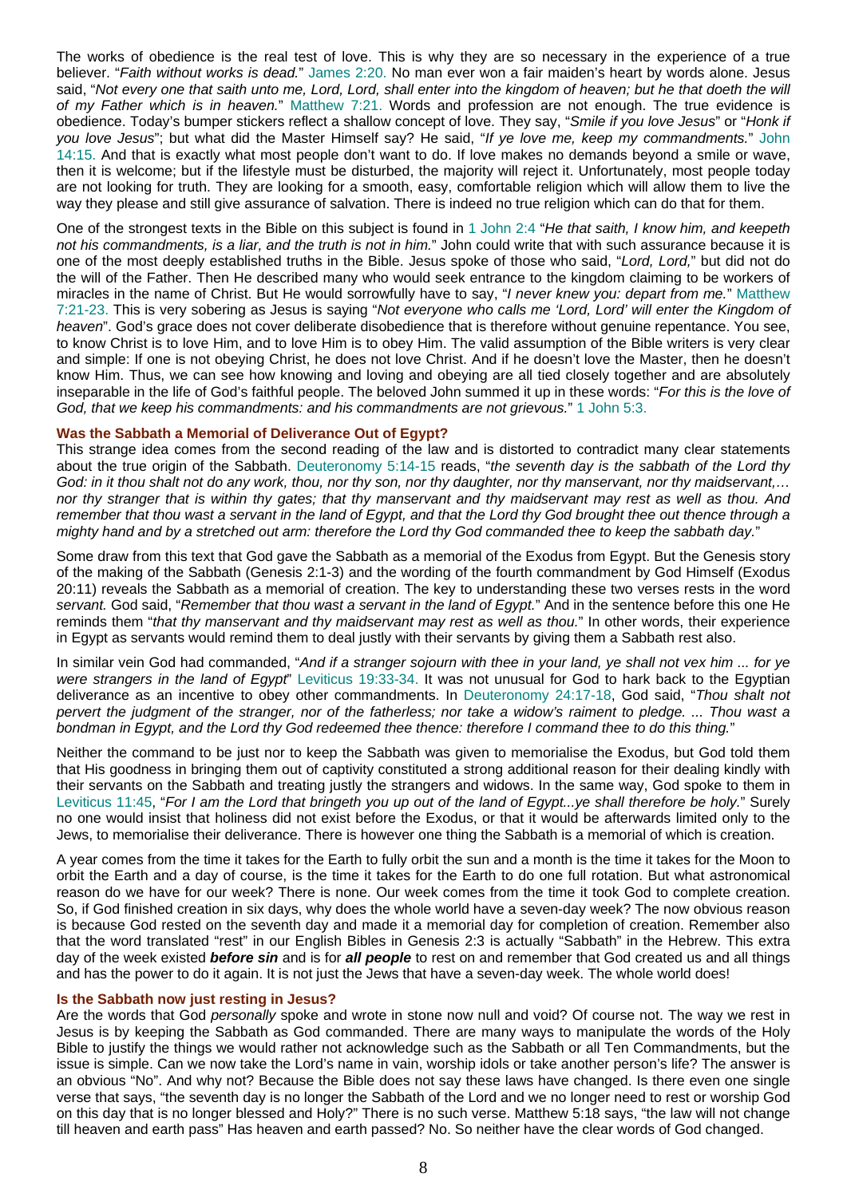The works of obedience is the real test of love. This is why they are so necessary in the experience of a true believer. "*Faith without works is dead.*" James 2:20. No man ever won a fair maiden's heart by words alone. Jesus said, "*Not every one that saith unto me, Lord, Lord, shall enter into the kingdom of heaven; but he that doeth the will of my Father which is in heaven.*" Matthew 7:21. Words and profession are not enough. The true evidence is obedience. Today's bumper stickers reflect a shallow concept of love. They say, "*Smile if you love Jesus*" or "*Honk if you love Jesus*"; but what did the Master Himself say? He said, "*If ye love me, keep my commandments.*" John 14:15. And that is exactly what most people don't want to do. If love makes no demands beyond a smile or wave, then it is welcome; but if the lifestyle must be disturbed, the majority will reject it. Unfortunately, most people today are not looking for truth. They are looking for a smooth, easy, comfortable religion which will allow them to live the way they please and still give assurance of salvation. There is indeed no true religion which can do that for them.

One of the strongest texts in the Bible on this subject is found in 1 John 2:4 "*He that saith, I know him, and keepeth not his commandments, is a liar, and the truth is not in him.*" John could write that with such assurance because it is one of the most deeply established truths in the Bible. Jesus spoke of those who said, "*Lord, Lord,*" but did not do the will of the Father. Then He described many who would seek entrance to the kingdom claiming to be workers of miracles in the name of Christ. But He would sorrowfully have to say, "*I never knew you: depart from me.*" Matthew 7:21-23. This is very sobering as Jesus is saying "*Not everyone who calls me 'Lord, Lord' will enter the Kingdom of heaven*". God's grace does not cover deliberate disobedience that is therefore without genuine repentance. You see, to know Christ is to love Him, and to love Him is to obey Him. The valid assumption of the Bible writers is very clear and simple: If one is not obeying Christ, he does not love Christ. And if he doesn't love the Master, then he doesn't know Him. Thus, we can see how knowing and loving and obeying are all tied closely together and are absolutely inseparable in the life of God's faithful people. The beloved John summed it up in these words: "*For this is the love of God, that we keep his commandments: and his commandments are not grievous.*" 1 John 5:3.

### Was the Sabbath a Memorial of Deliverance Out of Egypt?

This strange idea comes from the second reading of the law and is distorted to contradict many clear statements about the true origin of the Sabbath. Deuteronomy 5:14-15 reads, "*the seventh day is the sabbath of the Lord thy God: in it thou shalt not do any work, thou, nor thy son, nor thy daughter, nor thy manservant, nor thy maidservant,… nor thy stranger that is within thy gates; that thy manservant and thy maidservant may rest as well as thou. And remember that thou wast a servant in the land of Egypt, and that the Lord thy God brought thee out thence through a mighty hand and by a stretched out arm: therefore the Lord thy God commanded thee to keep the sabbath day.*"

Some draw from this text that God gave the Sabbath as a memorial of the Exodus from Egypt. But the Genesis story of the making of the Sabbath (Genesis 2:1-3) and the wording of the fourth commandment by God Himself (Exodus 20:11) reveals the Sabbath as a memorial of creation. The key to understanding these two verses rests in the word *servant.* God said, "*Remember that thou wast a servant in the land of Egypt.*" And in the sentence before this one He reminds them "*that thy manservant and thy maidservant may rest as well as thou.*" In other words, their experience in Egypt as servants would remind them to deal justly with their servants by giving them a Sabbath rest also.

In similar vein God had commanded, "*And if a stranger sojourn with thee in your land, ye shall not vex him ... for ye were strangers in the land of Egypt*" Leviticus 19:33-34. It was not unusual for God to hark back to the Egyptian deliverance as an incentive to obey other commandments. In Deuteronomy 24:17-18, God said, "*Thou shalt not pervert the judgment of the stranger, nor of the fatherless; nor take a widow's raiment to pledge. ... Thou wast a bondman in Egypt, and the Lord thy God redeemed thee thence: therefore I command thee to do this thing.*"

Neither the command to be just nor to keep the Sabbath was given to memorialise the Exodus, but God told them that His goodness in bringing them out of captivity constituted a strong additional reason for their dealing kindly with their servants on the Sabbath and treating justly the strangers and widows. In the same way, God spoke to them in Leviticus 11:45, "*For I am the Lord that bringeth you up out of the land of Egypt...ye shall therefore be holy.*" Surely no one would insist that holiness did not exist before the Exodus, or that it would be afterwards limited only to the Jews, to memorialise their deliverance. There is however one thing the Sabbath is a memorial of which is creation.

A year comes from the time it takes for the Earth to fully orbit the sun and a month is the time it takes for the Moon to orbit the Earth and a day of course, is the time it takes for the Earth to do one full rotation. But what astronomical reason do we have for our week? There is none. Our week comes from the time it took God to complete creation. So, if God finished creation in six days, why does the whole world have a seven-day week? The now obvious reason is because God rested on the seventh day and made it a memorial day for completion of creation. Remember also that the word translated "rest" in our English Bibles in Genesis 2:3 is actually "Sabbath" in the Hebrew. This extra day of the week existed ***before sin*** and is for ***all people*** to rest on and remember that God created us and all things and has the power to do it again. It is not just the Jews that have a seven-day week. The whole world does!

### Is the Sabbath now just resting in Jesus?

Are the words that God *personally* spoke and wrote in stone now null and void? Of course not. The way we rest in Jesus is by keeping the Sabbath as God commanded. There are many ways to manipulate the words of the Holy Bible to justify the things we would rather not acknowledge such as the Sabbath or all Ten Commandments, but the issue is simple. Can we now take the Lord's name in vain, worship idols or take another person's life? The answer is an obvious "No". And why not? Because the Bible does not say these laws have changed. Is there even one single verse that says, "the seventh day is no longer the Sabbath of the Lord and we no longer need to rest or worship God on this day that is no longer blessed and Holy?" There is no such verse. Matthew 5:18 says, "the law will not change till heaven and earth pass" Has heaven and earth passed? No. So neither have the clear words of God changed.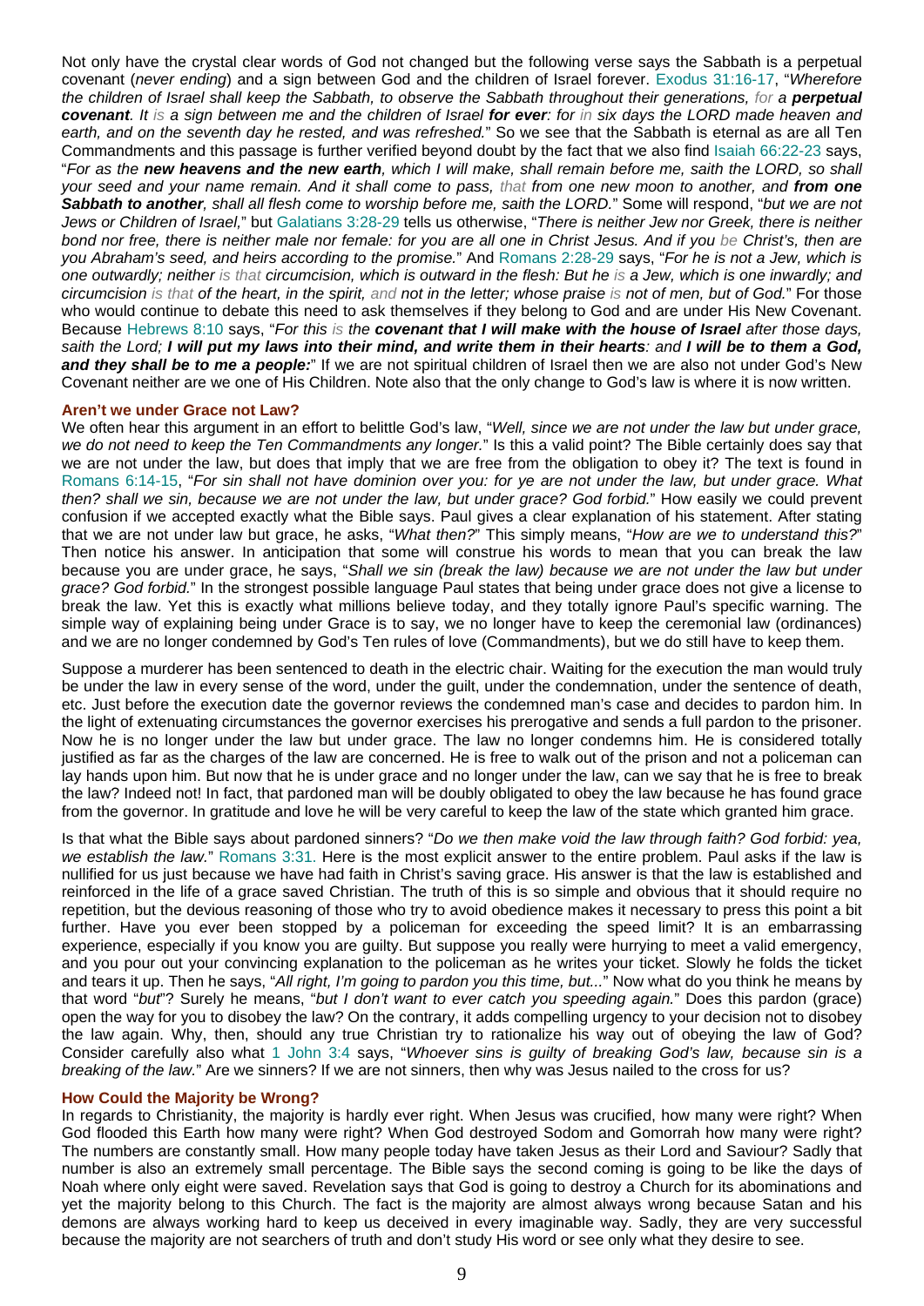Not only have the crystal clear words of God not changed but the following verse says the Sabbath is a perpetual covenant (*never ending*) and a sign between God and the children of Israel forever. Exodus 31:16-17, "*Wherefore the children of Israel shall keep the Sabbath, to observe the Sabbath throughout their generations, for a **perpetual covenant**. It is a sign between me and the children of Israel **for ever**: for in six days the LORD made heaven and earth, and on the seventh day he rested, and was refreshed.*" So we see that the Sabbath is eternal as are all Ten Commandments and this passage is further verified beyond doubt by the fact that we also find Isaiah 66:22-23 says, "*For as the **new heavens and the new earth**, which I will make, shall remain before me, saith the LORD, so shall your seed and your name remain. And it shall come to pass, that from one new moon to another, and **from one Sabbath to another**, shall all flesh come to worship before me, saith the LORD.*" Some will respond, "*but we are not Jews or Children of Israel,*" but Galatians 3:28-29 tells us otherwise, "*There is neither Jew nor Greek, there is neither bond nor free, there is neither male nor female: for you are all one in Christ Jesus. And if you be Christ's, then are you Abraham's seed, and heirs according to the promise.*" And Romans 2:28-29 says, "*For he is not a Jew, which is one outwardly; neither is that circumcision, which is outward in the flesh: But he is a Jew, which is one inwardly; and circumcision is that of the heart, in the spirit, and not in the letter; whose praise is not of men, but of God.*" For those who would continue to debate this need to ask themselves if they belong to God and are under His New Covenant. Because Hebrews 8:10 says, "*For this is the **covenant that I will make with the house of Israel** after those days, saith the Lord; **I will put my laws into their mind, and write them in their hearts**: and **I will be to them a God, and they shall be to me a people:***" If we are not spiritual children of Israel then we are also not under God's New Covenant neither are we one of His Children. Note also that the only change to God's law is where it is now written.

## Aren't we under Grace not Law?

We often hear this argument in an effort to belittle God's law, "*Well, since we are not under the law but under grace, we do not need to keep the Ten Commandments any longer.*" Is this a valid point? The Bible certainly does say that we are not under the law, but does that imply that we are free from the obligation to obey it? The text is found in Romans 6:14-15, "*For sin shall not have dominion over you: for ye are not under the law, but under grace. What then? shall we sin, because we are not under the law, but under grace? God forbid.*" How easily we could prevent confusion if we accepted exactly what the Bible says. Paul gives a clear explanation of his statement. After stating that we are not under law but grace, he asks, "*What then?*" This simply means, "*How are we to understand this?*" Then notice his answer. In anticipation that some will construe his words to mean that you can break the law because you are under grace, he says, "*Shall we sin (break the law) because we are not under the law but under grace? God forbid.*" In the strongest possible language Paul states that being under grace does not give a license to break the law. Yet this is exactly what millions believe today, and they totally ignore Paul's specific warning. The simple way of explaining being under Grace is to say, we no longer have to keep the ceremonial law (ordinances) and we are no longer condemned by God's Ten rules of love (Commandments), but we do still have to keep them.

Suppose a murderer has been sentenced to death in the electric chair. Waiting for the execution the man would truly be under the law in every sense of the word, under the guilt, under the condemnation, under the sentence of death, etc. Just before the execution date the governor reviews the condemned man's case and decides to pardon him. In the light of extenuating circumstances the governor exercises his prerogative and sends a full pardon to the prisoner. Now he is no longer under the law but under grace. The law no longer condemns him. He is considered totally justified as far as the charges of the law are concerned. He is free to walk out of the prison and not a policeman can lay hands upon him. But now that he is under grace and no longer under the law, can we say that he is free to break the law? Indeed not! In fact, that pardoned man will be doubly obligated to obey the law because he has found grace from the governor. In gratitude and love he will be very careful to keep the law of the state which granted him grace.

Is that what the Bible says about pardoned sinners? "*Do we then make void the law through faith? God forbid: yea, we establish the law.*" Romans 3:31. Here is the most explicit answer to the entire problem. Paul asks if the law is nullified for us just because we have had faith in Christ's saving grace. His answer is that the law is established and reinforced in the life of a grace saved Christian. The truth of this is so simple and obvious that it should require no repetition, but the devious reasoning of those who try to avoid obedience makes it necessary to press this point a bit further. Have you ever been stopped by a policeman for exceeding the speed limit? It is an embarrassing experience, especially if you know you are guilty. But suppose you really were hurrying to meet a valid emergency, and you pour out your convincing explanation to the policeman as he writes your ticket. Slowly he folds the ticket and tears it up. Then he says, "*All right, I'm going to pardon you this time, but...*" Now what do you think he means by that word "*but*"? Surely he means, "*but I don't want to ever catch you speeding again.*" Does this pardon (grace) open the way for you to disobey the law? On the contrary, it adds compelling urgency to your decision not to disobey the law again. Why, then, should any true Christian try to rationalize his way out of obeying the law of God? Consider carefully also what 1 John 3:4 says, "*Whoever sins is guilty of breaking God's law, because sin is a breaking of the law.*" Are we sinners? If we are not sinners, then why was Jesus nailed to the cross for us?

## How Could the Majority be Wrong?

In regards to Christianity, the majority is hardly ever right. When Jesus was crucified, how many were right? When God flooded this Earth how many were right? When God destroyed Sodom and Gomorrah how many were right? The numbers are constantly small. How many people today have taken Jesus as their Lord and Saviour? Sadly that number is also an extremely small percentage. The Bible says the second coming is going to be like the days of Noah where only eight were saved. Revelation says that God is going to destroy a Church for its abominations and yet the majority belong to this Church. The fact is the majority are almost always wrong because Satan and his demons are always working hard to keep us deceived in every imaginable way. Sadly, they are very successful because the majority are not searchers of truth and don't study His word or see only what they desire to see.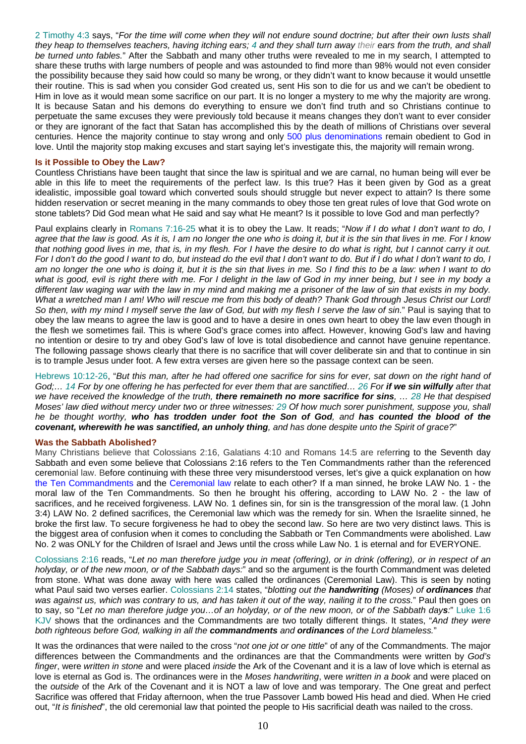2 Timothy 4:3 says, "*For the time will come when they will not endure sound doctrine; but after their own lusts shall they heap to themselves teachers, having itching ears; 4 and they shall turn away their ears from the truth, and shall be turned unto fables.*" After the Sabbath and many other truths were revealed to me in my search, I attempted to share these truths with large numbers of people and was astounded to find more than 98% would not even consider the possibility because they said how could so many be wrong, or they didn't want to know because it would unsettle their routine. This is sad when you consider God created us, sent His son to die for us and we can't be obedient to Him in love as it would mean some sacrifice on our part. It is no longer a mystery to me why the majority are wrong. It is because Satan and his demons do everything to ensure we don't find truth and so Christians continue to perpetuate the same excuses they were previously told because it means changes they don't want to ever consider or they are ignorant of the fact that Satan has accomplished this by the death of millions of Christians over several centuries. Hence the majority continue to stay wrong and only 500 plus denominations remain obedient to God in love. Until the majority stop making excuses and start saying let's investigate this, the majority will remain wrong.

### Is it Possible to Obey the Law?

Countless Christians have been taught that since the law is spiritual and we are carnal, no human being will ever be able in this life to meet the requirements of the perfect law. Is this true? Has it been given by God as a great idealistic, impossible goal toward which converted souls should struggle but never expect to attain? Is there some hidden reservation or secret meaning in the many commands to obey those ten great rules of love that God wrote on stone tablets? Did God mean what He said and say what He meant? Is it possible to love God and man perfectly?

Paul explains clearly in Romans 7:16-25 what it is to obey the Law. It reads; "*Now if I do what I don't want to do, I agree that the law is good. As it is, I am no longer the one who is doing it, but it is the sin that lives in me. For I know that nothing good lives in me, that is, in my flesh. For I have the desire to do what is right, but I cannot carry it out. For I don't do the good I want to do, but instead do the evil that I don't want to do. But if I do what I don't want to do, I am no longer the one who is doing it, but it is the sin that lives in me. So I find this to be a law: when I want to do what is good, evil is right there with me. For I delight in the law of God in my inner being, but I see in my body a different law waging war with the law in my mind and making me a prisoner of the law of sin that exists in my body. What a wretched man I am! Who will rescue me from this body of death? Thank God through Jesus Christ our Lord! So then, with my mind I myself serve the law of God, but with my flesh I serve the law of sin.*" Paul is saying that to obey the law means to agree the law is good and to have a desire in ones own heart to obey the law even though in the flesh we sometimes fail. This is where God's grace comes into affect. However, knowing God's law and having no intention or desire to try and obey God's law of love is total disobedience and cannot have genuine repentance. The following passage shows clearly that there is no sacrifice that will cover deliberate sin and that to continue in sin is to trample Jesus under foot. A few extra verses are given here so the passage context can be seen.

Hebrews 10:12-26, "*But this man, after he had offered one sacrifice for sins for ever, sat down on the right hand of God;… 14 For by one offering he has perfected for ever them that are sanctified… 26 For **if we sin wilfully** after that we have received the knowledge of the truth, **there remaineth no more sacrifice for sins**, … 28 He that despised Moses' law died without mercy under two or three witnesses: 29 Of how much sorer punishment, suppose you, shall he be thought worthy, **who has trodden under foot the Son of God**, and **has counted the blood of the covenant, wherewith he was sanctified, an unholy thing**, and has done despite unto the Spirit of grace?*"

### Was the Sabbath Abolished?

Many Christians believe that Colossians 2:16, Galatians 4:10 and Romans 14:5 are referring to the Seventh day Sabbath and even some believe that Colossians 2:16 refers to the Ten Commandments rather than the referenced ceremonial law. Before continuing with these three very misunderstood verses, let's give a quick explanation on how the Ten Commandments and the Ceremonial law relate to each other? If a man sinned, he broke LAW No. 1 - the moral law of the Ten Commandments. So then he brought his offering, according to LAW No. 2 - the law of sacrifices, and he received forgiveness. LAW No. 1 defines sin, for sin is the transgression of the moral law. (1 John 3:4) LAW No. 2 defined sacrifices, the Ceremonial law which was the remedy for sin. When the Israelite sinned, he broke the first law. To secure forgiveness he had to obey the second law. So here are two very distinct laws. This is the biggest area of confusion when it comes to concluding the Sabbath or Ten Commandments were abolished. Law No. 2 was ONLY for the Children of Israel and Jews until the cross while Law No. 1 is eternal and for EVERYONE.

Colossians 2:16 reads, "*Let no man therefore judge you in meat (offering), or in drink (offering), or in respect of an holyday, or of the new moon, or of the Sabbath days:*" and so the argument is the fourth Commandment was deleted from stone. What was done away with here was called the ordinances (Ceremonial Law). This is seen by noting what Paul said two verses earlier. Colossians 2:14 states, "*blotting out the **handwriting** (Moses) of **ordinances** that was against us, which was contrary to us, and has taken it out of the way, nailing it to the cross.*" Paul then goes on to say, so "*Let no man therefore judge you…of an holyday, or of the new moon, or of the Sabbath day**s**:*" Luke 1:6 KJV shows that the ordinances and the Commandments are two totally different things. It states, "*And they were both righteous before God, walking in all the **commandments** and **ordinances** of the Lord blameless.*"

It was the ordinances that were nailed to the cross "*not one jot or one tittle*" of any of the Commandments. The major differences between the Commandments and the ordinances are that the Commandments were written by *God's finger*, were *written in stone* and were placed *inside* the Ark of the Covenant and it is a law of love which is eternal as love is eternal as God is. The ordinances were in the *Moses handwriting*, were *written in a book* and were placed on the *outside* of the Ark of the Covenant and it is NOT a law of love and was temporary. The One great and perfect Sacrifice was offered that Friday afternoon, when the true Passover Lamb bowed His head and died. When He cried out, "*It is finished*", the old ceremonial law that pointed the people to His sacrificial death was nailed to the cross.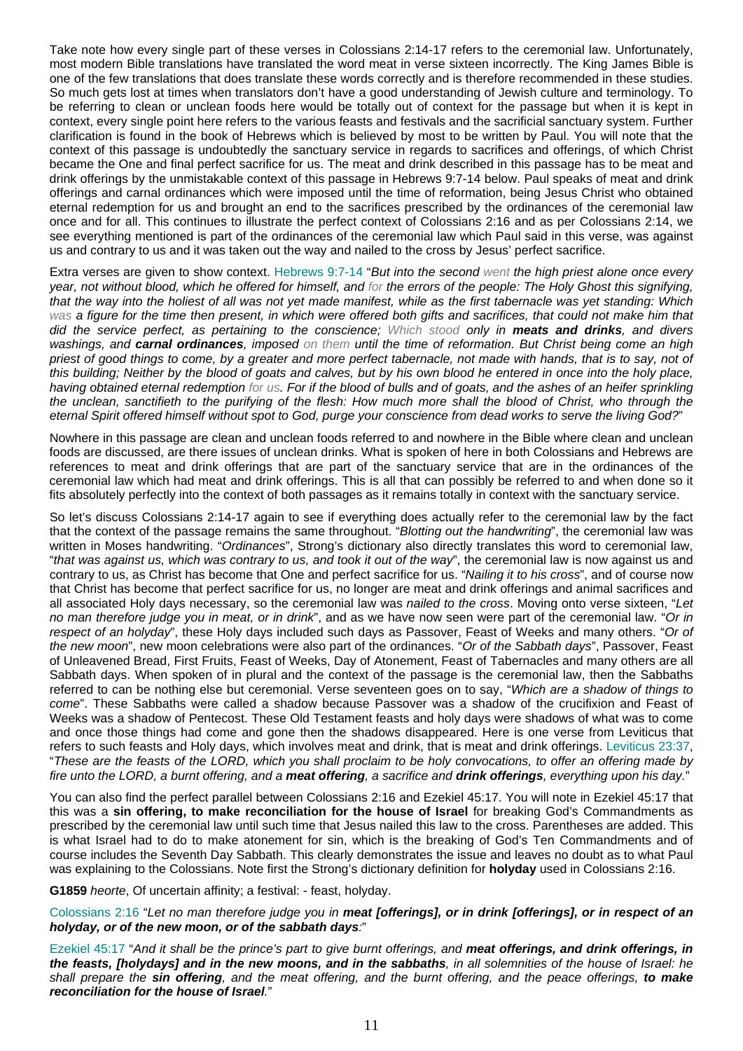Take note how every single part of these verses in Colossians 2:14-17 refers to the ceremonial law. Unfortunately, most modern Bible translations have translated the word meat in verse sixteen incorrectly. The King James Bible is one of the few translations that does translate these words correctly and is therefore recommended in these studies. So much gets lost at times when translators don't have a good understanding of Jewish culture and terminology. To be referring to clean or unclean foods here would be totally out of context for the passage but when it is kept in context, every single point here refers to the various feasts and festivals and the sacrificial sanctuary system. Further clarification is found in the book of Hebrews which is believed by most to be written by Paul. You will note that the context of this passage is undoubtedly the sanctuary service in regards to sacrifices and offerings, of which Christ became the One and final perfect sacrifice for us. The meat and drink described in this passage has to be meat and drink offerings by the unmistakable context of this passage in Hebrews 9:7-14 below. Paul speaks of meat and drink offerings and carnal ordinances which were imposed until the time of reformation, being Jesus Christ who obtained eternal redemption for us and brought an end to the sacrifices prescribed by the ordinances of the ceremonial law once and for all. This continues to illustrate the perfect context of Colossians 2:16 and as per Colossians 2:14, we see everything mentioned is part of the ordinances of the ceremonial law which Paul said in this verse, was against us and contrary to us and it was taken out the way and nailed to the cross by Jesus' perfect sacrifice.

Extra verses are given to show context. Hebrews 9:7-14 "*But into the second went the high priest alone once every year, not without blood, which he offered for himself, and for the errors of the people: The Holy Ghost this signifying, that the way into the holiest of all was not yet made manifest, while as the first tabernacle was yet standing: Which was a figure for the time then present, in which were offered both gifts and sacrifices, that could not make him that did the service perfect, as pertaining to the conscience; Which stood only in **meats and drinks**, and divers washings, and **carnal ordinances**, imposed on them until the time of reformation. But Christ being come an high priest of good things to come, by a greater and more perfect tabernacle, not made with hands, that is to say, not of this building; Neither by the blood of goats and calves, but by his own blood he entered in once into the holy place, having obtained eternal redemption for us. For if the blood of bulls and of goats, and the ashes of an heifer sprinkling the unclean, sanctifieth to the purifying of the flesh: How much more shall the blood of Christ, who through the eternal Spirit offered himself without spot to God, purge your conscience from dead works to serve the living God?*"

Nowhere in this passage are clean and unclean foods referred to and nowhere in the Bible where clean and unclean foods are discussed, are there issues of unclean drinks. What is spoken of here in both Colossians and Hebrews are references to meat and drink offerings that are part of the sanctuary service that are in the ordinances of the ceremonial law which had meat and drink offerings. This is all that can possibly be referred to and when done so it fits absolutely perfectly into the context of both passages as it remains totally in context with the sanctuary service.

So let's discuss Colossians 2:14-17 again to see if everything does actually refer to the ceremonial law by the fact that the context of the passage remains the same throughout. "*Blotting out the handwriting*", the ceremonial law was written in Moses handwriting. "*Ordinances*", Strong's dictionary also directly translates this word to ceremonial law, "*that was against us, which was contrary to us, and took it out of the way*", the ceremonial law is now against us and contrary to us, as Christ has become that One and perfect sacrifice for us. "*Nailing it to his cross*", and of course now that Christ has become that perfect sacrifice for us, no longer are meat and drink offerings and animal sacrifices and all associated Holy days necessary, so the ceremonial law was *nailed to the cross*. Moving onto verse sixteen, "*Let no man therefore judge you in meat, or in drink*", and as we have now seen were part of the ceremonial law. "*Or in respect of an holyday*", these Holy days included such days as Passover, Feast of Weeks and many others. "*Or of the new moon*", new moon celebrations were also part of the ordinances. "*Or of the Sabbath days*", Passover, Feast of Unleavened Bread, First Fruits, Feast of Weeks, Day of Atonement, Feast of Tabernacles and many others are all Sabbath days. When spoken of in plural and the context of the passage is the ceremonial law, then the Sabbaths referred to can be nothing else but ceremonial. Verse seventeen goes on to say, "*Which are a shadow of things to come*". These Sabbaths were called a shadow because Passover was a shadow of the crucifixion and Feast of Weeks was a shadow of Pentecost. These Old Testament feasts and holy days were shadows of what was to come and once those things had come and gone then the shadows disappeared. Here is one verse from Leviticus that refers to such feasts and Holy days, which involves meat and drink, that is meat and drink offerings. Leviticus 23:37, "*These are the feasts of the LORD, which you shall proclaim to be holy convocations, to offer an offering made by fire unto the LORD, a burnt offering, and a **meat offering**, a sacrifice and **drink offerings**, everything upon his day.*"

You can also find the perfect parallel between Colossians 2:16 and Ezekiel 45:17. You will note in Ezekiel 45:17 that this was a **sin offering, to make reconciliation for the house of Israel** for breaking God's Commandments as prescribed by the ceremonial law until such time that Jesus nailed this law to the cross. Parentheses are added. This is what Israel had to do to make atonement for sin, which is the breaking of God's Ten Commandments and of course includes the Seventh Day Sabbath. This clearly demonstrates the issue and leaves no doubt as to what Paul was explaining to the Colossians. Note first the Strong's dictionary definition for **holyday** used in Colossians 2:16.

**G1859** *heorte*, Of uncertain affinity; a festival: - feast, holyday.

Colossians 2:16 "*Let no man therefore judge you in **meat [offerings], or in drink [offerings], or in respect of an holyday, or of the new moon, or of the sabbath days**:*"

Ezekiel 45:17 "*And it shall be the prince's part to give burnt offerings, and **meat offerings, and drink offerings, in the feasts, [holydays] and in the new moons, and in the sabbaths**, in all solemnities of the house of Israel: he shall prepare the **sin offering**, and the meat offering, and the burnt offering, and the peace offerings, **to make reconciliation for the house of Israel**.*"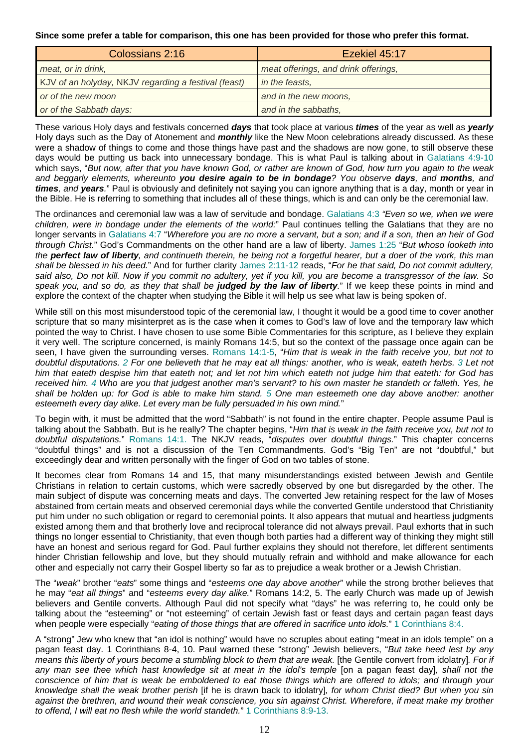**Since some prefer a table for comparison, this one has been provided for those who prefer this format.**

| Colossians 2:16 | Ezekiel 45:17 |
|---|---|
| *meat, or in drink,* | *meat offerings, and drink offerings,* |
| *KJV of an holyday, NKJV regarding a festival (feast)* | *in the feasts,* |
| *or of the new moon* | *and in the new moons,* |
| *or of the Sabbath days:* | *and in the sabbaths,* |

These various Holy days and festivals concerned ***days*** that took place at various ***times*** of the year as well as ***yearly*** Holy days such as the Day of Atonement and ***monthly*** like the New Moon celebrations already discussed. As these were a shadow of things to come and those things have past and the shadows are now gone, to still observe these days would be putting us back into unnecessary bondage. This is what Paul is talking about in Galatians 4:9-10 which says, "*But now, after that you have known God, or rather are known of God, how turn you again to the weak and beggarly elements, whereunto **you desire again to be in bondage**? You observe **days**, and **months**, and **times**, and **years**.*" Paul is obviously and definitely not saying you can ignore anything that is a day, month or year in the Bible. He is referring to something that includes all of these things, which is and can only be the ceremonial law.

The ordinances and ceremonial law was a law of servitude and bondage. Galatians 4:3 *"Even so we, when we were children, were in bondage under the elements of the world*:" Paul continues telling the Galatians that they are no longer servants in Galatians 4:7 "*Wherefore you are no more a servant, but a son; and if a son, then an heir of God through Christ.*" God's Commandments on the other hand are a law of liberty. James 1:25 "*But whoso looketh into the **perfect law of liberty**, and continueth therein, he being not a forgetful hearer, but a doer of the work, this man shall be blessed in his deed.*" And for further clarity James 2:11-12 reads, "*For he that said, Do not commit adultery, said also, Do not kill. Now if you commit no adultery, yet if you kill, you are become a transgressor of the law. So speak you, and so do, as they that shall be **judged by the law of liberty**.*" If we keep these points in mind and explore the context of the chapter when studying the Bible it will help us see what law is being spoken of.

While still on this most misunderstood topic of the ceremonial law, I thought it would be a good time to cover another scripture that so many misinterpret as is the case when it comes to God's law of love and the temporary law which pointed the way to Christ. I have chosen to use some Bible Commentaries for this scripture, as I believe they explain it very well. The scripture concerned, is mainly Romans 14:5, but so the context of the passage once again can be seen, I have given the surrounding verses. Romans 14:1-5, "*Him that is weak in the faith receive you, but not to doubtful disputations. 2 For one believeth that he may eat all things: another, who is weak, eateth herbs. 3 Let not him that eateth despise him that eateth not; and let not him which eateth not judge him that eateth: for God has received him. 4 Who are you that judgest another man's servant? to his own master he standeth or falleth. Yes, he shall be holden up: for God is able to make him stand. 5 One man esteemeth one day above another: another esteemeth every day alike. Let every man be fully persuaded in his own mind.*"

To begin with, it must be admitted that the word "Sabbath" is not found in the entire chapter. People assume Paul is talking about the Sabbath. But is he really? The chapter begins, "*Him that is weak in the faith receive you, but not to doubtful disputations.*" Romans 14:1. The NKJV reads, "*disputes over doubtful things.*" This chapter concerns "doubtful things" and is not a discussion of the Ten Commandments. God's "Big Ten" are not "doubtful," but exceedingly dear and written personally with the finger of God on two tables of stone.

It becomes clear from Romans 14 and 15, that many misunderstandings existed between Jewish and Gentile Christians in relation to certain customs, which were sacredly observed by one but disregarded by the other. The main subject of dispute was concerning meats and days. The converted Jew retaining respect for the law of Moses abstained from certain meats and observed ceremonial days while the converted Gentile understood that Christianity put him under no such obligation or regard to ceremonial points. It also appears that mutual and heartless judgments existed among them and that brotherly love and reciprocal tolerance did not always prevail. Paul exhorts that in such things no longer essential to Christianity, that even though both parties had a different way of thinking they might still have an honest and serious regard for God. Paul further explains they should not therefore, let different sentiments hinder Christian fellowship and love, but they should mutually refrain and withhold and make allowance for each other and especially not carry their Gospel liberty so far as to prejudice a weak brother or a Jewish Christian.

The "*weak*" brother "*eats*" some things and "*esteems one day above another*" while the strong brother believes that he may "*eat all things*" and "*esteems every day alike.*" Romans 14:2, 5. The early Church was made up of Jewish believers and Gentile converts. Although Paul did not specify what "days" he was referring to, he could only be talking about the "esteeming" or "not esteeming" of certain Jewish fast or feast days and certain pagan feast days when people were especially "*eating of those things that are offered in sacrifice unto idols.*" 1 Corinthians 8:4.

A "strong" Jew who knew that "an idol is nothing" would have no scruples about eating "meat in an idols temple" on a pagan feast day. 1 Corinthians 8-4, 10. Paul warned these "strong" Jewish believers, "*But take heed lest by any means this liberty of yours become a stumbling block to them that are weak.* [the Gentile convert from idolatry]*. For if any man see thee which hast knowledge sit at meat in the idol's temple* [on a pagan feast day]*, shall not the conscience of him that is weak be emboldened to eat those things which are offered to idols; and through your knowledge shall the weak brother perish* [if he is drawn back to idolatry]*, for whom Christ died? But when you sin against the brethren, and wound their weak conscience, you sin against Christ. Wherefore, if meat make my brother to offend, I will eat no flesh while the world standeth.*" 1 Corinthians 8:9-13.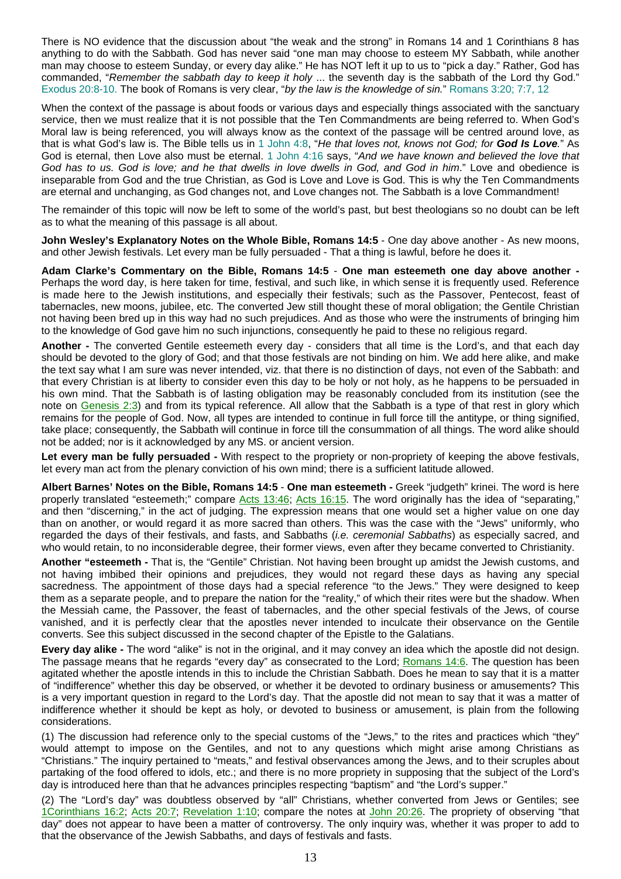There is NO evidence that the discussion about "the weak and the strong" in Romans 14 and 1 Corinthians 8 has anything to do with the Sabbath. God has never said "one man may choose to esteem MY Sabbath, while another man may choose to esteem Sunday, or every day alike." He has NOT left it up to us to "pick a day." Rather, God has commanded, "*Remember the sabbath day to keep it holy* ... the seventh day is the sabbath of the Lord thy God." Exodus 20:8-10. The book of Romans is very clear, "*by the law is the knowledge of sin.*" Romans 3:20; 7:7, 12

When the context of the passage is about foods or various days and especially things associated with the sanctuary service, then we must realize that it is not possible that the Ten Commandments are being referred to. When God's Moral law is being referenced, you will always know as the context of the passage will be centred around love, as that is what God's law is. The Bible tells us in 1 John 4:8, "*He that loves not, knows not God; for **God Is Love**.*" As God is eternal, then Love also must be eternal. 1 John 4:16 says, "*And we have known and believed the love that God has to us. God is love; and he that dwells in love dwells in God, and God in him*." Love and obedience is inseparable from God and the true Christian, as God is Love and Love is God. This is why the Ten Commandments are eternal and unchanging, as God changes not, and Love changes not. The Sabbath is a love Commandment!

The remainder of this topic will now be left to some of the world's past, but best theologians so no doubt can be left as to what the meaning of this passage is all about.

**John Wesley's Explanatory Notes on the Whole Bible, Romans 14:5** - One day above another - As new moons, and other Jewish festivals. Let every man be fully persuaded - That a thing is lawful, before he does it.

**Adam Clarke's Commentary on the Bible, Romans 14:5** - **One man esteemeth one day above another -** Perhaps the word day, is here taken for time, festival, and such like, in which sense it is frequently used. Reference is made here to the Jewish institutions, and especially their festivals; such as the Passover, Pentecost, feast of tabernacles, new moons, jubilee, etc. The converted Jew still thought these of moral obligation; the Gentile Christian not having been bred up in this way had no such prejudices. And as those who were the instruments of bringing him to the knowledge of God gave him no such injunctions, consequently he paid to these no religious regard.

**Another -** The converted Gentile esteemeth every day - considers that all time is the Lord's, and that each day should be devoted to the glory of God; and that those festivals are not binding on him. We add here alike, and make the text say what I am sure was never intended, viz. that there is no distinction of days, not even of the Sabbath: and that every Christian is at liberty to consider even this day to be holy or not holy, as he happens to be persuaded in his own mind. That the Sabbath is of lasting obligation may be reasonably concluded from its institution (see the note on Genesis 2:3) and from its typical reference. All allow that the Sabbath is a type of that rest in glory which remains for the people of God. Now, all types are intended to continue in full force till the antitype, or thing signified, take place; consequently, the Sabbath will continue in force till the consummation of all things. The word alike should not be added; nor is it acknowledged by any MS. or ancient version.

**Let every man be fully persuaded -** With respect to the propriety or non-propriety of keeping the above festivals, let every man act from the plenary conviction of his own mind; there is a sufficient latitude allowed.

**Albert Barnes' Notes on the Bible, Romans 14:5** - **One man esteemeth -** Greek "judgeth" krinei. The word is here properly translated "esteemeth;" compare Acts 13:46; Acts 16:15. The word originally has the idea of "separating," and then "discerning," in the act of judging. The expression means that one would set a higher value on one day than on another, or would regard it as more sacred than others. This was the case with the "Jews" uniformly, who regarded the days of their festivals, and fasts, and Sabbaths (*i.e. ceremonial Sabbaths*) as especially sacred, and who would retain, to no inconsiderable degree, their former views, even after they became converted to Christianity.

**Another "esteemeth -** That is, the "Gentile" Christian. Not having been brought up amidst the Jewish customs, and not having imbibed their opinions and prejudices, they would not regard these days as having any special sacredness. The appointment of those days had a special reference "to the Jews." They were designed to keep them as a separate people, and to prepare the nation for the "reality," of which their rites were but the shadow. When the Messiah came, the Passover, the feast of tabernacles, and the other special festivals of the Jews, of course vanished, and it is perfectly clear that the apostles never intended to inculcate their observance on the Gentile converts. See this subject discussed in the second chapter of the Epistle to the Galatians.

**Every day alike -** The word "alike" is not in the original, and it may convey an idea which the apostle did not design. The passage means that he regards "every day" as consecrated to the Lord; Romans 14:6. The question has been agitated whether the apostle intends in this to include the Christian Sabbath. Does he mean to say that it is a matter of "indifference" whether this day be observed, or whether it be devoted to ordinary business or amusements? This is a very important question in regard to the Lord's day. That the apostle did not mean to say that it was a matter of indifference whether it should be kept as holy, or devoted to business or amusement, is plain from the following considerations.

(1) The discussion had reference only to the special customs of the "Jews," to the rites and practices which "they" would attempt to impose on the Gentiles, and not to any questions which might arise among Christians as "Christians." The inquiry pertained to "meats," and festival observances among the Jews, and to their scruples about partaking of the food offered to idols, etc.; and there is no more propriety in supposing that the subject of the Lord's day is introduced here than that he advances principles respecting "baptism" and "the Lord's supper."

(2) The "Lord's day" was doubtless observed by "all" Christians, whether converted from Jews or Gentiles; see 1Corinthians 16:2; Acts 20:7; Revelation 1:10; compare the notes at John 20:26. The propriety of observing "that day" does not appear to have been a matter of controversy. The only inquiry was, whether it was proper to add to that the observance of the Jewish Sabbaths, and days of festivals and fasts.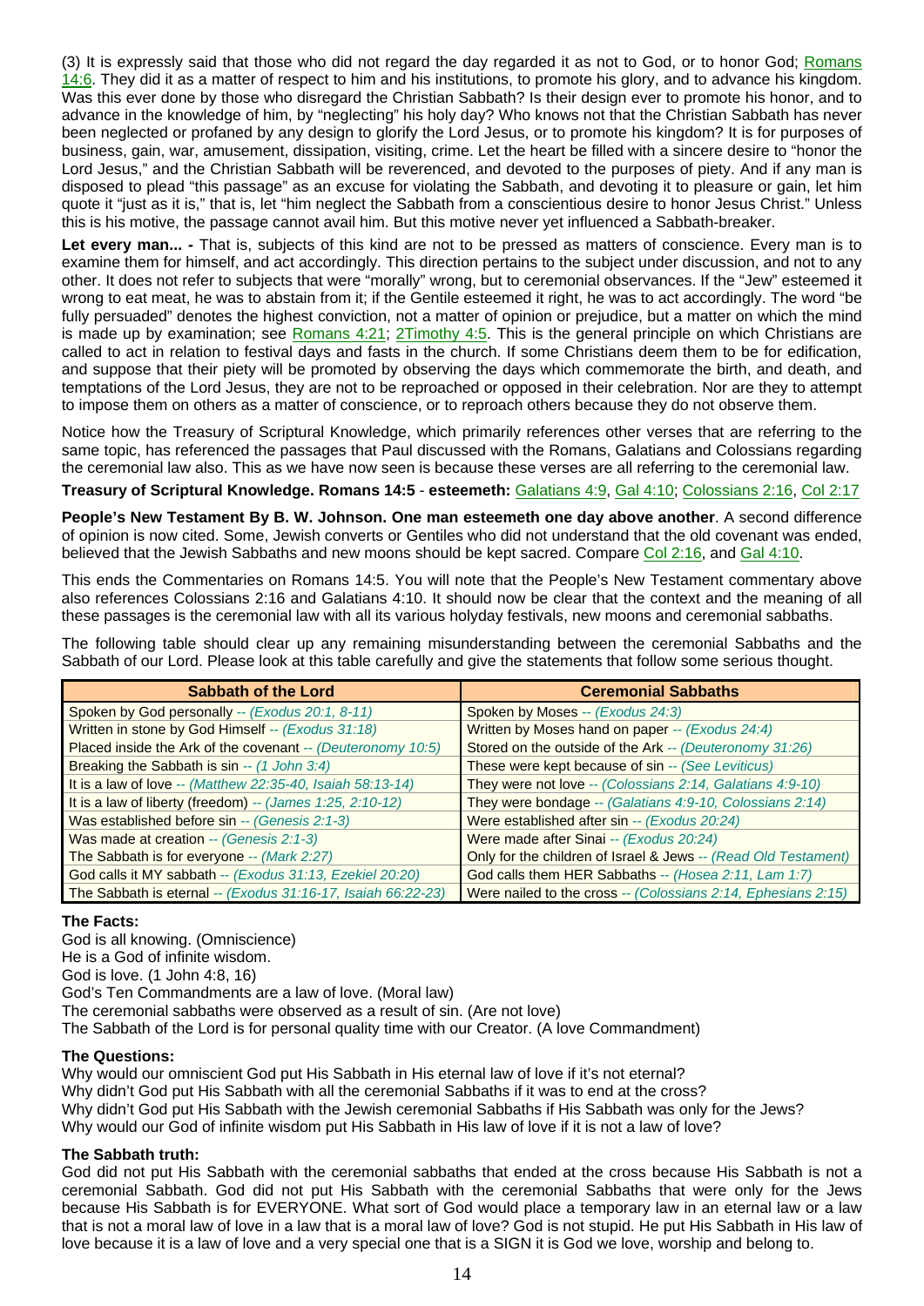(3) It is expressly said that those who did not regard the day regarded it as not to God, or to honor God; Romans 14:6. They did it as a matter of respect to him and his institutions, to promote his glory, and to advance his kingdom. Was this ever done by those who disregard the Christian Sabbath? Is their design ever to promote his honor, and to advance in the knowledge of him, by "neglecting" his holy day? Who knows not that the Christian Sabbath has never been neglected or profaned by any design to glorify the Lord Jesus, or to promote his kingdom? It is for purposes of business, gain, war, amusement, dissipation, visiting, crime. Let the heart be filled with a sincere desire to "honor the Lord Jesus," and the Christian Sabbath will be reverenced, and devoted to the purposes of piety. And if any man is disposed to plead "this passage" as an excuse for violating the Sabbath, and devoting it to pleasure or gain, let him quote it "just as it is," that is, let "him neglect the Sabbath from a conscientious desire to honor Jesus Christ." Unless this is his motive, the passage cannot avail him. But this motive never yet influenced a Sabbath-breaker.

**Let every man... -** That is, subjects of this kind are not to be pressed as matters of conscience. Every man is to examine them for himself, and act accordingly. This direction pertains to the subject under discussion, and not to any other. It does not refer to subjects that were "morally" wrong, but to ceremonial observances. If the "Jew" esteemed it wrong to eat meat, he was to abstain from it; if the Gentile esteemed it right, he was to act accordingly. The word "be fully persuaded" denotes the highest conviction, not a matter of opinion or prejudice, but a matter on which the mind is made up by examination; see Romans 4:21; 2Timothy 4:5. This is the general principle on which Christians are called to act in relation to festival days and fasts in the church. If some Christians deem them to be for edification, and suppose that their piety will be promoted by observing the days which commemorate the birth, and death, and temptations of the Lord Jesus, they are not to be reproached or opposed in their celebration. Nor are they to attempt to impose them on others as a matter of conscience, or to reproach others because they do not observe them.

Notice how the Treasury of Scriptural Knowledge, which primarily references other verses that are referring to the same topic, has referenced the passages that Paul discussed with the Romans, Galatians and Colossians regarding the ceremonial law also. This as we have now seen is because these verses are all referring to the ceremonial law.

**Treasury of Scriptural Knowledge. Romans 14:5** - **esteemeth:** Galatians 4:9, Gal 4:10; Colossians 2:16, Col 2:17

**People's New Testament By B. W. Johnson. One man esteemeth one day above another**. A second difference of opinion is now cited. Some, Jewish converts or Gentiles who did not understand that the old covenant was ended, believed that the Jewish Sabbaths and new moons should be kept sacred. Compare Col 2:16, and Gal 4:10.

This ends the Commentaries on Romans 14:5. You will note that the People's New Testament commentary above also references Colossians 2:16 and Galatians 4:10. It should now be clear that the context and the meaning of all these passages is the ceremonial law with all its various holyday festivals, new moons and ceremonial sabbaths.

The following table should clear up any remaining misunderstanding between the ceremonial Sabbaths and the Sabbath of our Lord. Please look at this table carefully and give the statements that follow some serious thought.

| Sabbath of the Lord | Ceremonial Sabbaths |
|---|---|
| Spoken by God personally -- *(Exodus 20:1, 8-11)* | Spoken by Moses -- *(Exodus 24:3)* |
| Written in stone by God Himself -- *(Exodus 31:18)* | Written by Moses hand on paper -- *(Exodus 24:4)* |
| Placed inside the Ark of the covenant -- *(Deuteronomy 10:5)* | Stored on the outside of the Ark -- *(Deuteronomy 31:26)* |
| Breaking the Sabbath is sin -- *(1 John 3:4)* | These were kept because of sin -- *(See Leviticus)* |
| It is a law of love -- *(Matthew 22:35-40, Isaiah 58:13-14)* | They were not love -- *(Colossians 2:14, Galatians 4:9-10)* |
| It is a law of liberty (freedom) -- *(James 1:25, 2:10-12)* | They were bondage -- *(Galatians 4:9-10, Colossians 2:14)* |
| Was established before sin -- *(Genesis 2:1-3)* | Were established after sin -- *(Exodus 20:24)* |
| Was made at creation -- *(Genesis 2:1-3)* | Were made after Sinai -- *(Exodus 20:24)* |
| The Sabbath is for everyone -- *(Mark 2:27)* | Only for the children of Israel & Jews -- *(Read Old Testament)* |
| God calls it MY sabbath -- *(Exodus 31:13, Ezekiel 20:20)* | God calls them HER Sabbaths -- *(Hosea 2:11, Lam 1:7)* |
| The Sabbath is eternal -- *(Exodus 31:16-17, Isaiah 66:22-23)* | Were nailed to the cross -- *(Colossians 2:14, Ephesians 2:15)* |

**The Facts:**

God is all knowing. (Omniscience)
He is a God of infinite wisdom.
God is love. (1 John 4:8, 16)
God's Ten Commandments are a law of love. (Moral law)
The ceremonial sabbaths were observed as a result of sin. (Are not love)
The Sabbath of the Lord is for personal quality time with our Creator. (A love Commandment)

**The Questions:**

Why would our omniscient God put His Sabbath in His eternal law of love if it's not eternal?
Why didn't God put His Sabbath with all the ceremonial Sabbaths if it was to end at the cross?
Why didn't God put His Sabbath with the Jewish ceremonial Sabbaths if His Sabbath was only for the Jews?
Why would our God of infinite wisdom put His Sabbath in His law of love if it is not a law of love?

**The Sabbath truth:**

God did not put His Sabbath with the ceremonial sabbaths that ended at the cross because His Sabbath is not a ceremonial Sabbath. God did not put His Sabbath with the ceremonial Sabbaths that were only for the Jews because His Sabbath is for EVERYONE. What sort of God would place a temporary law in an eternal law or a law that is not a moral law of love in a law that is a moral law of love? God is not stupid. He put His Sabbath in His law of love because it is a law of love and a very special one that is a SIGN it is God we love, worship and belong to.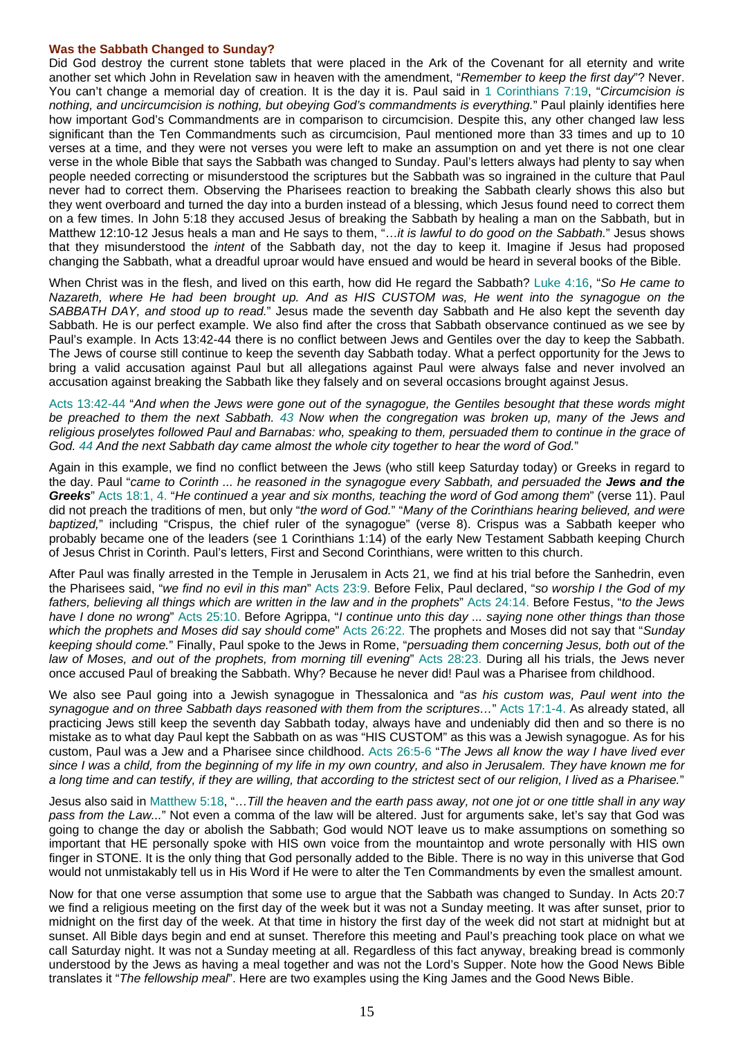### Was the Sabbath Changed to Sunday?

Did God destroy the current stone tablets that were placed in the Ark of the Covenant for all eternity and write another set which John in Revelation saw in heaven with the amendment, "*Remember to keep the first day*"? Never. You can't change a memorial day of creation. It is the day it is. Paul said in 1 Corinthians 7:19, "*Circumcision is nothing, and uncircumcision is nothing, but obeying God's commandments is everything.*" Paul plainly identifies here how important God's Commandments are in comparison to circumcision. Despite this, any other changed law less significant than the Ten Commandments such as circumcision, Paul mentioned more than 33 times and up to 10 verses at a time, and they were not verses you were left to make an assumption on and yet there is not one clear verse in the whole Bible that says the Sabbath was changed to Sunday. Paul's letters always had plenty to say when people needed correcting or misunderstood the scriptures but the Sabbath was so ingrained in the culture that Paul never had to correct them. Observing the Pharisees reaction to breaking the Sabbath clearly shows this also but they went overboard and turned the day into a burden instead of a blessing, which Jesus found need to correct them on a few times. In John 5:18 they accused Jesus of breaking the Sabbath by healing a man on the Sabbath, but in Matthew 12:10-12 Jesus heals a man and He says to them, "…*it is lawful to do good on the Sabbath.*" Jesus shows that they misunderstood the *intent* of the Sabbath day, not the day to keep it. Imagine if Jesus had proposed changing the Sabbath, what a dreadful uproar would have ensued and would be heard in several books of the Bible.

When Christ was in the flesh, and lived on this earth, how did He regard the Sabbath? Luke 4:16, "*So He came to Nazareth, where He had been brought up. And as HIS CUSTOM was, He went into the synagogue on the SABBATH DAY, and stood up to read.*" Jesus made the seventh day Sabbath and He also kept the seventh day Sabbath. He is our perfect example. We also find after the cross that Sabbath observance continued as we see by Paul's example. In Acts 13:42-44 there is no conflict between Jews and Gentiles over the day to keep the Sabbath. The Jews of course still continue to keep the seventh day Sabbath today. What a perfect opportunity for the Jews to bring a valid accusation against Paul but all allegations against Paul were always false and never involved an accusation against breaking the Sabbath like they falsely and on several occasions brought against Jesus.

Acts 13:42-44 "*And when the Jews were gone out of the synagogue, the Gentiles besought that these words might be preached to them the next Sabbath. 43 Now when the congregation was broken up, many of the Jews and religious proselytes followed Paul and Barnabas: who, speaking to them, persuaded them to continue in the grace of God. 44 And the next Sabbath day came almost the whole city together to hear the word of God.*"

Again in this example, we find no conflict between the Jews (who still keep Saturday today) or Greeks in regard to the day. Paul "*came to Corinth ... he reasoned in the synagogue every Sabbath, and persuaded the **Jews and the Greeks***" Acts 18:1, 4. "*He continued a year and six months, teaching the word of God among them*" (verse 11). Paul did not preach the traditions of men, but only "*the word of God.*" "*Many of the Corinthians hearing believed, and were baptized,*" including "Crispus, the chief ruler of the synagogue" (verse 8). Crispus was a Sabbath keeper who probably became one of the leaders (see 1 Corinthians 1:14) of the early New Testament Sabbath keeping Church of Jesus Christ in Corinth. Paul's letters, First and Second Corinthians, were written to this church.

After Paul was finally arrested in the Temple in Jerusalem in Acts 21, we find at his trial before the Sanhedrin, even the Pharisees said, "*we find no evil in this man*" Acts 23:9. Before Felix, Paul declared, "*so worship I the God of my fathers, believing all things which are written in the law and in the prophets*" Acts 24:14. Before Festus, "*to the Jews have I done no wrong*" Acts 25:10. Before Agrippa, "*I continue unto this day ... saying none other things than those which the prophets and Moses did say should come*" Acts 26:22. The prophets and Moses did not say that "*Sunday keeping should come.*" Finally, Paul spoke to the Jews in Rome, "*persuading them concerning Jesus, both out of the law of Moses, and out of the prophets, from morning till evening*" Acts 28:23. During all his trials, the Jews never once accused Paul of breaking the Sabbath. Why? Because he never did! Paul was a Pharisee from childhood.

We also see Paul going into a Jewish synagogue in Thessalonica and "*as his custom was, Paul went into the synagogue and on three Sabbath days reasoned with them from the scriptures…*" Acts 17:1-4. As already stated, all practicing Jews still keep the seventh day Sabbath today, always have and undeniably did then and so there is no mistake as to what day Paul kept the Sabbath on as was "HIS CUSTOM" as this was a Jewish synagogue. As for his custom, Paul was a Jew and a Pharisee since childhood. Acts 26:5-6 "*The Jews all know the way I have lived ever since I was a child, from the beginning of my life in my own country, and also in Jerusalem. They have known me for a long time and can testify, if they are willing, that according to the strictest sect of our religion, I lived as a Pharisee.*"

Jesus also said in Matthew 5:18, "…*Till the heaven and the earth pass away, not one jot or one tittle shall in any way pass from the Law...*" Not even a comma of the law will be altered. Just for arguments sake, let's say that God was going to change the day or abolish the Sabbath; God would NOT leave us to make assumptions on something so important that HE personally spoke with HIS own voice from the mountaintop and wrote personally with HIS own finger in STONE. It is the only thing that God personally added to the Bible. There is no way in this universe that God would not unmistakably tell us in His Word if He were to alter the Ten Commandments by even the smallest amount.

Now for that one verse assumption that some use to argue that the Sabbath was changed to Sunday. In Acts 20:7 we find a religious meeting on the first day of the week but it was not a Sunday meeting. It was after sunset, prior to midnight on the first day of the week. At that time in history the first day of the week did not start at midnight but at sunset. All Bible days begin and end at sunset. Therefore this meeting and Paul's preaching took place on what we call Saturday night. It was not a Sunday meeting at all. Regardless of this fact anyway, breaking bread is commonly understood by the Jews as having a meal together and was not the Lord's Supper. Note how the Good News Bible translates it "*The fellowship meal*". Here are two examples using the King James and the Good News Bible.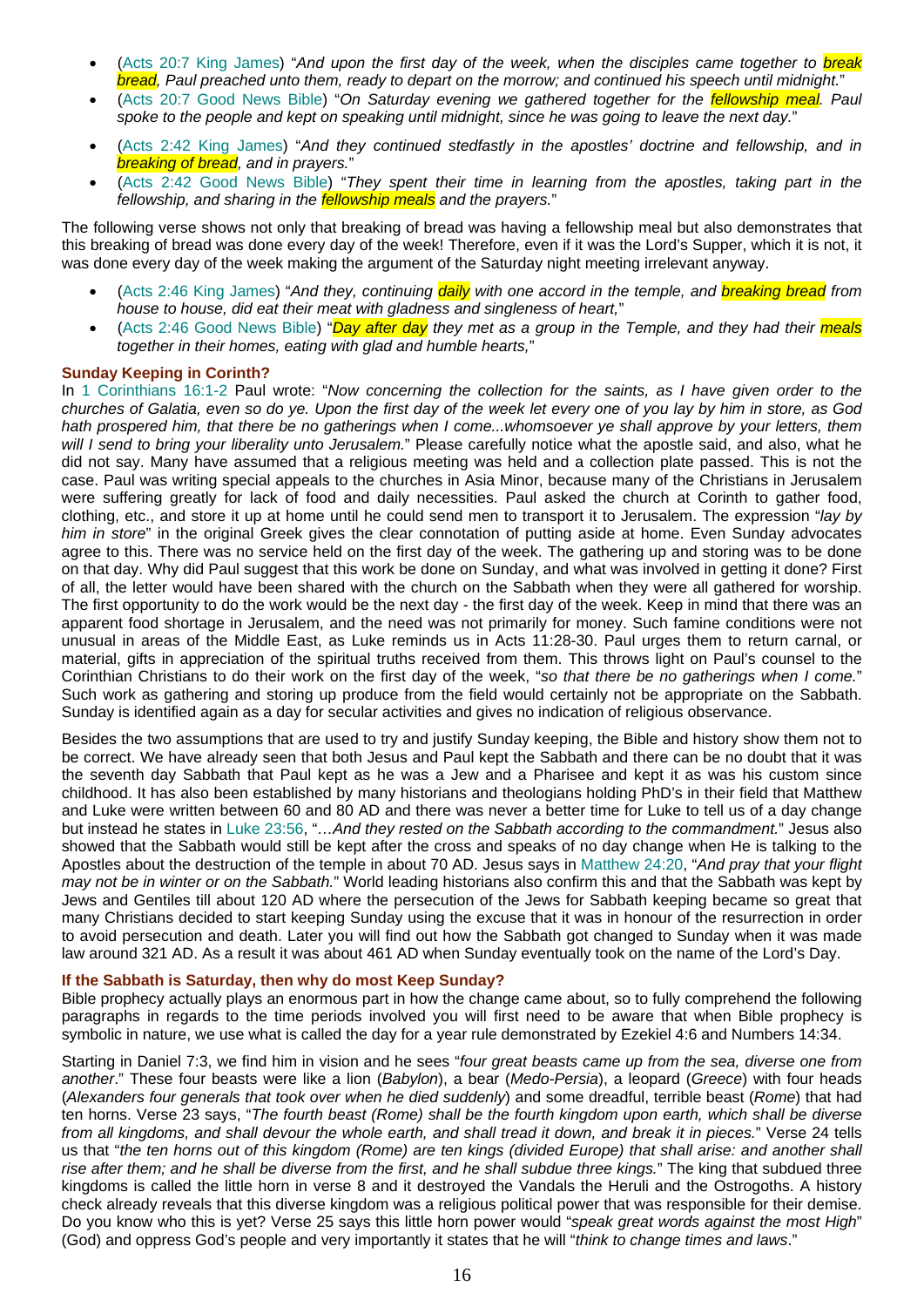- (Acts 20:7 King James) "*And upon the first day of the week, when the disciples came together to **break bread**, Paul preached unto them, ready to depart on the morrow; and continued his speech until midnight.*"
- (Acts 20:7 Good News Bible) "*On Saturday evening we gathered together for the **fellowship meal**. Paul spoke to the people and kept on speaking until midnight, since he was going to leave the next day.*"
- (Acts 2:42 King James) "*And they continued stedfastly in the apostles' doctrine and fellowship, and in **breaking of bread**, and in prayers.*"
- (Acts 2:42 Good News Bible) "*They spent their time in learning from the apostles, taking part in the fellowship, and sharing in the **fellowship meals** and the prayers.*"

The following verse shows not only that breaking of bread was having a fellowship meal but also demonstrates that this breaking of bread was done every day of the week! Therefore, even if it was the Lord's Supper, which it is not, it was done every day of the week making the argument of the Saturday night meeting irrelevant anyway.

- (Acts 2:46 King James) "*And they, continuing **daily** with one accord in the temple, and **breaking bread** from house to house, did eat their meat with gladness and singleness of heart,*"
- (Acts 2:46 Good News Bible) "***Day after day** they met as a group in the Temple, and they had their **meals** together in their homes, eating with glad and humble hearts,*"

### Sunday Keeping in Corinth?

In 1 Corinthians 16:1-2 Paul wrote: "*Now concerning the collection for the saints, as I have given order to the churches of Galatia, even so do ye. Upon the first day of the week let every one of you lay by him in store, as God hath prospered him, that there be no gatherings when I come...whomsoever ye shall approve by your letters, them will I send to bring your liberality unto Jerusalem.*" Please carefully notice what the apostle said, and also, what he did not say. Many have assumed that a religious meeting was held and a collection plate passed. This is not the case. Paul was writing special appeals to the churches in Asia Minor, because many of the Christians in Jerusalem were suffering greatly for lack of food and daily necessities. Paul asked the church at Corinth to gather food, clothing, etc., and store it up at home until he could send men to transport it to Jerusalem. The expression "*lay by him in store*" in the original Greek gives the clear connotation of putting aside at home. Even Sunday advocates agree to this. There was no service held on the first day of the week. The gathering up and storing was to be done on that day. Why did Paul suggest that this work be done on Sunday, and what was involved in getting it done? First of all, the letter would have been shared with the church on the Sabbath when they were all gathered for worship. The first opportunity to do the work would be the next day - the first day of the week. Keep in mind that there was an apparent food shortage in Jerusalem, and the need was not primarily for money. Such famine conditions were not unusual in areas of the Middle East, as Luke reminds us in Acts 11:28-30. Paul urges them to return carnal, or material, gifts in appreciation of the spiritual truths received from them. This throws light on Paul's counsel to the Corinthian Christians to do their work on the first day of the week, "*so that there be no gatherings when I come.*" Such work as gathering and storing up produce from the field would certainly not be appropriate on the Sabbath. Sunday is identified again as a day for secular activities and gives no indication of religious observance.

Besides the two assumptions that are used to try and justify Sunday keeping, the Bible and history show them not to be correct. We have already seen that both Jesus and Paul kept the Sabbath and there can be no doubt that it was the seventh day Sabbath that Paul kept as he was a Jew and a Pharisee and kept it as was his custom since childhood. It has also been established by many historians and theologians holding PhD's in their field that Matthew and Luke were written between 60 and 80 AD and there was never a better time for Luke to tell us of a day change but instead he states in Luke 23:56, "*…And they rested on the Sabbath according to the commandment.*" Jesus also showed that the Sabbath would still be kept after the cross and speaks of no day change when He is talking to the Apostles about the destruction of the temple in about 70 AD. Jesus says in Matthew 24:20, "*And pray that your flight may not be in winter or on the Sabbath.*" World leading historians also confirm this and that the Sabbath was kept by Jews and Gentiles till about 120 AD where the persecution of the Jews for Sabbath keeping became so great that many Christians decided to start keeping Sunday using the excuse that it was in honour of the resurrection in order to avoid persecution and death. Later you will find out how the Sabbath got changed to Sunday when it was made law around 321 AD. As a result it was about 461 AD when Sunday eventually took on the name of the Lord's Day.

### If the Sabbath is Saturday, then why do most Keep Sunday?

Bible prophecy actually plays an enormous part in how the change came about, so to fully comprehend the following paragraphs in regards to the time periods involved you will first need to be aware that when Bible prophecy is symbolic in nature, we use what is called the day for a year rule demonstrated by Ezekiel 4:6 and Numbers 14:34.

Starting in Daniel 7:3, we find him in vision and he sees "*four great beasts came up from the sea, diverse one from another.*" These four beasts were like a lion (*Babylon*), a bear (*Medo-Persia*), a leopard (*Greece*) with four heads (*Alexanders four generals that took over when he died suddenly*) and some dreadful, terrible beast (*Rome*) that had ten horns. Verse 23 says, "*The fourth beast (Rome) shall be the fourth kingdom upon earth, which shall be diverse from all kingdoms, and shall devour the whole earth, and shall tread it down, and break it in pieces.*" Verse 24 tells us that "*the ten horns out of this kingdom (Rome) are ten kings (divided Europe) that shall arise: and another shall rise after them; and he shall be diverse from the first, and he shall subdue three kings.*" The king that subdued three kingdoms is called the little horn in verse 8 and it destroyed the Vandals the Heruli and the Ostrogoths. A history check already reveals that this diverse kingdom was a religious political power that was responsible for their demise. Do you know who this is yet? Verse 25 says this little horn power would "*speak great words against the most High*" (God) and oppress God's people and very importantly it states that he will "*think to change times and laws*."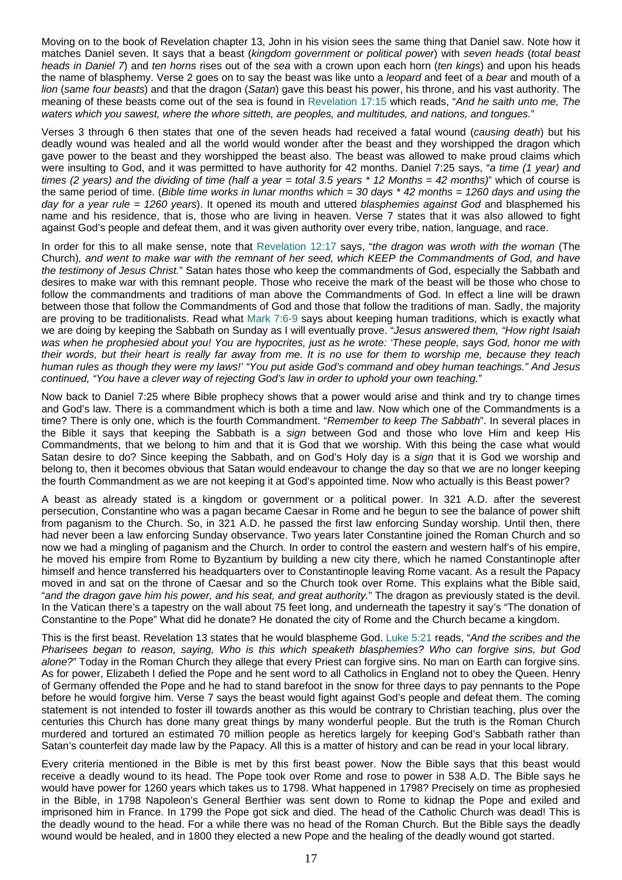Moving on to the book of Revelation chapter 13, John in his vision sees the same thing that Daniel saw. Note how it matches Daniel seven. It says that a beast (*kingdom government or political power*) with *seven heads* (*total beast heads in Daniel 7*) and *ten horns* rises out of the *sea* with a crown upon each horn (*ten kings*) and upon his heads the name of blasphemy. Verse 2 goes on to say the beast was like unto a *leopard* and feet of a *bear* and mouth of a *lion* (*same four beasts*) and that the dragon (*Satan*) gave this beast his power, his throne, and his vast authority. The meaning of these beasts come out of the sea is found in Revelation 17:15 which reads, "*And he saith unto me, The waters which you sawest, where the whore sitteth, are peoples, and multitudes, and nations, and tongues.*"

Verses 3 through 6 then states that one of the seven heads had received a fatal wound (*causing death*) but his deadly wound was healed and all the world would wonder after the beast and they worshipped the dragon which gave power to the beast and they worshipped the beast also. The beast was allowed to make proud claims which were insulting to God, and it was permitted to have authority for 42 months. Daniel 7:25 says, "*a time (1 year) and times (2 years) and the dividing of time (half a year = total 3.5 years * 12 Months = 42 months)*" which of course is the same period of time. (*Bible time works in lunar months which = 30 days * 42 months = 1260 days and using the day for a year rule = 1260 years*). It opened its mouth and uttered *blasphemies against God* and blasphemed his name and his residence, that is, those who are living in heaven. Verse 7 states that it was also allowed to fight against God's people and defeat them, and it was given authority over every tribe, nation, language, and race.

In order for this to all make sense, note that Revelation 12:17 says, "*the dragon was wroth with the woman* (The Church)*, and went to make war with the remnant of her seed, which KEEP the Commandments of God, and have the testimony of Jesus Christ.*" Satan hates those who keep the commandments of God, especially the Sabbath and desires to make war with this remnant people. Those who receive the mark of the beast will be those who chose to follow the commandments and traditions of man above the Commandments of God. In effect a line will be drawn between those that follow the Commandments of God and those that follow the traditions of man. Sadly, the majority are proving to be traditionalists. Read what Mark 7:6-9 says about keeping human traditions, which is exactly what we are doing by keeping the Sabbath on Sunday as I will eventually prove. "*Jesus answered them, "How right Isaiah was when he prophesied about you! You are hypocrites, just as he wrote: 'These people, says God, honor me with their words, but their heart is really far away from me. It is no use for them to worship me, because they teach human rules as though they were my laws!' "You put aside God's command and obey human teachings." And Jesus continued, "You have a clever way of rejecting God's law in order to uphold your own teaching.*"

Now back to Daniel 7:25 where Bible prophecy shows that a power would arise and think and try to change times and God's law. There is a commandment which is both a time and law. Now which one of the Commandments is a time? There is only one, which is the fourth Commandment. "*Remember to keep The Sabbath*". In several places in the Bible it says that keeping the Sabbath is a *sign* between God and those who love Him and keep His Commandments, that we belong to him and that it is God that we worship. With this being the case what would Satan desire to do? Since keeping the Sabbath, and on God's Holy day is a *sign* that it is God we worship and belong to, then it becomes obvious that Satan would endeavour to change the day so that we are no longer keeping the fourth Commandment as we are not keeping it at God's appointed time. Now who actually is this Beast power?

A beast as already stated is a kingdom or government or a political power. In 321 A.D. after the severest persecution, Constantine who was a pagan became Caesar in Rome and he begun to see the balance of power shift from paganism to the Church. So, in 321 A.D. he passed the first law enforcing Sunday worship. Until then, there had never been a law enforcing Sunday observance. Two years later Constantine joined the Roman Church and so now we had a mingling of paganism and the Church. In order to control the eastern and western half's of his empire, he moved his empire from Rome to Byzantium by building a new city there, which he named Constantinople after himself and hence transferred his headquarters over to Constantinople leaving Rome vacant. As a result the Papacy moved in and sat on the throne of Caesar and so the Church took over Rome. This explains what the Bible said, "*and the dragon gave him his power, and his seat, and great authority.*" The dragon as previously stated is the devil. In the Vatican there's a tapestry on the wall about 75 feet long, and underneath the tapestry it say's "The donation of Constantine to the Pope" What did he donate? He donated the city of Rome and the Church became a kingdom.

This is the first beast. Revelation 13 states that he would blaspheme God. Luke 5:21 reads, "*And the scribes and the Pharisees began to reason, saying, Who is this which speaketh blasphemies? Who can forgive sins, but God alone?*" Today in the Roman Church they allege that every Priest can forgive sins. No man on Earth can forgive sins. As for power, Elizabeth I defied the Pope and he sent word to all Catholics in England not to obey the Queen. Henry of Germany offended the Pope and he had to stand barefoot in the snow for three days to pay pennants to the Pope before he would forgive him. Verse 7 says the beast would fight against God's people and defeat them. The coming statement is not intended to foster ill towards another as this would be contrary to Christian teaching, plus over the centuries this Church has done many great things by many wonderful people. But the truth is the Roman Church murdered and tortured an estimated 70 million people as heretics largely for keeping God's Sabbath rather than Satan's counterfeit day made law by the Papacy. All this is a matter of history and can be read in your local library.

Every criteria mentioned in the Bible is met by this first beast power. Now the Bible says that this beast would receive a deadly wound to its head. The Pope took over Rome and rose to power in 538 A.D. The Bible says he would have power for 1260 years which takes us to 1798. What happened in 1798? Precisely on time as prophesied in the Bible, in 1798 Napoleon's General Berthier was sent down to Rome to kidnap the Pope and exiled and imprisoned him in France. In 1799 the Pope got sick and died. The head of the Catholic Church was dead! This is the deadly wound to the head. For a while there was no head of the Roman Church. But the Bible says the deadly wound would be healed, and in 1800 they elected a new Pope and the healing of the deadly wound got started.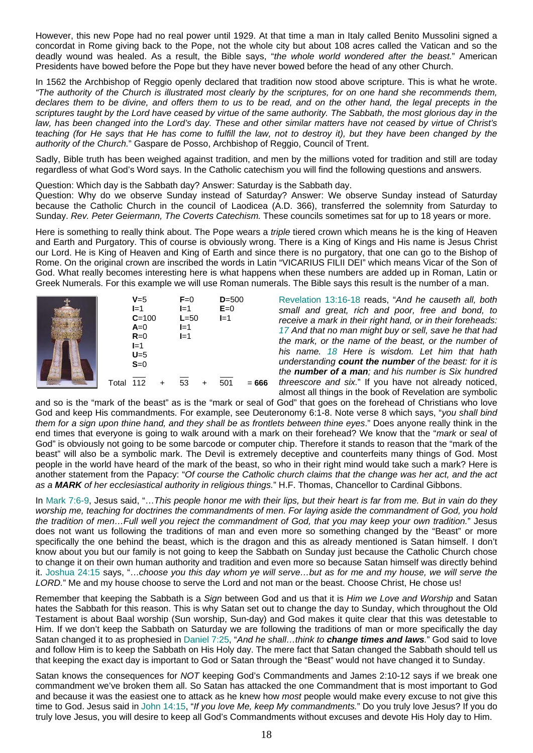However, this new Pope had no real power until 1929. At that time a man in Italy called Benito Mussolini signed a concordat in Rome giving back to the Pope, not the whole city but about 108 acres called the Vatican and so the deadly wound was healed. As a result, the Bible says, "*the whole world wondered after the beast.*" American Presidents have bowed before the Pope but they have never bowed before the head of any other Church.

In 1562 the Archbishop of Reggio openly declared that tradition now stood above scripture. This is what he wrote. *"The authority of the Church is illustrated most clearly by the scriptures, for on one hand she recommends them, declares them to be divine, and offers them to us to be read, and on the other hand, the legal precepts in the scriptures taught by the Lord have ceased by virtue of the same authority. The Sabbath, the most glorious day in the law, has been changed into the Lord's day. These and other similar matters have not ceased by virtue of Christ's teaching (for He says that He has come to fulfill the law, not to destroy it), but they have been changed by the authority of the Church.*" Gaspare de Posso, Archbishop of Reggio, Council of Trent.

Sadly, Bible truth has been weighed against tradition, and men by the millions voted for tradition and still are today regardless of what God's Word says. In the Catholic catechism you will find the following questions and answers.

Question: Which day is the Sabbath day? Answer: Saturday is the Sabbath day.
Question: Why do we observe Sunday instead of Saturday? Answer: We observe Sunday instead of Saturday because the Catholic Church in the council of Laodicea (A.D. 366), transferred the solemnity from Saturday to Sunday. *Rev. Peter Geiermann, The Coverts Catechism.* These councils sometimes sat for up to 18 years or more.

Here is something to really think about. The Pope wears a *triple* tiered crown which means he is the king of Heaven and Earth and Purgatory. This of course is obviously wrong. There is a King of Kings and His name is Jesus Christ our Lord. He is King of Heaven and King of Earth and since there is no purgatory, that one can go to the Bishop of Rome. On the original crown are inscribed the words in Latin "VICARIUS FILII DEI" which means Vicar of the Son of God. What really becomes interesting here is what happens when these numbers are added up in Roman, Latin or Greek Numerals. For this example we will use Roman numerals. The Bible says this result is the number of a man.

| | VICARIUS | FILII | DEI | |
|---|---|---|---|---|
| | **V**=5 | **F**=0 | **D**=500 | |
| | **I**=1 | **I**=1 | **E**=0 | |
| | **C**=100 | **L**=50 | **I**=1 | |
| | **A**=0 | **I**=1 | | |
| | **R**=0 | **I**=1 | | |
| | **I**=1 | | | |
| | **U**=5 | | | |
| | **S**=0 | | | |
| Total | 112 | + 53 | + 501 | = **666** |

Revelation 13:16-18 reads, "*And he causeth all, both small and great, rich and poor, free and bond, to receive a mark in their right hand, or in their foreheads: 17 And that no man might buy or sell, save he that had the mark, or the name of the beast, or the number of his name. 18 Here is wisdom. Let him that hath understanding* ***count the number*** *of the beast: for it is the* ***number of a man****; and his number is Six hundred threescore and six.*" If you have not already noticed, almost all things in the book of Revelation are symbolic and so is the "mark of the beast" as is the "mark or seal of God" that goes on the forehead of Christians who love God and keep His commandments. For example, see Deuteronomy 6:1-8. Note verse 8 which says, "*you shall bind them for a sign upon thine hand, and they shall be as frontlets between thine eyes*." Does anyone really think in the end times that everyone is going to walk around with a mark on their forehead? We know that the "*mark* or *seal* of God" is obviously not going to be some barcode or computer chip. Therefore it stands to reason that the "mark of the beast" will also be a symbolic mark. The Devil is extremely deceptive and counterfeits many things of God. Most people in the world have heard of the mark of the beast, so who in their right mind would take such a mark? Here is another statement from the Papacy: "*Of course the Catholic church claims that the change was her act, and the act as a* ***MARK*** *of her ecclesiastical authority in religious things.*" H.F. Thomas, Chancellor to Cardinal Gibbons.

In Mark 7:6-9, Jesus said, "…*This people honor me with their lips, but their heart is far from me. But in vain do they worship me, teaching for doctrines the commandments of men. For laying aside the commandment of God, you hold the tradition of men…Full well you reject the commandment of God, that you may keep your own tradition.*" Jesus does not want us following the traditions of man and even more so something changed by the "Beast" or more specifically the one behind the beast, which is the dragon and this as already mentioned is Satan himself. I don't know about you but our family is not going to keep the Sabbath on Sunday just because the Catholic Church chose to change it on their own human authority and tradition and even more so because Satan himself was directly behind it. Joshua 24:15 says, "…*choose you this day whom ye will serve…but as for me and my house, we will serve the LORD.*" Me and my house choose to serve the Lord and not man or the beast. Choose Christ, He chose us!

Remember that keeping the Sabbath is a *Sign* between God and us that it is *Him we Love and Worship* and Satan hates the Sabbath for this reason. This is why Satan set out to change the day to Sunday, which throughout the Old Testament is about Baal worship (Sun worship, Sun-day) and God makes it quite clear that this was detestable to Him. If we don't keep the Sabbath on Saturday we are following the traditions of man or more specifically the day Satan changed it to as prophesied in Daniel 7:25, "*And he shall…think to* ***change times and laws****.*" God said to love and follow Him is to keep the Sabbath on His Holy day. The mere fact that Satan changed the Sabbath should tell us that keeping the exact day is important to God or Satan through the "Beast" would not have changed it to Sunday.

Satan knows the consequences for *NOT* keeping God's Commandments and James 2:10-12 says if we break one commandment we've broken them all. So Satan has attacked the one Commandment that is most important to God and because it was the easiest one to attack as he knew how *most* people would make every excuse to not give this time to God. Jesus said in John 14:15, "*If you love Me, keep My commandments.*" Do you truly love Jesus? If you do truly love Jesus, you will desire to keep all God's Commandments without excuses and devote His Holy day to Him.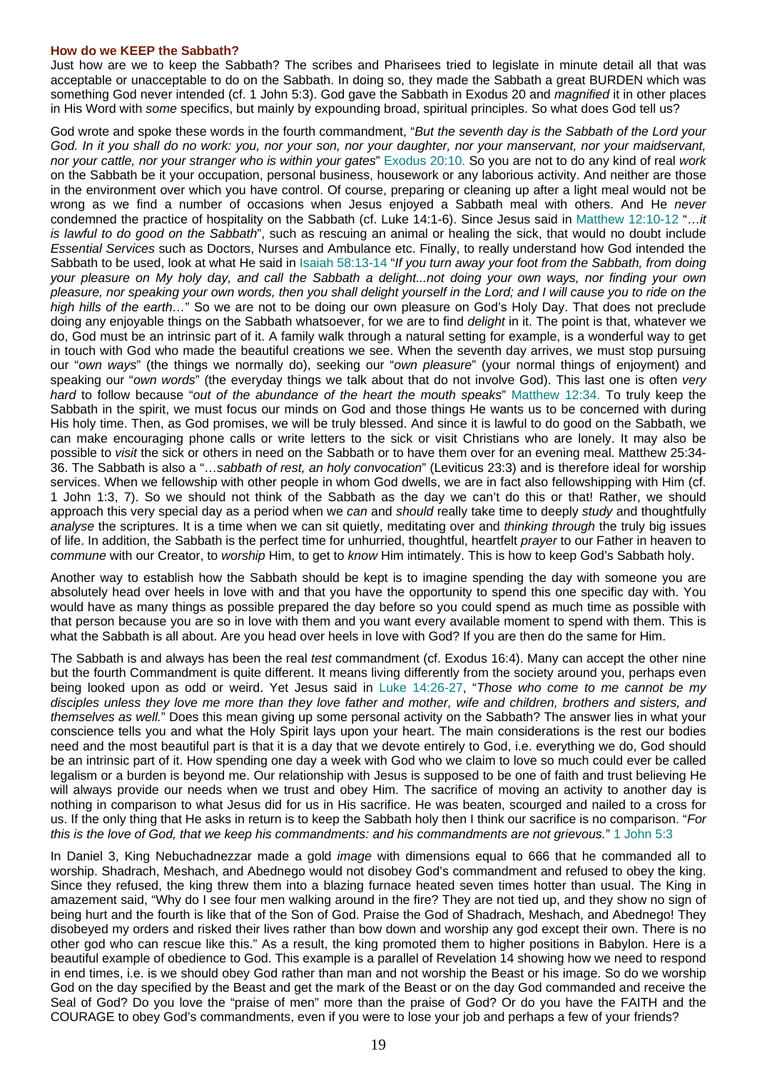**How do we KEEP the Sabbath?**

Just how are we to keep the Sabbath? The scribes and Pharisees tried to legislate in minute detail all that was acceptable or unacceptable to do on the Sabbath. In doing so, they made the Sabbath a great BURDEN which was something God never intended (cf. 1 John 5:3). God gave the Sabbath in Exodus 20 and *magnified* it in other places in His Word with *some* specifics, but mainly by expounding broad, spiritual principles. So what does God tell us?

God wrote and spoke these words in the fourth commandment, "*But the seventh day is the Sabbath of the Lord your God. In it you shall do no work: you, nor your son, nor your daughter, nor your manservant, nor your maidservant, nor your cattle, nor your stranger who is within your gates*" Exodus 20:10. So you are not to do any kind of real *work* on the Sabbath be it your occupation, personal business, housework or any laborious activity. And neither are those in the environment over which you have control. Of course, preparing or cleaning up after a light meal would not be wrong as we find a number of occasions when Jesus enjoyed a Sabbath meal with others. And He *never* condemned the practice of hospitality on the Sabbath (cf. Luke 14:1-6). Since Jesus said in Matthew 12:10-12 "…*it is lawful to do good on the Sabbath*", such as rescuing an animal or healing the sick, that would no doubt include *Essential Services* such as Doctors, Nurses and Ambulance etc. Finally, to really understand how God intended the Sabbath to be used, look at what He said in Isaiah 58:13-14 "*If you turn away your foot from the Sabbath, from doing your pleasure on My holy day, and call the Sabbath a delight...not doing your own ways, nor finding your own pleasure, nor speaking your own words, then you shall delight yourself in the Lord; and I will cause you to ride on the high hills of the earth…*" So we are not to be doing our own pleasure on God's Holy Day. That does not preclude doing any enjoyable things on the Sabbath whatsoever, for we are to find *delight* in it. The point is that, whatever we do, God must be an intrinsic part of it. A family walk through a natural setting for example, is a wonderful way to get in touch with God who made the beautiful creations we see. When the seventh day arrives, we must stop pursuing our "*own ways*" (the things we normally do), seeking our "*own pleasure*" (your normal things of enjoyment) and speaking our "*own words*" (the everyday things we talk about that do not involve God). This last one is often *very hard* to follow because "*out of the abundance of the heart the mouth speaks*" Matthew 12:34. To truly keep the Sabbath in the spirit, we must focus our minds on God and those things He wants us to be concerned with during His holy time. Then, as God promises, we will be truly blessed. And since it is lawful to do good on the Sabbath, we can make encouraging phone calls or write letters to the sick or visit Christians who are lonely. It may also be possible to *visit* the sick or others in need on the Sabbath or to have them over for an evening meal. Matthew 25:34-36. The Sabbath is also a "…*sabbath of rest, an holy convocation*" (Leviticus 23:3) and is therefore ideal for worship services. When we fellowship with other people in whom God dwells, we are in fact also fellowshipping with Him (cf. 1 John 1:3, 7). So we should not think of the Sabbath as the day we can't do this or that! Rather, we should approach this very special day as a period when we *can* and *should* really take time to deeply *study* and thoughtfully *analyse* the scriptures. It is a time when we can sit quietly, meditating over and *thinking through* the truly big issues of life. In addition, the Sabbath is the perfect time for unhurried, thoughtful, heartfelt *prayer* to our Father in heaven to *commune* with our Creator, to *worship* Him, to get to *know* Him intimately. This is how to keep God's Sabbath holy.

Another way to establish how the Sabbath should be kept is to imagine spending the day with someone you are absolutely head over heels in love with and that you have the opportunity to spend this one specific day with. You would have as many things as possible prepared the day before so you could spend as much time as possible with that person because you are so in love with them and you want every available moment to spend with them. This is what the Sabbath is all about. Are you head over heels in love with God? If you are then do the same for Him.

The Sabbath is and always has been the real *test* commandment (cf. Exodus 16:4). Many can accept the other nine but the fourth Commandment is quite different. It means living differently from the society around you, perhaps even being looked upon as odd or weird. Yet Jesus said in Luke 14:26-27, "*Those who come to me cannot be my disciples unless they love me more than they love father and mother, wife and children, brothers and sisters, and themselves as well.*" Does this mean giving up some personal activity on the Sabbath? The answer lies in what your conscience tells you and what the Holy Spirit lays upon your heart. The main considerations is the rest our bodies need and the most beautiful part is that it is a day that we devote entirely to God, i.e. everything we do, God should be an intrinsic part of it. How spending one day a week with God who we claim to love so much could ever be called legalism or a burden is beyond me. Our relationship with Jesus is supposed to be one of faith and trust believing He will always provide our needs when we trust and obey Him. The sacrifice of moving an activity to another day is nothing in comparison to what Jesus did for us in His sacrifice. He was beaten, scourged and nailed to a cross for us. If the only thing that He asks in return is to keep the Sabbath holy then I think our sacrifice is no comparison. "*For this is the love of God, that we keep his commandments: and his commandments are not grievous.*" 1 John 5:3

In Daniel 3, King Nebuchadnezzar made a gold *image* with dimensions equal to 666 that he commanded all to worship. Shadrach, Meshach, and Abednego would not disobey God's commandment and refused to obey the king. Since they refused, the king threw them into a blazing furnace heated seven times hotter than usual. The King in amazement said, "Why do I see four men walking around in the fire? They are not tied up, and they show no sign of being hurt and the fourth is like that of the Son of God. Praise the God of Shadrach, Meshach, and Abednego! They disobeyed my orders and risked their lives rather than bow down and worship any god except their own. There is no other god who can rescue like this." As a result, the king promoted them to higher positions in Babylon. Here is a beautiful example of obedience to God. This example is a parallel of Revelation 14 showing how we need to respond in end times, i.e. is we should obey God rather than man and not worship the Beast or his image. So do we worship God on the day specified by the Beast and get the mark of the Beast or on the day God commanded and receive the Seal of God? Do you love the "praise of men" more than the praise of God? Or do you have the FAITH and the COURAGE to obey God's commandments, even if you were to lose your job and perhaps a few of your friends?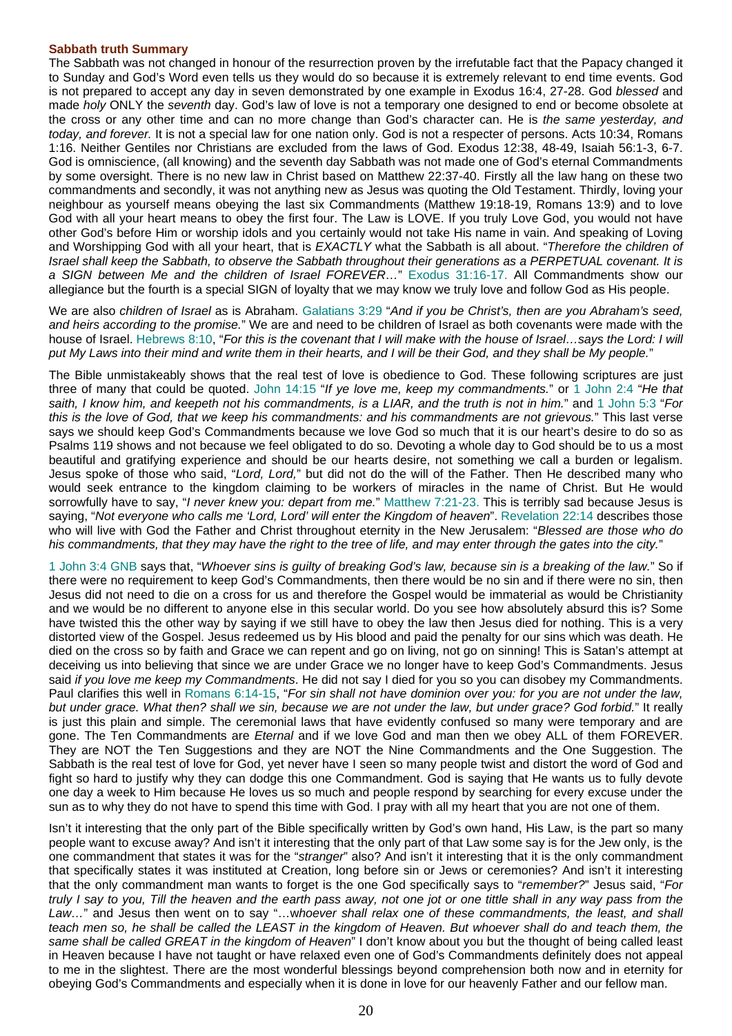**Sabbath truth Summary**

The Sabbath was not changed in honour of the resurrection proven by the irrefutable fact that the Papacy changed it to Sunday and God's Word even tells us they would do so because it is extremely relevant to end time events. God is not prepared to accept any day in seven demonstrated by one example in Exodus 16:4, 27-28. God *blessed* and made *holy* ONLY the *seventh* day. God's law of love is not a temporary one designed to end or become obsolete at the cross or any other time and can no more change than God's character can. He is *the same yesterday, and today, and forever.* It is not a special law for one nation only. God is not a respecter of persons. Acts 10:34, Romans 1:16. Neither Gentiles nor Christians are excluded from the laws of God. Exodus 12:38, 48-49, Isaiah 56:1-3, 6-7. God is omniscience, (all knowing) and the seventh day Sabbath was not made one of God's eternal Commandments by some oversight. There is no new law in Christ based on Matthew 22:37-40. Firstly all the law hang on these two commandments and secondly, it was not anything new as Jesus was quoting the Old Testament. Thirdly, loving your neighbour as yourself means obeying the last six Commandments (Matthew 19:18-19, Romans 13:9) and to love God with all your heart means to obey the first four. The Law is LOVE. If you truly Love God, you would not have other God's before Him or worship idols and you certainly would not take His name in vain. And speaking of Loving and Worshipping God with all your heart, that is *EXACTLY* what the Sabbath is all about. "*Therefore the children of Israel shall keep the Sabbath, to observe the Sabbath throughout their generations as a PERPETUAL covenant. It is a SIGN between Me and the children of Israel FOREVER…*" Exodus 31:16-17. All Commandments show our allegiance but the fourth is a special SIGN of loyalty that we may know we truly love and follow God as His people.

We are also *children of Israel* as is Abraham. Galatians 3:29 "*And if you be Christ's, then are you Abraham's seed, and heirs according to the promise.*" We are and need to be children of Israel as both covenants were made with the house of Israel. Hebrews 8:10, "*For this is the covenant that I will make with the house of Israel…says the Lord: I will put My Laws into their mind and write them in their hearts, and I will be their God, and they shall be My people.*"

The Bible unmistakeably shows that the real test of love is obedience to God. These following scriptures are just three of many that could be quoted. John 14:15 "*If ye love me, keep my commandments.*" or 1 John 2:4 "*He that saith, I know him, and keepeth not his commandments, is a LIAR, and the truth is not in him.*" and 1 John 5:3 "*For this is the love of God, that we keep his commandments: and his commandments are not grievous.*" This last verse says we should keep God's Commandments because we love God so much that it is our heart's desire to do so as Psalms 119 shows and not because we feel obligated to do so. Devoting a whole day to God should be to us a most beautiful and gratifying experience and should be our hearts desire, not something we call a burden or legalism. Jesus spoke of those who said, "*Lord, Lord,*" but did not do the will of the Father. Then He described many who would seek entrance to the kingdom claiming to be workers of miracles in the name of Christ. But He would sorrowfully have to say, "*I never knew you: depart from me.*" Matthew 7:21-23. This is terribly sad because Jesus is saying, "*Not everyone who calls me 'Lord, Lord' will enter the Kingdom of heaven*". Revelation 22:14 describes those who will live with God the Father and Christ throughout eternity in the New Jerusalem: "*Blessed are those who do his commandments, that they may have the right to the tree of life, and may enter through the gates into the city.*"

1 John 3:4 GNB says that, "*Whoever sins is guilty of breaking God's law, because sin is a breaking of the law.*" So if there were no requirement to keep God's Commandments, then there would be no sin and if there were no sin, then Jesus did not need to die on a cross for us and therefore the Gospel would be immaterial as would be Christianity and we would be no different to anyone else in this secular world. Do you see how absolutely absurd this is? Some have twisted this the other way by saying if we still have to obey the law then Jesus died for nothing. This is a very distorted view of the Gospel. Jesus redeemed us by His blood and paid the penalty for our sins which was death. He died on the cross so by faith and Grace we can repent and go on living, not go on sinning! This is Satan's attempt at deceiving us into believing that since we are under Grace we no longer have to keep God's Commandments. Jesus said *if you love me keep my Commandments*. He did not say I died for you so you can disobey my Commandments. Paul clarifies this well in Romans 6:14-15, "*For sin shall not have dominion over you: for you are not under the law, but under grace. What then? shall we sin, because we are not under the law, but under grace? God forbid.*" It really is just this plain and simple. The ceremonial laws that have evidently confused so many were temporary and are gone. The Ten Commandments are *Eternal* and if we love God and man then we obey ALL of them FOREVER. They are NOT the Ten Suggestions and they are NOT the Nine Commandments and the One Suggestion. The Sabbath is the real test of love for God, yet never have I seen so many people twist and distort the word of God and fight so hard to justify why they can dodge this one Commandment. God is saying that He wants us to fully devote one day a week to Him because He loves us so much and people respond by searching for every excuse under the sun as to why they do not have to spend this time with God. I pray with all my heart that you are not one of them.

Isn't it interesting that the only part of the Bible specifically written by God's own hand, His Law, is the part so many people want to excuse away? And isn't it interesting that the only part of that Law some say is for the Jew only, is the one commandment that states it was for the "*stranger*" also? And isn't it interesting that it is the only commandment that specifically states it was instituted at Creation, long before sin or Jews or ceremonies? And isn't it interesting that the only commandment man wants to forget is the one God specifically says to "*remember?*" Jesus said, "*For truly I say to you, Till the heaven and the earth pass away, not one jot or one tittle shall in any way pass from the Law…*" and Jesus then went on to say "…*whoever shall relax one of these commandments, the least, and shall teach men so, he shall be called the LEAST in the kingdom of Heaven. But whoever shall do and teach them, the same shall be called GREAT in the kingdom of Heaven*" I don't know about you but the thought of being called least in Heaven because I have not taught or have relaxed even one of God's Commandments definitely does not appeal to me in the slightest. There are the most wonderful blessings beyond comprehension both now and in eternity for obeying God's Commandments and especially when it is done in love for our heavenly Father and our fellow man.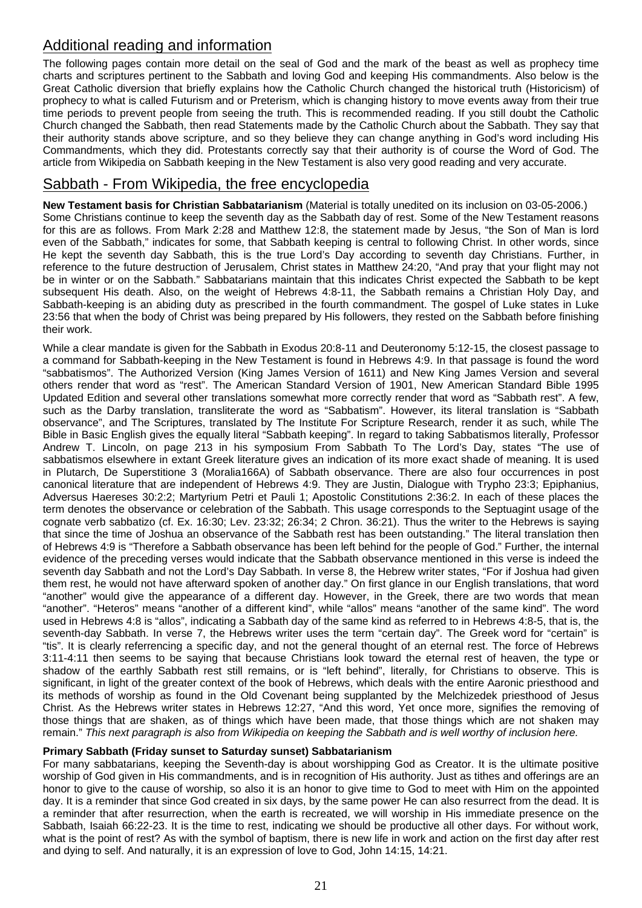## Additional reading and information

The following pages contain more detail on the seal of God and the mark of the beast as well as prophecy time charts and scriptures pertinent to the Sabbath and loving God and keeping His commandments. Also below is the Great Catholic diversion that briefly explains how the Catholic Church changed the historical truth (Historicism) of prophecy to what is called Futurism and or Preterism, which is changing history to move events away from their true time periods to prevent people from seeing the truth. This is recommended reading. If you still doubt the Catholic Church changed the Sabbath, then read Statements made by the Catholic Church about the Sabbath. They say that their authority stands above scripture, and so they believe they can change anything in God's word including His Commandments, which they did. Protestants correctly say that their authority is of course the Word of God. The article from Wikipedia on Sabbath keeping in the New Testament is also very good reading and very accurate.

## Sabbath - From Wikipedia, the free encyclopedia

**New Testament basis for Christian Sabbatarianism** (Material is totally unedited on its inclusion on 03-05-2006.)
Some Christians continue to keep the seventh day as the Sabbath day of rest. Some of the New Testament reasons for this are as follows. From Mark 2:28 and Matthew 12:8, the statement made by Jesus, "the Son of Man is lord even of the Sabbath," indicates for some, that Sabbath keeping is central to following Christ. In other words, since He kept the seventh day Sabbath, this is the true Lord's Day according to seventh day Christians. Further, in reference to the future destruction of Jerusalem, Christ states in Matthew 24:20, "And pray that your flight may not be in winter or on the Sabbath." Sabbatarians maintain that this indicates Christ expected the Sabbath to be kept subsequent His death. Also, on the weight of Hebrews 4:8-11, the Sabbath remains a Christian Holy Day, and Sabbath-keeping is an abiding duty as prescribed in the fourth commandment. The gospel of Luke states in Luke 23:56 that when the body of Christ was being prepared by His followers, they rested on the Sabbath before finishing their work.

While a clear mandate is given for the Sabbath in Exodus 20:8-11 and Deuteronomy 5:12-15, the closest passage to a command for Sabbath-keeping in the New Testament is found in Hebrews 4:9. In that passage is found the word "sabbatismos". The Authorized Version (King James Version of 1611) and New King James Version and several others render that word as "rest". The American Standard Version of 1901, New American Standard Bible 1995 Updated Edition and several other translations somewhat more correctly render that word as "Sabbath rest". A few, such as the Darby translation, transliterate the word as "Sabbatism". However, its literal translation is "Sabbath observance", and The Scriptures, translated by The Institute For Scripture Research, render it as such, while The Bible in Basic English gives the equally literal "Sabbath keeping". In regard to taking Sabbatismos literally, Professor Andrew T. Lincoln, on page 213 in his symposium From Sabbath To The Lord's Day, states "The use of sabbatismos elsewhere in extant Greek literature gives an indication of its more exact shade of meaning. It is used in Plutarch, De Superstitione 3 (Moralia166A) of Sabbath observance. There are also four occurrences in post canonical literature that are independent of Hebrews 4:9. They are Justin, Dialogue with Trypho 23:3; Epiphanius, Adversus Haereses 30:2:2; Martyrium Petri et Pauli 1; Apostolic Constitutions 2:36:2. In each of these places the term denotes the observance or celebration of the Sabbath. This usage corresponds to the Septuagint usage of the cognate verb sabbatizo (cf. Ex. 16:30; Lev. 23:32; 26:34; 2 Chron. 36:21). Thus the writer to the Hebrews is saying that since the time of Joshua an observance of the Sabbath rest has been outstanding." The literal translation then of Hebrews 4:9 is "Therefore a Sabbath observance has been left behind for the people of God." Further, the internal evidence of the preceding verses would indicate that the Sabbath observance mentioned in this verse is indeed the seventh day Sabbath and not the Lord's Day Sabbath. In verse 8, the Hebrew writer states, "For if Joshua had given them rest, he would not have afterward spoken of another day." On first glance in our English translations, that word "another" would give the appearance of a different day. However, in the Greek, there are two words that mean "another". "Heteros" means "another of a different kind", while "allos" means "another of the same kind". The word used in Hebrews 4:8 is "allos", indicating a Sabbath day of the same kind as referred to in Hebrews 4:8-5, that is, the seventh-day Sabbath. In verse 7, the Hebrews writer uses the term "certain day". The Greek word for "certain" is "tis". It is clearly referencing a specific day, and not the general thought of an eternal rest. The force of Hebrews 3:11-4:11 then seems to be saying that because Christians look toward the eternal rest of heaven, the type or shadow of the earthly Sabbath rest still remains, or is "left behind", literally, for Christians to observe. This is significant, in light of the greater context of the book of Hebrews, which deals with the entire Aaronic priesthood and its methods of worship as found in the Old Covenant being supplanted by the Melchizedek priesthood of Jesus Christ. As the Hebrews writer states in Hebrews 12:27, "And this word, Yet once more, signifies the removing of those things that are shaken, as of things which have been made, that those things which are not shaken may remain." *This next paragraph is also from Wikipedia on keeping the Sabbath and is well worthy of inclusion here.*

**Primary Sabbath (Friday sunset to Saturday sunset) Sabbatarianism**

For many sabbatarians, keeping the Seventh-day is about worshipping God as Creator. It is the ultimate positive worship of God given in His commandments, and is in recognition of His authority. Just as tithes and offerings are an honor to give to the cause of worship, so also it is an honor to give time to God to meet with Him on the appointed day. It is a reminder that since God created in six days, by the same power He can also resurrect from the dead. It is a reminder that after resurrection, when the earth is recreated, we will worship in His immediate presence on the Sabbath, Isaiah 66:22-23. It is the time to rest, indicating we should be productive all other days. For without work, what is the point of rest? As with the symbol of baptism, there is new life in work and action on the first day after rest and dying to self. And naturally, it is an expression of love to God, John 14:15, 14:21.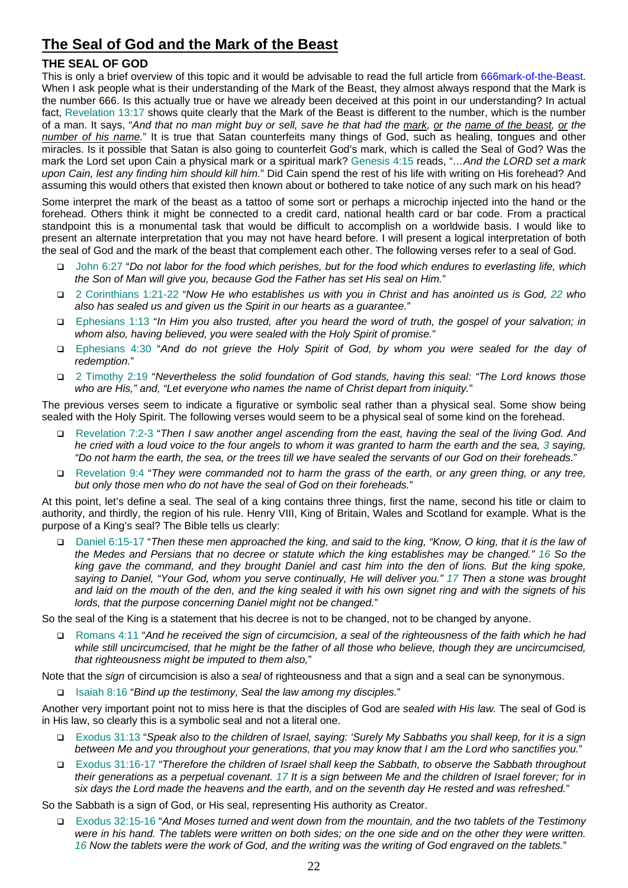# The Seal of God and the Mark of the Beast

## THE SEAL OF GOD

This is only a brief overview of this topic and it would be advisable to read the full article from 666mark-of-the-Beast. When I ask people what is their understanding of the Mark of the Beast, they almost always respond that the Mark is the number 666. Is this actually true or have we already been deceived at this point in our understanding? In actual fact, Revelation 13:17 shows quite clearly that the Mark of the Beast is different to the number, which is the number of a man. It says, "*And that no man might buy or sell, save he that had the mark, or the name of the beast, or the number of his name.*" It is true that Satan counterfeits many things of God, such as healing, tongues and other miracles. Is it possible that Satan is also going to counterfeit God's mark, which is called the Seal of God? Was the mark the Lord set upon Cain a physical mark or a spiritual mark? Genesis 4:15 reads, "*…And the LORD set a mark upon Cain, lest any finding him should kill him.*" Did Cain spend the rest of his life with writing on His forehead? And assuming this would others that existed then known about or bothered to take notice of any such mark on his head?

Some interpret the mark of the beast as a tattoo of some sort or perhaps a microchip injected into the hand or the forehead. Others think it might be connected to a credit card, national health card or bar code. From a practical standpoint this is a monumental task that would be difficult to accomplish on a worldwide basis. I would like to present an alternate interpretation that you may not have heard before. I will present a logical interpretation of both the seal of God and the mark of the beast that complement each other. The following verses refer to a seal of God.

- John 6:27 "*Do not labor for the food which perishes, but for the food which endures to everlasting life, which the Son of Man will give you, because God the Father has set His seal on Him.*"
- 2 Corinthians 1:21-22 "*Now He who establishes us with you in Christ and has anointed us is God, 22 who also has sealed us and given us the Spirit in our hearts as a guarantee.*"
- Ephesians 1:13 "*In Him you also trusted, after you heard the word of truth, the gospel of your salvation; in whom also, having believed, you were sealed with the Holy Spirit of promise.*"
- Ephesians 4:30 "*And do not grieve the Holy Spirit of God, by whom you were sealed for the day of redemption.*"
- 2 Timothy 2:19 "*Nevertheless the solid foundation of God stands, having this seal: "The Lord knows those who are His," and, "Let everyone who names the name of Christ depart from iniquity.*"

The previous verses seem to indicate a figurative or symbolic seal rather than a physical seal. Some show being sealed with the Holy Spirit. The following verses would seem to be a physical seal of some kind on the forehead.

- Revelation 7:2-3 "*Then I saw another angel ascending from the east, having the seal of the living God. And he cried with a loud voice to the four angels to whom it was granted to harm the earth and the sea, 3 saying, "Do not harm the earth, the sea, or the trees till we have sealed the servants of our God on their foreheads.*"
- Revelation 9:4 "*They were commanded not to harm the grass of the earth, or any green thing, or any tree, but only those men who do not have the seal of God on their foreheads.*"

At this point, let's define a seal. The seal of a king contains three things, first the name, second his title or claim to authority, and thirdly, the region of his rule. Henry VIII, King of Britain, Wales and Scotland for example. What is the purpose of a King's seal? The Bible tells us clearly:

- Daniel 6:15-17 "*Then these men approached the king, and said to the king, "Know, O king, that it is the law of the Medes and Persians that no decree or statute which the king establishes may be changed." 16 So the king gave the command, and they brought Daniel and cast him into the den of lions. But the king spoke, saying to Daniel, "Your God, whom you serve continually, He will deliver you." 17 Then a stone was brought and laid on the mouth of the den, and the king sealed it with his own signet ring and with the signets of his lords, that the purpose concerning Daniel might not be changed.*"

So the seal of the King is a statement that his decree is not to be changed, not to be changed by anyone.

- Romans 4:11 "*And he received the sign of circumcision, a seal of the righteousness of the faith which he had while still uncircumcised, that he might be the father of all those who believe, though they are uncircumcised, that righteousness might be imputed to them also,*"

Note that the *sign* of circumcision is also a *seal* of righteousness and that a sign and a seal can be synonymous.

- Isaiah 8:16 "*Bind up the testimony, Seal the law among my disciples.*"

Another very important point not to miss here is that the disciples of God are *sealed with His law.* The seal of God is in His law, so clearly this is a symbolic seal and not a literal one.

- Exodus 31:13 "*Speak also to the children of Israel, saying: 'Surely My Sabbaths you shall keep, for it is a sign between Me and you throughout your generations, that you may know that I am the Lord who sanctifies you.*"
- Exodus 31:16-17 "*Therefore the children of Israel shall keep the Sabbath, to observe the Sabbath throughout their generations as a perpetual covenant. 17 It is a sign between Me and the children of Israel forever; for in six days the Lord made the heavens and the earth, and on the seventh day He rested and was refreshed.*"

So the Sabbath is a sign of God, or His seal, representing His authority as Creator.

- Exodus 32:15-16 "*And Moses turned and went down from the mountain, and the two tablets of the Testimony were in his hand. The tablets were written on both sides; on the one side and on the other they were written. 16 Now the tablets were the work of God, and the writing was the writing of God engraved on the tablets.*"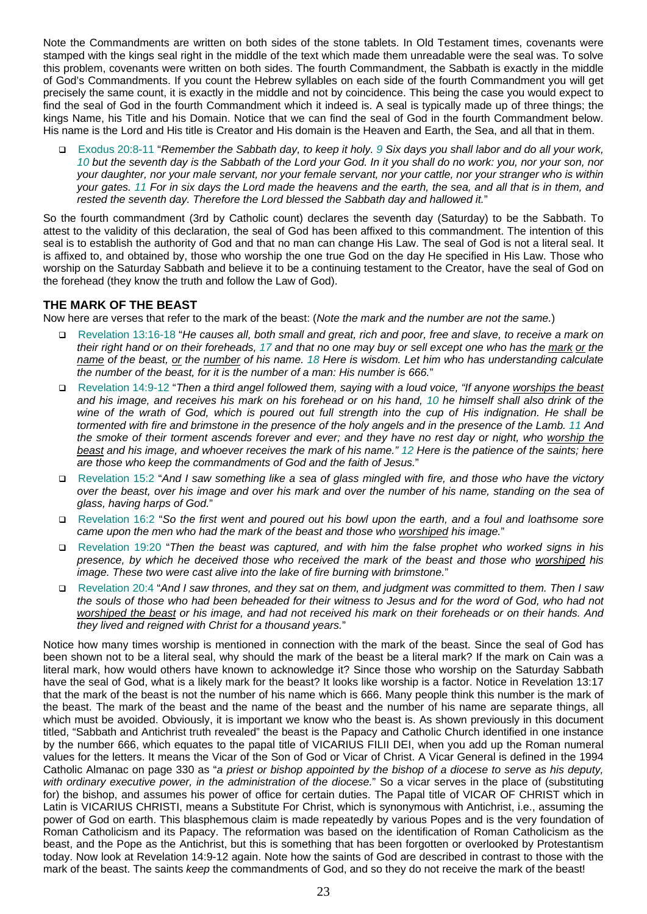Note the Commandments are written on both sides of the stone tablets. In Old Testament times, covenants were stamped with the kings seal right in the middle of the text which made them unreadable were the seal was. To solve this problem, covenants were written on both sides. The fourth Commandment, the Sabbath is exactly in the middle of God's Commandments. If you count the Hebrew syllables on each side of the fourth Commandment you will get precisely the same count, it is exactly in the middle and not by coincidence. This being the case you would expect to find the seal of God in the fourth Commandment which it indeed is. A seal is typically made up of three things; the kings Name, his Title and his Domain. Notice that we can find the seal of God in the fourth Commandment below. His name is the Lord and His title is Creator and His domain is the Heaven and Earth, the Sea, and all that in them.

- Exodus 20:8-11 "*Remember the Sabbath day, to keep it holy. 9 Six days you shall labor and do all your work, 10 but the seventh day is the Sabbath of the Lord your God. In it you shall do no work: you, nor your son, nor your daughter, nor your male servant, nor your female servant, nor your cattle, nor your stranger who is within your gates. 11 For in six days the Lord made the heavens and the earth, the sea, and all that is in them, and rested the seventh day. Therefore the Lord blessed the Sabbath day and hallowed it.*"

So the fourth commandment (3rd by Catholic count) declares the seventh day (Saturday) to be the Sabbath. To attest to the validity of this declaration, the seal of God has been affixed to this commandment. The intention of this seal is to establish the authority of God and that no man can change His Law. The seal of God is not a literal seal. It is affixed to, and obtained by, those who worship the one true God on the day He specified in His Law. Those who worship on the Saturday Sabbath and believe it to be a continuing testament to the Creator, have the seal of God on the forehead (they know the truth and follow the Law of God).

### THE MARK OF THE BEAST

Now here are verses that refer to the mark of the beast: (*Note the mark and the number are not the same.*)

- Revelation 13:16-18 "*He causes all, both small and great, rich and poor, free and slave, to receive a mark on their right hand or on their foreheads, 17 and that no one may buy or sell except one who has the <u>mark</u> <u>or</u> the <u>name</u> of the beast, <u>or</u> the <u>number</u> of his name. 18 Here is wisdom. Let him who has understanding calculate the number of the beast, for it is the number of a man: His number is 666.*"
- Revelation 14:9-12 "*Then a third angel followed them, saying with a loud voice, "If anyone <u>worships the beast</u> and his image, and receives his mark on his forehead or on his hand, 10 he himself shall also drink of the wine of the wrath of God, which is poured out full strength into the cup of His indignation. He shall be tormented with fire and brimstone in the presence of the holy angels and in the presence of the Lamb. 11 And the smoke of their torment ascends forever and ever; and they have no rest day or night, who <u>worship the beast</u> and his image, and whoever receives the mark of his name." 12 Here is the patience of the saints; here are those who keep the commandments of God and the faith of Jesus.*"
- Revelation 15:2 "*And I saw something like a sea of glass mingled with fire, and those who have the victory over the beast, over his image and over his mark and over the number of his name, standing on the sea of glass, having harps of God.*"
- Revelation 16:2 "*So the first went and poured out his bowl upon the earth, and a foul and loathsome sore came upon the men who had the mark of the beast and those who <u>worshiped</u> his image.*"
- Revelation 19:20 "*Then the beast was captured, and with him the false prophet who worked signs in his presence, by which he deceived those who received the mark of the beast and those who <u>worshiped</u> his image. These two were cast alive into the lake of fire burning with brimstone.*"
- Revelation 20:4 "*And I saw thrones, and they sat on them, and judgment was committed to them. Then I saw the souls of those who had been beheaded for their witness to Jesus and for the word of God, who had not <u>worshiped the beast</u> or his image, and had not received his mark on their foreheads or on their hands. And they lived and reigned with Christ for a thousand years.*"

Notice how many times worship is mentioned in connection with the mark of the beast. Since the seal of God has been shown not to be a literal seal, why should the mark of the beast be a literal mark? If the mark on Cain was a literal mark, how would others have known to acknowledge it? Since those who worship on the Saturday Sabbath have the seal of God, what is a likely mark for the beast? It looks like worship is a factor. Notice in Revelation 13:17 that the mark of the beast is not the number of his name which is 666. Many people think this number is the mark of the beast. The mark of the beast and the name of the beast and the number of his name are separate things, all which must be avoided. Obviously, it is important we know who the beast is. As shown previously in this document titled, "Sabbath and Antichrist truth revealed" the beast is the Papacy and Catholic Church identified in one instance by the number 666, which equates to the papal title of VICARIUS FILII DEI, when you add up the Roman numeral values for the letters. It means the Vicar of the Son of God or Vicar of Christ. A Vicar General is defined in the 1994 Catholic Almanac on page 330 as "*a priest or bishop appointed by the bishop of a diocese to serve as his deputy, with ordinary executive power, in the administration of the diocese.*" So a vicar serves in the place of (substituting for) the bishop, and assumes his power of office for certain duties. The Papal title of VICAR OF CHRIST which in Latin is VICARIUS CHRISTI, means a Substitute For Christ, which is synonymous with Antichrist, i.e., assuming the power of God on earth. This blasphemous claim is made repeatedly by various Popes and is the very foundation of Roman Catholicism and its Papacy. The reformation was based on the identification of Roman Catholicism as the beast, and the Pope as the Antichrist, but this is something that has been forgotten or overlooked by Protestantism today. Now look at Revelation 14:9-12 again. Note how the saints of God are described in contrast to those with the mark of the beast. The saints *keep* the commandments of God, and so they do not receive the mark of the beast!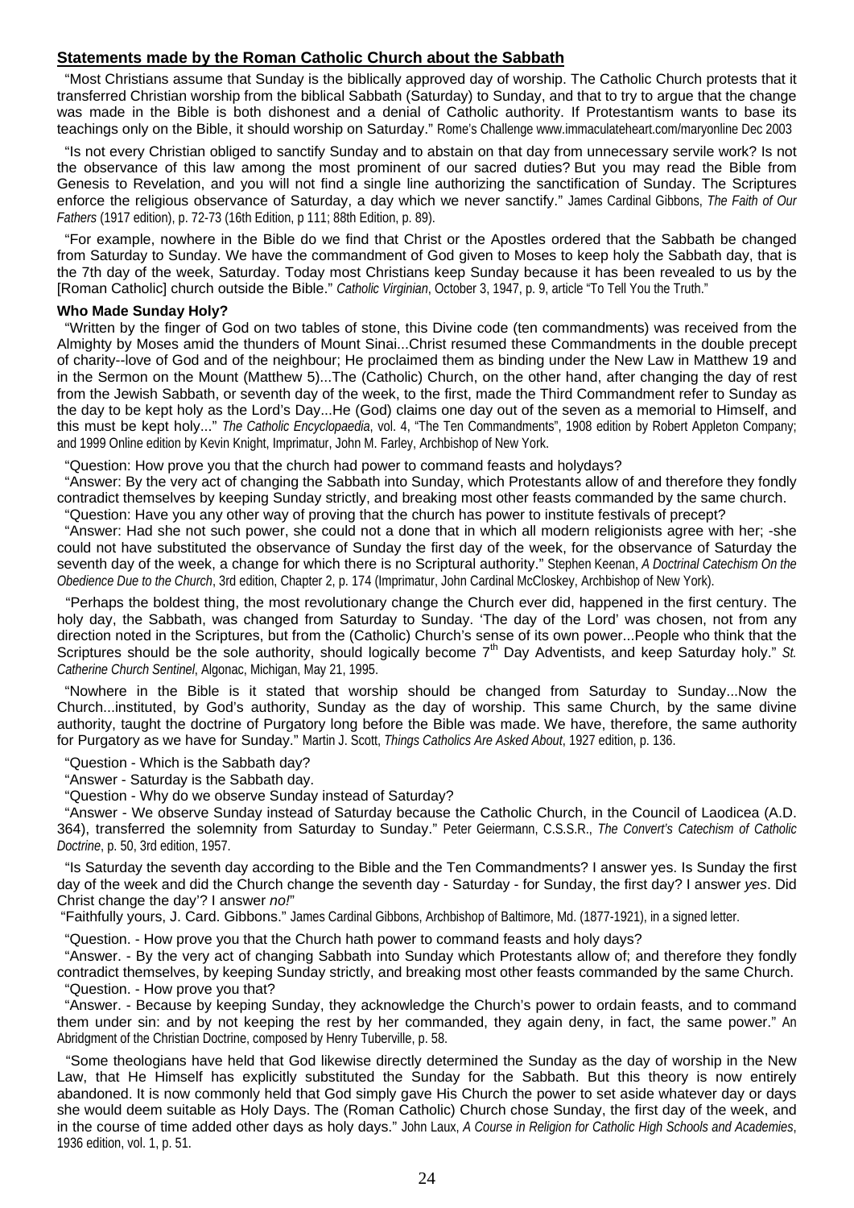## Statements made by the Roman Catholic Church about the Sabbath

"Most Christians assume that Sunday is the biblically approved day of worship. The Catholic Church protests that it transferred Christian worship from the biblical Sabbath (Saturday) to Sunday, and that to try to argue that the change was made in the Bible is both dishonest and a denial of Catholic authority. If Protestantism wants to base its teachings only on the Bible, it should worship on Saturday." Rome's Challenge www.immaculateheart.com/maryonline Dec 2003

"Is not every Christian obliged to sanctify Sunday and to abstain on that day from unnecessary servile work? Is not the observance of this law among the most prominent of our sacred duties? But you may read the Bible from Genesis to Revelation, and you will not find a single line authorizing the sanctification of Sunday. The Scriptures enforce the religious observance of Saturday, a day which we never sanctify." James Cardinal Gibbons, *The Faith of Our Fathers* (1917 edition), p. 72-73 (16th Edition, p 111; 88th Edition, p. 89).

"For example, nowhere in the Bible do we find that Christ or the Apostles ordered that the Sabbath be changed from Saturday to Sunday. We have the commandment of God given to Moses to keep holy the Sabbath day, that is the 7th day of the week, Saturday. Today most Christians keep Sunday because it has been revealed to us by the [Roman Catholic] church outside the Bible." *Catholic Virginian*, October 3, 1947, p. 9, article "To Tell You the Truth."

**Who Made Sunday Holy?**

"Written by the finger of God on two tables of stone, this Divine code (ten commandments) was received from the Almighty by Moses amid the thunders of Mount Sinai...Christ resumed these Commandments in the double precept of charity--love of God and of the neighbour; He proclaimed them as binding under the New Law in Matthew 19 and in the Sermon on the Mount (Matthew 5)...The (Catholic) Church, on the other hand, after changing the day of rest from the Jewish Sabbath, or seventh day of the week, to the first, made the Third Commandment refer to Sunday as the day to be kept holy as the Lord's Day...He (God) claims one day out of the seven as a memorial to Himself, and this must be kept holy..." *The Catholic Encyclopaedia*, vol. 4, "The Ten Commandments", 1908 edition by Robert Appleton Company; and 1999 Online edition by Kevin Knight, Imprimatur, John M. Farley, Archbishop of New York.

"Question: How prove you that the church had power to command feasts and holydays?

"Answer: By the very act of changing the Sabbath into Sunday, which Protestants allow of and therefore they fondly contradict themselves by keeping Sunday strictly, and breaking most other feasts commanded by the same church.

"Question: Have you any other way of proving that the church has power to institute festivals of precept?

"Answer: Had she not such power, she could not a done that in which all modern religionists agree with her; -she could not have substituted the observance of Sunday the first day of the week, for the observance of Saturday the seventh day of the week, a change for which there is no Scriptural authority." Stephen Keenan, *A Doctrinal Catechism On the Obedience Due to the Church*, 3rd edition, Chapter 2, p. 174 (Imprimatur, John Cardinal McCloskey, Archbishop of New York).

"Perhaps the boldest thing, the most revolutionary change the Church ever did, happened in the first century. The holy day, the Sabbath, was changed from Saturday to Sunday. 'The day of the Lord' was chosen, not from any direction noted in the Scriptures, but from the (Catholic) Church's sense of its own power...People who think that the Scriptures should be the sole authority, should logically become 7th Day Adventists, and keep Saturday holy." *St. Catherine Church Sentinel*, Algonac, Michigan, May 21, 1995.

"Nowhere in the Bible is it stated that worship should be changed from Saturday to Sunday...Now the Church...instituted, by God's authority, Sunday as the day of worship. This same Church, by the same divine authority, taught the doctrine of Purgatory long before the Bible was made. We have, therefore, the same authority for Purgatory as we have for Sunday." Martin J. Scott, *Things Catholics Are Asked About*, 1927 edition, p. 136.

"Question - Which is the Sabbath day?

"Answer - Saturday is the Sabbath day.

"Question - Why do we observe Sunday instead of Saturday?

"Answer - We observe Sunday instead of Saturday because the Catholic Church, in the Council of Laodicea (A.D. 364), transferred the solemnity from Saturday to Sunday." Peter Geiermann, C.S.S.R., *The Convert's Catechism of Catholic Doctrine*, p. 50, 3rd edition, 1957.

"Is Saturday the seventh day according to the Bible and the Ten Commandments? I answer yes. Is Sunday the first day of the week and did the Church change the seventh day - Saturday - for Sunday, the first day? I answer *yes*. Did Christ change the day'? I answer *no!*"

"Faithfully yours, J. Card. Gibbons." James Cardinal Gibbons, Archbishop of Baltimore, Md. (1877-1921), in a signed letter.

"Question. - How prove you that the Church hath power to command feasts and holy days?

"Answer. - By the very act of changing Sabbath into Sunday which Protestants allow of; and therefore they fondly contradict themselves, by keeping Sunday strictly, and breaking most other feasts commanded by the same Church.

"Question. - How prove you that?

"Answer. - Because by keeping Sunday, they acknowledge the Church's power to ordain feasts, and to command them under sin: and by not keeping the rest by her commanded, they again deny, in fact, the same power." An Abridgment of the Christian Doctrine, composed by Henry Tuberville, p. 58.

"Some theologians have held that God likewise directly determined the Sunday as the day of worship in the New Law, that He Himself has explicitly substituted the Sunday for the Sabbath. But this theory is now entirely abandoned. It is now commonly held that God simply gave His Church the power to set aside whatever day or days she would deem suitable as Holy Days. The (Roman Catholic) Church chose Sunday, the first day of the week, and in the course of time added other days as holy days." John Laux, *A Course in Religion for Catholic High Schools and Academies*, 1936 edition, vol. 1, p. 51.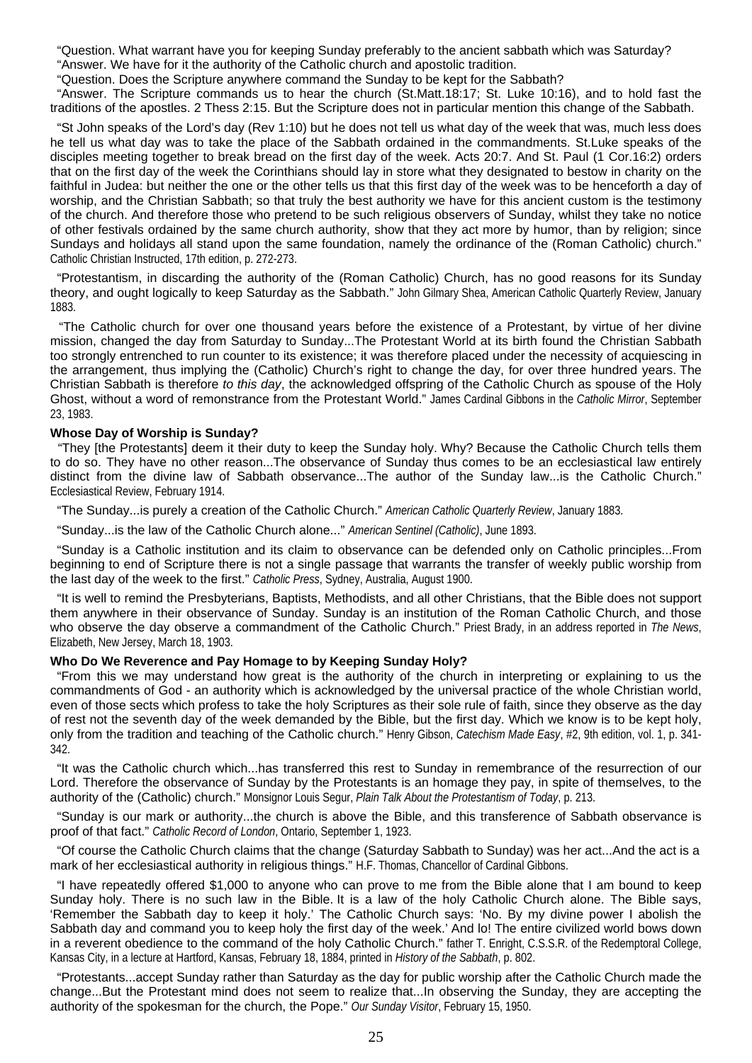"Question. What warrant have you for keeping Sunday preferably to the ancient sabbath which was Saturday?
"Answer. We have for it the authority of the Catholic church and apostolic tradition.
"Question. Does the Scripture anywhere command the Sunday to be kept for the Sabbath?
"Answer. The Scripture commands us to hear the church (St.Matt.18:17; St. Luke 10:16), and to hold fast the traditions of the apostles. 2 Thess 2:15. But the Scripture does not in particular mention this change of the Sabbath.

"St John speaks of the Lord's day (Rev 1:10) but he does not tell us what day of the week that was, much less does he tell us what day was to take the place of the Sabbath ordained in the commandments. St.Luke speaks of the disciples meeting together to break bread on the first day of the week. Acts 20:7. And St. Paul (1 Cor.16:2) orders that on the first day of the week the Corinthians should lay in store what they designated to bestow in charity on the faithful in Judea: but neither the one or the other tells us that this first day of the week was to be henceforth a day of worship, and the Christian Sabbath; so that truly the best authority we have for this ancient custom is the testimony of the church. And therefore those who pretend to be such religious observers of Sunday, whilst they take no notice of other festivals ordained by the same church authority, show that they act more by humor, than by religion; since Sundays and holidays all stand upon the same foundation, namely the ordinance of the (Roman Catholic) church." Catholic Christian Instructed, 17th edition, p. 272-273.

"Protestantism, in discarding the authority of the (Roman Catholic) Church, has no good reasons for its Sunday theory, and ought logically to keep Saturday as the Sabbath." John Gilmary Shea, American Catholic Quarterly Review, January 1883.

"The Catholic church for over one thousand years before the existence of a Protestant, by virtue of her divine mission, changed the day from Saturday to Sunday...The Protestant World at its birth found the Christian Sabbath too strongly entrenched to run counter to its existence; it was therefore placed under the necessity of acquiescing in the arrangement, thus implying the (Catholic) Church's right to change the day, for over three hundred years. The Christian Sabbath is therefore *to this day*, the acknowledged offspring of the Catholic Church as spouse of the Holy Ghost, without a word of remonstrance from the Protestant World." James Cardinal Gibbons in the *Catholic Mirror*, September 23, 1983.

**Whose Day of Worship is Sunday?**

"They [the Protestants] deem it their duty to keep the Sunday holy. Why? Because the Catholic Church tells them to do so. They have no other reason...The observance of Sunday thus comes to be an ecclesiastical law entirely distinct from the divine law of Sabbath observance...The author of the Sunday law...is the Catholic Church." Ecclesiastical Review, February 1914.

"The Sunday...is purely a creation of the Catholic Church." *American Catholic Quarterly Review*, January 1883.

"Sunday...is the law of the Catholic Church alone..." *American Sentinel (Catholic)*, June 1893.

"Sunday is a Catholic institution and its claim to observance can be defended only on Catholic principles...From beginning to end of Scripture there is not a single passage that warrants the transfer of weekly public worship from the last day of the week to the first." *Catholic Press*, Sydney, Australia, August 1900.

"It is well to remind the Presbyterians, Baptists, Methodists, and all other Christians, that the Bible does not support them anywhere in their observance of Sunday. Sunday is an institution of the Roman Catholic Church, and those who observe the day observe a commandment of the Catholic Church." Priest Brady, in an address reported in *The News*, Elizabeth, New Jersey, March 18, 1903.

**Who Do We Reverence and Pay Homage to by Keeping Sunday Holy?**

"From this we may understand how great is the authority of the church in interpreting or explaining to us the commandments of God - an authority which is acknowledged by the universal practice of the whole Christian world, even of those sects which profess to take the holy Scriptures as their sole rule of faith, since they observe as the day of rest not the seventh day of the week demanded by the Bible, but the first day. Which we know is to be kept holy, only from the tradition and teaching of the Catholic church." Henry Gibson, *Catechism Made Easy*, #2, 9th edition, vol. 1, p. 341-342.

"It was the Catholic church which...has transferred this rest to Sunday in remembrance of the resurrection of our Lord. Therefore the observance of Sunday by the Protestants is an homage they pay, in spite of themselves, to the authority of the (Catholic) church." Monsignor Louis Segur, *Plain Talk About the Protestantism of Today*, p. 213.

"Sunday is our mark or authority...the church is above the Bible, and this transference of Sabbath observance is proof of that fact." *Catholic Record of London*, Ontario, September 1, 1923.

"Of course the Catholic Church claims that the change (Saturday Sabbath to Sunday) was her act...And the act is a mark of her ecclesiastical authority in religious things." H.F. Thomas, Chancellor of Cardinal Gibbons.

"I have repeatedly offered $1,000 to anyone who can prove to me from the Bible alone that I am bound to keep Sunday holy. There is no such law in the Bible. It is a law of the holy Catholic Church alone. The Bible says, 'Remember the Sabbath day to keep it holy.' The Catholic Church says: 'No. By my divine power I abolish the Sabbath day and command you to keep holy the first day of the week.' And lo! The entire civilized world bows down in a reverent obedience to the command of the holy Catholic Church." father T. Enright, C.S.S.R. of the Redemptoral College, Kansas City, in a lecture at Hartford, Kansas, February 18, 1884, printed in *History of the Sabbath*, p. 802.

"Protestants...accept Sunday rather than Saturday as the day for public worship after the Catholic Church made the change...But the Protestant mind does not seem to realize that...In observing the Sunday, they are accepting the authority of the spokesman for the church, the Pope." *Our Sunday Visitor*, February 15, 1950.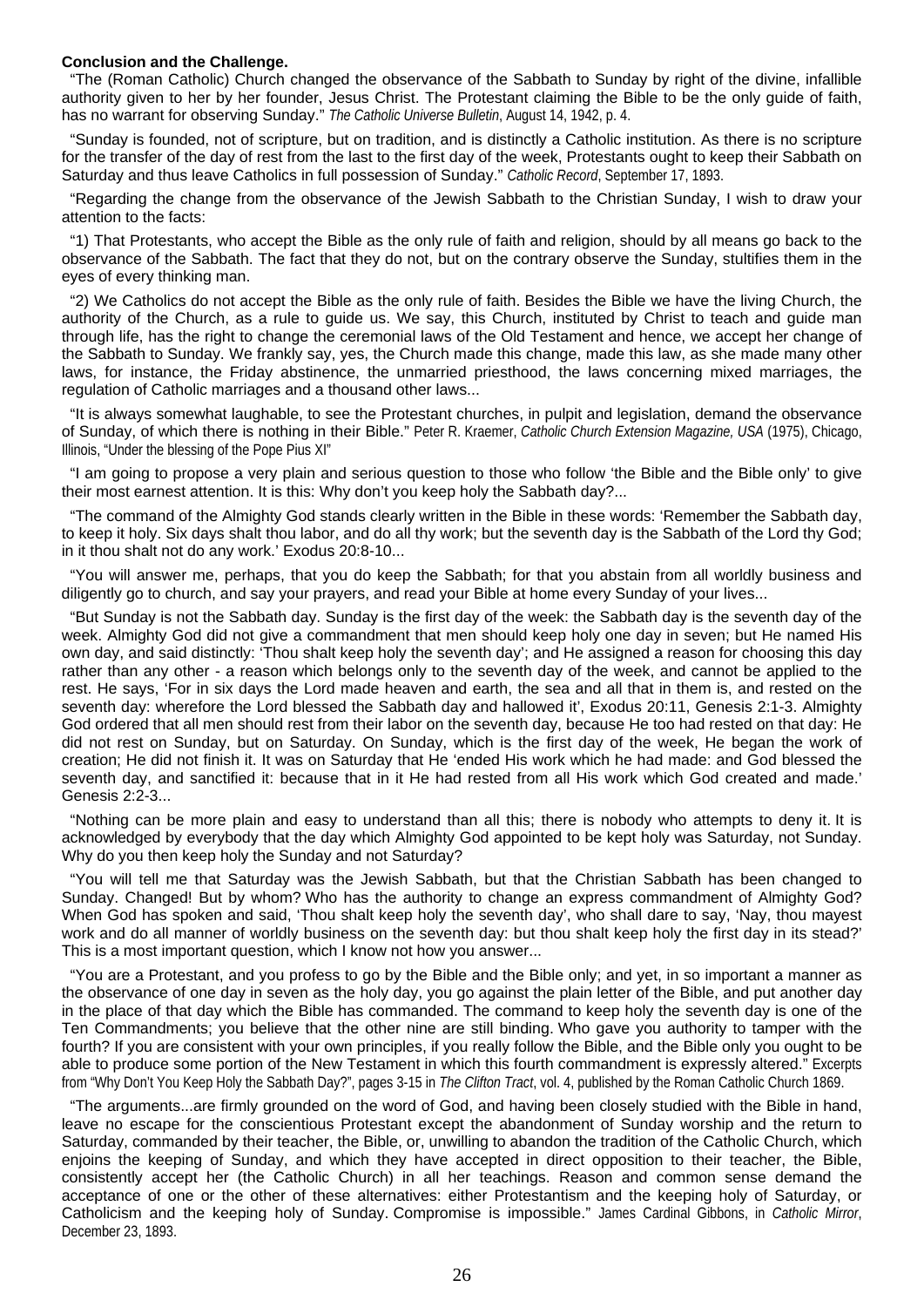**Conclusion and the Challenge.**

"The (Roman Catholic) Church changed the observance of the Sabbath to Sunday by right of the divine, infallible authority given to her by her founder, Jesus Christ. The Protestant claiming the Bible to be the only guide of faith, has no warrant for observing Sunday." *The Catholic Universe Bulletin*, August 14, 1942, p. 4.

"Sunday is founded, not of scripture, but on tradition, and is distinctly a Catholic institution. As there is no scripture for the transfer of the day of rest from the last to the first day of the week, Protestants ought to keep their Sabbath on Saturday and thus leave Catholics in full possession of Sunday." *Catholic Record*, September 17, 1893.

"Regarding the change from the observance of the Jewish Sabbath to the Christian Sunday, I wish to draw your attention to the facts:

"1) That Protestants, who accept the Bible as the only rule of faith and religion, should by all means go back to the observance of the Sabbath. The fact that they do not, but on the contrary observe the Sunday, stultifies them in the eyes of every thinking man.

"2) We Catholics do not accept the Bible as the only rule of faith. Besides the Bible we have the living Church, the authority of the Church, as a rule to guide us. We say, this Church, instituted by Christ to teach and guide man through life, has the right to change the ceremonial laws of the Old Testament and hence, we accept her change of the Sabbath to Sunday. We frankly say, yes, the Church made this change, made this law, as she made many other laws, for instance, the Friday abstinence, the unmarried priesthood, the laws concerning mixed marriages, the regulation of Catholic marriages and a thousand other laws...

"It is always somewhat laughable, to see the Protestant churches, in pulpit and legislation, demand the observance of Sunday, of which there is nothing in their Bible." Peter R. Kraemer, *Catholic Church Extension Magazine, USA* (1975), Chicago, Illinois, "Under the blessing of the Pope Pius XI"

"I am going to propose a very plain and serious question to those who follow 'the Bible and the Bible only' to give their most earnest attention. It is this: Why don't you keep holy the Sabbath day?...

"The command of the Almighty God stands clearly written in the Bible in these words: 'Remember the Sabbath day, to keep it holy. Six days shalt thou labor, and do all thy work; but the seventh day is the Sabbath of the Lord thy God; in it thou shalt not do any work.' Exodus 20:8-10...

"You will answer me, perhaps, that you do keep the Sabbath; for that you abstain from all worldly business and diligently go to church, and say your prayers, and read your Bible at home every Sunday of your lives...

"But Sunday is not the Sabbath day. Sunday is the first day of the week: the Sabbath day is the seventh day of the week. Almighty God did not give a commandment that men should keep holy one day in seven; but He named His own day, and said distinctly: 'Thou shalt keep holy the seventh day'; and He assigned a reason for choosing this day rather than any other - a reason which belongs only to the seventh day of the week, and cannot be applied to the rest. He says, 'For in six days the Lord made heaven and earth, the sea and all that in them is, and rested on the seventh day: wherefore the Lord blessed the Sabbath day and hallowed it', Exodus 20:11, Genesis 2:1-3. Almighty God ordered that all men should rest from their labor on the seventh day, because He too had rested on that day: He did not rest on Sunday, but on Saturday. On Sunday, which is the first day of the week, He began the work of creation; He did not finish it. It was on Saturday that He 'ended His work which he had made: and God blessed the seventh day, and sanctified it: because that in it He had rested from all His work which God created and made.' Genesis 2:2-3...

"Nothing can be more plain and easy to understand than all this; there is nobody who attempts to deny it. It is acknowledged by everybody that the day which Almighty God appointed to be kept holy was Saturday, not Sunday. Why do you then keep holy the Sunday and not Saturday?

"You will tell me that Saturday was the Jewish Sabbath, but that the Christian Sabbath has been changed to Sunday. Changed! But by whom? Who has the authority to change an express commandment of Almighty God? When God has spoken and said, 'Thou shalt keep holy the seventh day', who shall dare to say, 'Nay, thou mayest work and do all manner of worldly business on the seventh day: but thou shalt keep holy the first day in its stead?' This is a most important question, which I know not how you answer...

"You are a Protestant, and you profess to go by the Bible and the Bible only; and yet, in so important a manner as the observance of one day in seven as the holy day, you go against the plain letter of the Bible, and put another day in the place of that day which the Bible has commanded. The command to keep holy the seventh day is one of the Ten Commandments; you believe that the other nine are still binding. Who gave you authority to tamper with the fourth? If you are consistent with your own principles, if you really follow the Bible, and the Bible only you ought to be able to produce some portion of the New Testament in which this fourth commandment is expressly altered." Excerpts from "Why Don't You Keep Holy the Sabbath Day?", pages 3-15 in *The Clifton Tract*, vol. 4, published by the Roman Catholic Church 1869.

"The arguments...are firmly grounded on the word of God, and having been closely studied with the Bible in hand, leave no escape for the conscientious Protestant except the abandonment of Sunday worship and the return to Saturday, commanded by their teacher, the Bible, or, unwilling to abandon the tradition of the Catholic Church, which enjoins the keeping of Sunday, and which they have accepted in direct opposition to their teacher, the Bible, consistently accept her (the Catholic Church) in all her teachings. Reason and common sense demand the acceptance of one or the other of these alternatives: either Protestantism and the keeping holy of Saturday, or Catholicism and the keeping holy of Sunday. Compromise is impossible." James Cardinal Gibbons, in *Catholic Mirror*, December 23, 1893.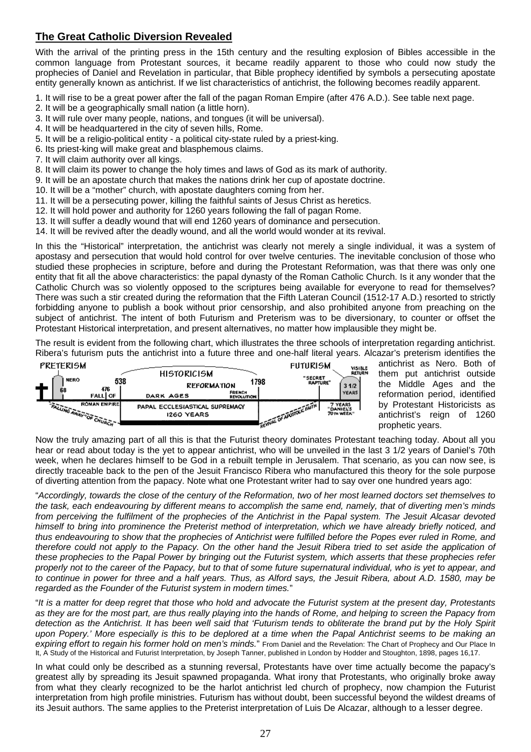## The Great Catholic Diversion Revealed

With the arrival of the printing press in the 15th century and the resulting explosion of Bibles accessible in the common language from Protestant sources, it became readily apparent to those who could now study the prophecies of Daniel and Revelation in particular, that Bible prophecy identified by symbols a persecuting apostate entity generally known as antichrist. If we list characteristics of antichrist, the following becomes readily apparent.

1. It will rise to be a great power after the fall of the pagan Roman Empire (after 476 A.D.). See table next page.
2. It will be a geographically small nation (a little horn).
3. It will rule over many people, nations, and tongues (it will be universal).
4. It will be headquartered in the city of seven hills, Rome.
5. It will be a religio-political entity - a political city-state ruled by a priest-king.
6. Its priest-king will make great and blasphemous claims.
7. It will claim authority over all kings.
8. It will claim its power to change the holy times and laws of God as its mark of authority.
9. It will be an apostate church that makes the nations drink her cup of apostate doctrine.
10. It will be a "mother" church, with apostate daughters coming from her.
11. It will be a persecuting power, killing the faithful saints of Jesus Christ as heretics.
12. It will hold power and authority for 1260 years following the fall of pagan Rome.
13. It will suffer a deadly wound that will end 1260 years of dominance and persecution.
14. It will be revived after the deadly wound, and all the world would wonder at its revival.

In this the "Historical" interpretation, the antichrist was clearly not merely a single individual, it was a system of apostasy and persecution that would hold control for over twelve centuries. The inevitable conclusion of those who studied these prophecies in scripture, before and during the Protestant Reformation, was that there was only one entity that fit all the above characteristics: the papal dynasty of the Roman Catholic Church. Is it any wonder that the Catholic Church was so violently opposed to the scriptures being available for everyone to read for themselves? There was such a stir created during the reformation that the Fifth Lateran Council (1512-17 A.D.) resorted to strictly forbidding anyone to publish a book without prior censorship, and also prohibited anyone from preaching on the subject of antichrist. The intent of both Futurism and Preterism was to be diversionary, to counter or offset the Protestant Historical interpretation, and present alternatives, no matter how implausible they might be.

The result is evident from the following chart, which illustrates the three schools of interpretation regarding antichrist. Ribera's futurism puts the antichrist into a future three and one-half literal years. Alcazar's preterism identifies the antichrist as Nero. Both of them put antichrist outside the Middle Ages and the reformation period, identified by Protestant Historicists as antichrist's reign of 1260 prophetic years.

PRETERISM
HISTORICISM
FUTURISM
VISIBLE RETURN
NERO
68
538
476
FALL OF
ROMAN EMPIRE
REFORMATION
1798
"SECRET RAPTURE"
3 1/2 YEARS
DARK AGES
FRENCH REVOLUTION
PAPAL ECCLESIASTICAL SUPREMACY
1260 YEARS
7 YEARS
"DANIEL'S 70TH WEEK"
"FALLING AWAY" OF CHURCH
REVIVAL OF APOSTOLIC FAITH

Now the truly amazing part of all this is that the Futurist theory dominates Protestant teaching today. About all you hear or read about today is the yet to appear antichrist, who will be unveiled in the last 3 1/2 years of Daniel's 70th week, when he declares himself to be God in a rebuilt temple in Jerusalem. That scenario, as you can now see, is directly traceable back to the pen of the Jesuit Francisco Ribera who manufactured this theory for the sole purpose of diverting attention from the papacy. Note what one Protestant writer had to say over one hundred years ago:

"*Accordingly, towards the close of the century of the Reformation, two of her most learned doctors set themselves to the task, each endeavouring by different means to accomplish the same end, namely, that of diverting men's minds from perceiving the fulfilment of the prophecies of the Antichrist in the Papal system. The Jesuit Alcasar devoted himself to bring into prominence the Preterist method of interpretation, which we have already briefly noticed, and thus endeavouring to show that the prophecies of Antichrist were fulfilled before the Popes ever ruled in Rome, and therefore could not apply to the Papacy. On the other hand the Jesuit Ribera tried to set aside the application of these prophecies to the Papal Power by bringing out the Futurist system, which asserts that these prophecies refer properly not to the career of the Papacy, but to that of some future supernatural individual, who is yet to appear, and to continue in power for three and a half years. Thus, as Alford says, the Jesuit Ribera, about A.D. 1580, may be regarded as the Founder of the Futurist system in modern times.*"

"*It is a matter for deep regret that those who hold and advocate the Futurist system at the present day, Protestants as they are for the most part, are thus really playing into the hands of Rome, and helping to screen the Papacy from detection as the Antichrist. It has been well said that 'Futurism tends to obliterate the brand put by the Holy Spirit upon Popery.' More especially is this to be deplored at a time when the Papal Antichrist seems to be making an expiring effort to regain his former hold on men's minds.*" From Daniel and the Revelation: The Chart of Prophecy and Our Place In It, A Study of the Historical and Futurist Interpretation, by Joseph Tanner, published in London by Hodder and Stoughton, 1898, pages 16,17.

In what could only be described as a stunning reversal, Protestants have over time actually become the papacy's greatest ally by spreading its Jesuit spawned propaganda. What irony that Protestants, who originally broke away from what they clearly recognized to be the harlot antichrist led church of prophecy, now champion the Futurist interpretation from high profile ministries. Futurism has without doubt, been successful beyond the wildest dreams of its Jesuit authors. The same applies to the Preterist interpretation of Luis De Alcazar, although to a lesser degree.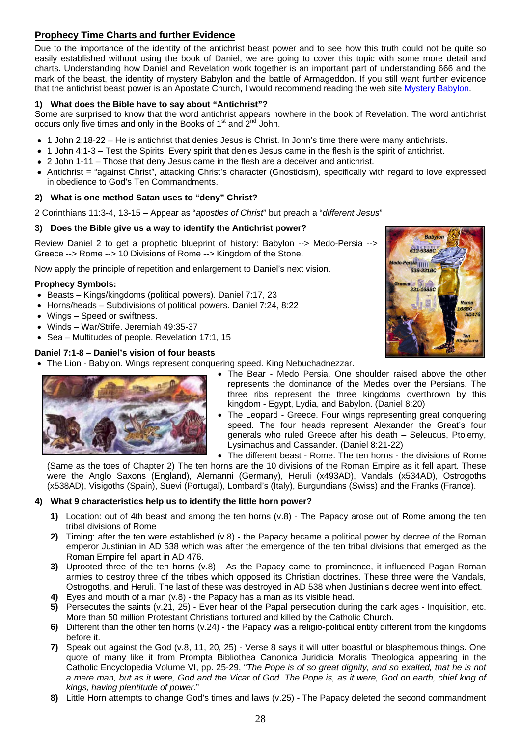## Prophecy Time Charts and further Evidence

Due to the importance of the identity of the antichrist beast power and to see how this truth could not be quite so easily established without using the book of Daniel, we are going to cover this topic with some more detail and charts. Understanding how Daniel and Revelation work together is an important part of understanding 666 and the mark of the beast, the identity of mystery Babylon and the battle of Armageddon. If you still want further evidence that the antichrist beast power is an Apostate Church, I would recommend reading the web site Mystery Babylon.

### 1) What does the Bible have to say about "Antichrist"?

Some are surprised to know that the word antichrist appears nowhere in the book of Revelation. The word antichrist occurs only five times and only in the Books of 1st and 2nd John.

- 1 John 2:18-22 – He is antichrist that denies Jesus is Christ. In John's time there were many antichrists.
- 1 John 4:1-3 – Test the Spirits. Every spirit that denies Jesus came in the flesh is the spirit of antichrist.
- 2 John 1-11 – Those that deny Jesus came in the flesh are a deceiver and antichrist.
- Antichrist = "against Christ", attacking Christ's character (Gnosticism), specifically with regard to love expressed in obedience to God's Ten Commandments.

### 2) What is one method Satan uses to "deny" Christ?

2 Corinthians 11:3-4, 13-15 – Appear as "*apostles of Christ*" but preach a "*different Jesus*"

### 3) Does the Bible give us a way to identify the Antichrist power?

Review Daniel 2 to get a prophetic blueprint of history: Babylon --> Medo-Persia --> Greece --> Rome --> 10 Divisions of Rome --> Kingdom of the Stone.

Now apply the principle of repetition and enlargement to Daniel's next vision.

**Prophecy Symbols:**

- Beasts – Kings/kingdoms (political powers). Daniel 7:17, 23
- Horns/heads – Subdivisions of political powers. Daniel 7:24, 8:22
- Wings – Speed or swiftness.
- Winds – War/Strife. Jeremiah 49:35-37
- Sea – Multitudes of people. Revelation 17:1, 15

**Daniel 7:1-8 – Daniel's vision of four beasts**

- The Lion - Babylon. Wings represent conquering speed. King Nebuchadnezzar.
- The Bear - Medo Persia. One shoulder raised above the other represents the dominance of the Medes over the Persians. The three ribs represent the three kingdoms overthrown by this kingdom - Egypt, Lydia, and Babylon. (Daniel 8:20)
- The Leopard - Greece. Four wings representing great conquering speed. The four heads represent Alexander the Great's four generals who ruled Greece after his death – Seleucus, Ptolemy, Lysimachus and Cassander. (Daniel 8:21-22)
- The different beast - Rome. The ten horns - the divisions of Rome (Same as the toes of Chapter 2) The ten horns are the 10 divisions of the Roman Empire as it fell apart. These were the Anglo Saxons (England), Alemanni (Germany), Heruli (x493AD), Vandals (x534AD), Ostrogoths (x538AD), Visigoths (Spain), Suevi (Portugal), Lombard's (Italy), Burgundians (Swiss) and the Franks (France).

### 4) What 9 characteristics help us to identify the little horn power?

1) Location: out of 4th beast and among the ten horns (v.8) - The Papacy arose out of Rome among the ten tribal divisions of Rome
2) Timing: after the ten were established (v.8) - the Papacy became a political power by decree of the Roman emperor Justinian in AD 538 which was after the emergence of the ten tribal divisions that emerged as the Roman Empire fell apart in AD 476.
3) Uprooted three of the ten horns (v.8) - As the Papacy came to prominence, it influenced Pagan Roman armies to destroy three of the tribes which opposed its Christian doctrines. These three were the Vandals, Ostrogoths, and Heruli. The last of these was destroyed in AD 538 when Justinian's decree went into effect.
4) Eyes and mouth of a man (v.8) - the Papacy has a man as its visible head.
5) Persecutes the saints (v.21, 25) - Ever hear of the Papal persecution during the dark ages - Inquisition, etc. More than 50 million Protestant Christians tortured and killed by the Catholic Church.
6) Different than the other ten horns (v.24) - the Papacy was a religio-political entity different from the kingdoms before it.
7) Speak out against the God (v.8, 11, 20, 25) - Verse 8 says it will utter boastful or blasphemous things. One quote of many like it from Prompta Bibliothea Canonica Juridicia Moralis Theologica appearing in the Catholic Encyclopedia Volume VI, pp. 25-29, "*The Pope is of so great dignity, and so exalted, that he is not a mere man, but as it were, God and the Vicar of God. The Pope is, as it were, God on earth, chief king of kings, having plentitude of power.*"
8) Little Horn attempts to change God's times and laws (v.25) - The Papacy deleted the second commandment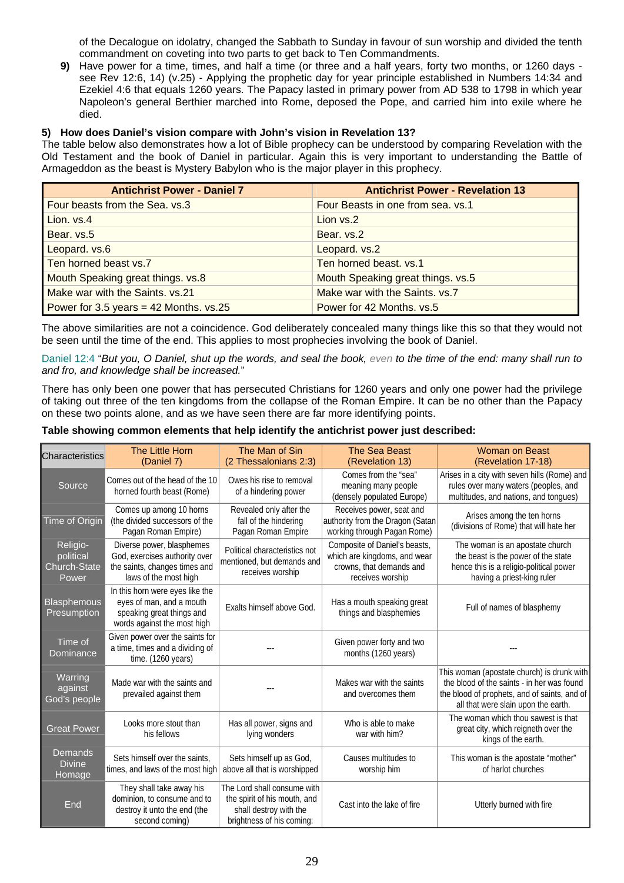of the Decalogue on idolatry, changed the Sabbath to Sunday in favour of sun worship and divided the tenth commandment on coveting into two parts to get back to Ten Commandments.

**9)** Have power for a time, times, and half a time (or three and a half years, forty two months, or 1260 days - see Rev 12:6, 14) (v.25) - Applying the prophetic day for year principle established in Numbers 14:34 and Ezekiel 4:6 that equals 1260 years. The Papacy lasted in primary power from AD 538 to 1798 in which year Napoleon's general Berthier marched into Rome, deposed the Pope, and carried him into exile where he died.

**5) How does Daniel's vision compare with John's vision in Revelation 13?**

The table below also demonstrates how a lot of Bible prophecy can be understood by comparing Revelation with the Old Testament and the book of Daniel in particular. Again this is very important to understanding the Battle of Armageddon as the beast is Mystery Babylon who is the major player in this prophecy.

| Antichrist Power - Daniel 7 | Antichrist Power - Revelation 13 |
|---|---|
| Four beasts from the Sea. vs.3 | Four Beasts in one from sea. vs.1 |
| Lion. vs.4 | Lion vs.2 |
| Bear. vs.5 | Bear. vs.2 |
| Leopard. vs.6 | Leopard. vs.2 |
| Ten horned beast vs.7 | Ten horned beast. vs.1 |
| Mouth Speaking great things. vs.8 | Mouth Speaking great things. vs.5 |
| Make war with the Saints. vs.21 | Make war with the Saints. vs.7 |
| Power for 3.5 years = 42 Months. vs.25 | Power for 42 Months. vs.5 |

The above similarities are not a coincidence. God deliberately concealed many things like this so that they would not be seen until the time of the end. This applies to most prophecies involving the book of Daniel.

Daniel 12:4 "*But you, O Daniel, shut up the words, and seal the book, even to the time of the end: many shall run to and fro, and knowledge shall be increased.*"

There has only been one power that has persecuted Christians for 1260 years and only one power had the privilege of taking out three of the ten kingdoms from the collapse of the Roman Empire. It can be no other than the Papacy on these two points alone, and as we have seen there are far more identifying points.

**Table showing common elements that help identify the antichrist power just described:**

| Characteristics | The Little Horn (Daniel 7) | The Man of Sin (2 Thessalonians 2:3) | The Sea Beast (Revelation 13) | Woman on Beast (Revelation 17-18) |
|---|---|---|---|---|
| Source | Comes out of the head of the 10 horned fourth beast (Rome) | Owes his rise to removal of a hindering power | Comes from the "sea" meaning many people (densely populated Europe) | Arises in a city with seven hills (Rome) and rules over many waters (peoples, and multitudes, and nations, and tongues) |
| Time of Origin | Comes up among 10 horns (the divided successors of the Pagan Roman Empire) | Revealed only after the fall of the hindering Pagan Roman Empire | Receives power, seat and authority from the Dragon (Satan working through Pagan Rome) | Arises among the ten horns (divisions of Rome) that will hate her |
| Religio-political Church-State Power | Diverse power, blasphemes God, exercises authority over the saints, changes times and laws of the most high | Political characteristics not mentioned, but demands and receives worship | Composite of Daniel's beasts, which are kingdoms, and wear crowns, that demands and receives worship | The woman is an apostate church the beast is the power of the state hence this is a religio-political power having a priest-king ruler |
| Blasphemous Presumption | In this horn were eyes like the eyes of man, and a mouth speaking great things and words against the most high | Exalts himself above God. | Has a mouth speaking great things and blasphemies | Full of names of blasphemy |
| Time of Dominance | Given power over the saints for a time, times and a dividing of time. (1260 years) | --- | Given power forty and two months (1260 years) | --- |
| Warring against God's people | Made war with the saints and prevailed against them | --- | Makes war with the saints and overcomes them | This woman (apostate church) is drunk with the blood of the saints - in her was found the blood of prophets, and of saints, and of all that were slain upon the earth. |
| Great Power | Looks more stout than his fellows | Has all power, signs and lying wonders | Who is able to make war with him? | The woman which thou sawest is that great city, which reigneth over the kings of the earth. |
| Demands Divine Homage | Sets himself over the saints, times, and laws of the most high | Sets himself up as God, above all that is worshipped | Causes multitudes to worship him | This woman is the apostate "mother" of harlot churches |
| End | They shall take away his dominion, to consume and to destroy it unto the end (the second coming) | The Lord shall consume with the spirit of his mouth, and shall destroy with the brightness of his coming: | Cast into the lake of fire | Utterly burned with fire |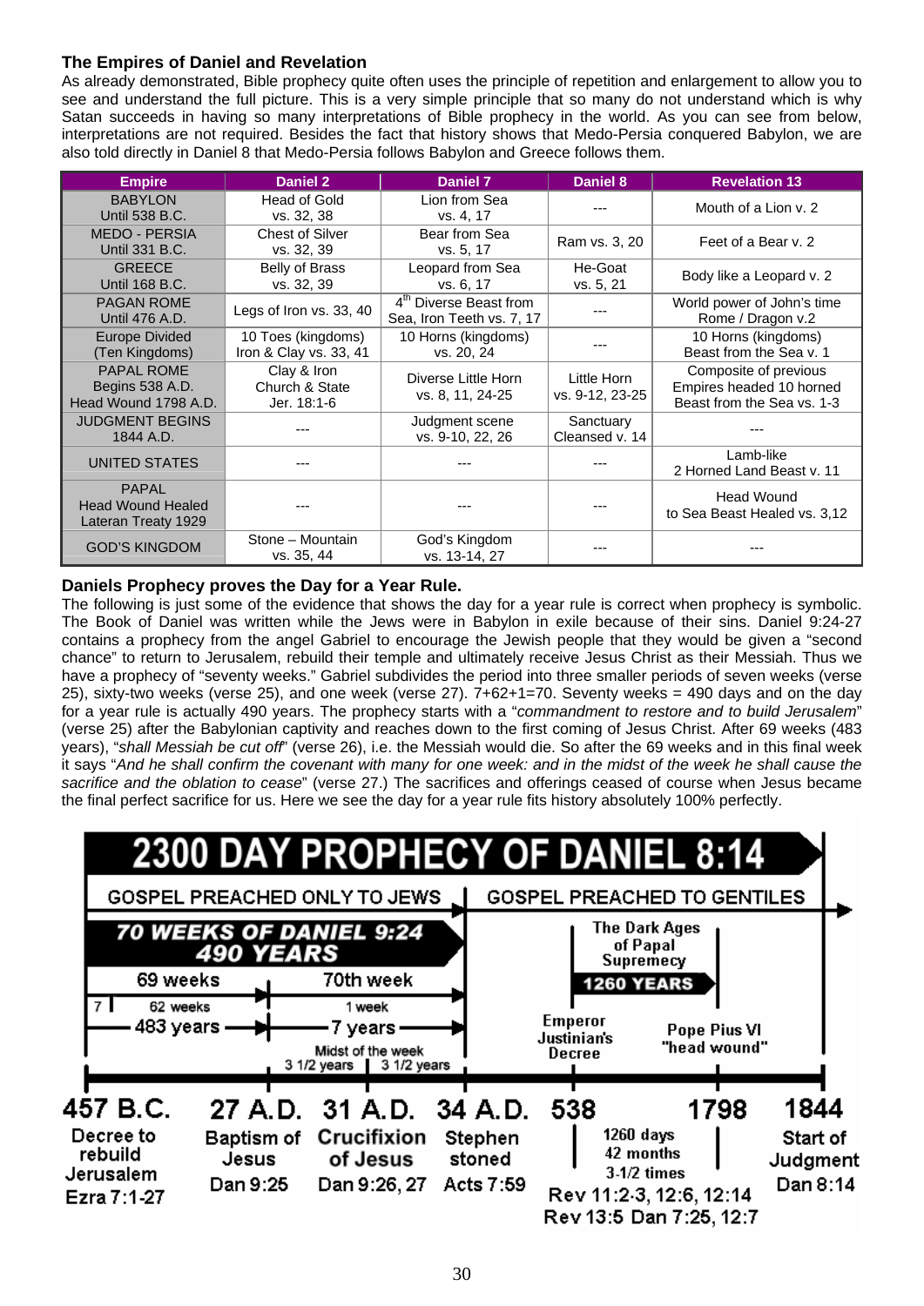## The Empires of Daniel and Revelation

As already demonstrated, Bible prophecy quite often uses the principle of repetition and enlargement to allow you to see and understand the full picture. This is a very simple principle that so many do not understand which is why Satan succeeds in having so many interpretations of Bible prophecy in the world. As you can see from below, interpretations are not required. Besides the fact that history shows that Medo-Persia conquered Babylon, we are also told directly in Daniel 8 that Medo-Persia follows Babylon and Greece follows them.

| Empire | Daniel 2 | Daniel 7 | Daniel 8 | Revelation 13 |
|---|---|---|---|---|
| BABYLON Until 538 B.C. | Head of Gold vs. 32, 38 | Lion from Sea vs. 4, 17 | --- | Mouth of a Lion v. 2 |
| MEDO - PERSIA Until 331 B.C. | Chest of Silver vs. 32, 39 | Bear from Sea vs. 5, 17 | Ram vs. 3, 20 | Feet of a Bear v. 2 |
| GREECE Until 168 B.C. | Belly of Brass vs. 32, 39 | Leopard from Sea vs. 6, 17 | He-Goat vs. 5, 21 | Body like a Leopard v. 2 |
| PAGAN ROME Until 476 A.D. | Legs of Iron vs. 33, 40 | 4th Diverse Beast from Sea, Iron Teeth vs. 7, 17 | --- | World power of John's time Rome / Dragon v.2 |
| Europe Divided (Ten Kingdoms) | 10 Toes (kingdoms) Iron & Clay vs. 33, 41 | 10 Horns (kingdoms) vs. 20, 24 | --- | 10 Horns (kingdoms) Beast from the Sea v. 1 |
| PAPAL ROME Begins 538 A.D. Head Wound 1798 A.D. | Clay & Iron Church & State Jer. 18:1-6 | Diverse Little Horn vs. 8, 11, 24-25 | Little Horn vs. 9-12, 23-25 | Composite of previous Empires headed 10 horned Beast from the Sea vs. 1-3 |
| JUDGMENT BEGINS 1844 A.D. | --- | Judgment scene vs. 9-10, 22, 26 | Sanctuary Cleansed v. 14 | --- |
| UNITED STATES | --- | --- | --- | Lamb-like 2 Horned Land Beast v. 11 |
| PAPAL Head Wound Healed Lateran Treaty 1929 | --- | --- | --- | Head Wound to Sea Beast Healed vs. 3,12 |
| GOD'S KINGDOM | Stone – Mountain vs. 35, 44 | God's Kingdom vs. 13-14, 27 | --- | --- |

## Daniels Prophecy proves the Day for a Year Rule.

The following is just some of the evidence that shows the day for a year rule is correct when prophecy is symbolic. The Book of Daniel was written while the Jews were in Babylon in exile because of their sins. Daniel 9:24-27 contains a prophecy from the angel Gabriel to encourage the Jewish people that they would be given a "second chance" to return to Jerusalem, rebuild their temple and ultimately receive Jesus Christ as their Messiah. Thus we have a prophecy of "seventy weeks." Gabriel subdivides the period into three smaller periods of seven weeks (verse 25), sixty-two weeks (verse 25), and one week (verse 27). 7+62+1=70. Seventy weeks = 490 days and on the day for a year rule is actually 490 years. The prophecy starts with a "*commandment to restore and to build Jerusalem*" (verse 25) after the Babylonian captivity and reaches down to the first coming of Jesus Christ. After 69 weeks (483 years), "*shall Messiah be cut off*" (verse 26), i.e. the Messiah would die. So after the 69 weeks and in this final week it says "*And he shall confirm the covenant with many for one week: and in the midst of the week he shall cause the sacrifice and the oblation to cease*" (verse 27.) The sacrifices and offerings ceased of course when Jesus became the final perfect sacrifice for us. Here we see the day for a year rule fits history absolutely 100% perfectly.

### 2300 DAY PROPHECY OF DANIEL 8:14

GOSPEL PREACHED ONLY TO JEWS | GOSPEL PREACHED TO GENTILES

70 WEEKS OF DANIEL 9:24 — 490 YEARS

69 weeks: 7 | 62 weeks — 483 years

70th week: 1 week — 7 years — Midst of the week: 3 1/2 years | 3 1/2 years

The Dark Ages of Papal Supremecy — 1260 YEARS

Emperor Justinian's Decree — Pope Pius VI "head wound"

- **457 B.C.** Decree to rebuild Jerusalem, Ezra 7:1-27
- **27 A.D.** Baptism of Jesus, Dan 9:25
- **31 A.D.** Crucifixion of Jesus, Dan 9:26, 27
- **34 A.D.** Stephen stoned, Acts 7:59
- **538** – **1798**: 1260 days, 42 months, 3-1/2 times — Rev 11:2-3, 12:6, 12:14, Rev 13:5 Dan 7:25, 12:7
- **1844** Start of Judgment, Dan 8:14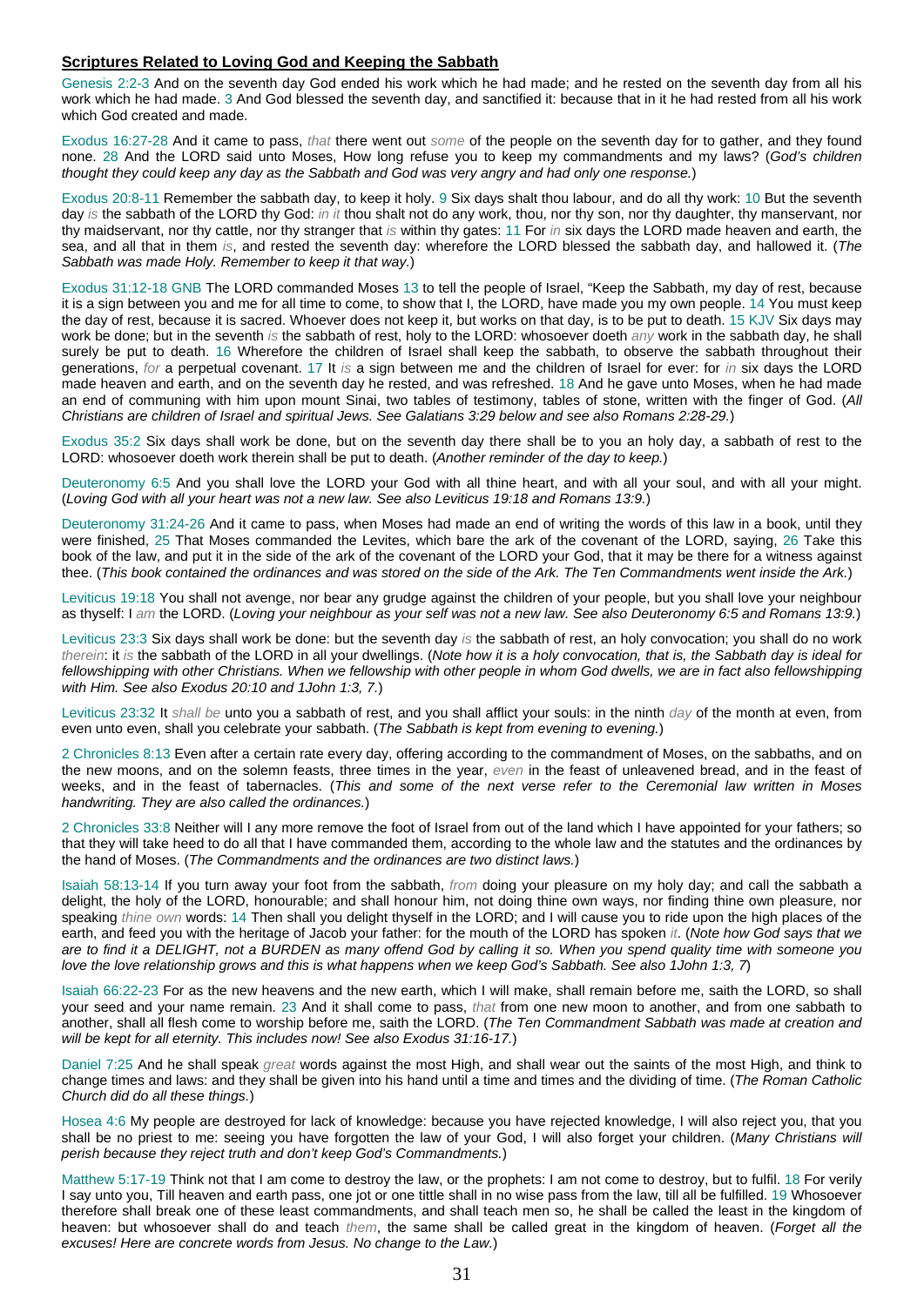**Scriptures Related to Loving God and Keeping the Sabbath**

Genesis 2:2-3 And on the seventh day God ended his work which he had made; and he rested on the seventh day from all his work which he had made. 3 And God blessed the seventh day, and sanctified it: because that in it he had rested from all his work which God created and made.

Exodus 16:27-28 And it came to pass, *that* there went out *some* of the people on the seventh day for to gather, and they found none. 28 And the LORD said unto Moses, How long refuse you to keep my commandments and my laws? (*God's children thought they could keep any day as the Sabbath and God was very angry and had only one response.*)

Exodus 20:8-11 Remember the sabbath day, to keep it holy. 9 Six days shalt thou labour, and do all thy work: 10 But the seventh day *is* the sabbath of the LORD thy God: *in it* thou shalt not do any work, thou, nor thy son, nor thy daughter, thy manservant, nor thy maidservant, nor thy cattle, nor thy stranger that *is* within thy gates: 11 For *in* six days the LORD made heaven and earth, the sea, and all that in them *is*, and rested the seventh day: wherefore the LORD blessed the sabbath day, and hallowed it. (*The Sabbath was made Holy. Remember to keep it that way.*)

Exodus 31:12-18 GNB The LORD commanded Moses 13 to tell the people of Israel, "Keep the Sabbath, my day of rest, because it is a sign between you and me for all time to come, to show that I, the LORD, have made you my own people. 14 You must keep the day of rest, because it is sacred. Whoever does not keep it, but works on that day, is to be put to death. 15 KJV Six days may work be done; but in the seventh *is* the sabbath of rest, holy to the LORD: whosoever doeth *any* work in the sabbath day, he shall surely be put to death. 16 Wherefore the children of Israel shall keep the sabbath, to observe the sabbath throughout their generations, *for* a perpetual covenant. 17 It *is* a sign between me and the children of Israel for ever: for *in* six days the LORD made heaven and earth, and on the seventh day he rested, and was refreshed. 18 And he gave unto Moses, when he had made an end of communing with him upon mount Sinai, two tables of testimony, tables of stone, written with the finger of God. (*All Christians are children of Israel and spiritual Jews. See Galatians 3:29 below and see also Romans 2:28-29.*)

Exodus 35:2 Six days shall work be done, but on the seventh day there shall be to you an holy day, a sabbath of rest to the LORD: whosoever doeth work therein shall be put to death. (*Another reminder of the day to keep.*)

Deuteronomy 6:5 And you shall love the LORD your God with all thine heart, and with all your soul, and with all your might. (*Loving God with all your heart was not a new law. See also Leviticus 19:18 and Romans 13:9.*)

Deuteronomy 31:24-26 And it came to pass, when Moses had made an end of writing the words of this law in a book, until they were finished, 25 That Moses commanded the Levites, which bare the ark of the covenant of the LORD, saying, 26 Take this book of the law, and put it in the side of the ark of the covenant of the LORD your God, that it may be there for a witness against thee. (*This book contained the ordinances and was stored on the side of the Ark. The Ten Commandments went inside the Ark.*)

Leviticus 19:18 You shall not avenge, nor bear any grudge against the children of your people, but you shall love your neighbour as thyself: I *am* the LORD. (*Loving your neighbour as your self was not a new law. See also Deuteronomy 6:5 and Romans 13:9.*)

Leviticus 23:3 Six days shall work be done: but the seventh day *is* the sabbath of rest, an holy convocation; you shall do no work *therein*: it *is* the sabbath of the LORD in all your dwellings. (*Note how it is a holy convocation, that is, the Sabbath day is ideal for fellowshipping with other Christians. When we fellowship with other people in whom God dwells, we are in fact also fellowshipping with Him. See also Exodus 20:10 and 1John 1:3, 7.*)

Leviticus 23:32 It *shall be* unto you a sabbath of rest, and you shall afflict your souls: in the ninth *day* of the month at even, from even unto even, shall you celebrate your sabbath. (*The Sabbath is kept from evening to evening.*)

2 Chronicles 8:13 Even after a certain rate every day, offering according to the commandment of Moses, on the sabbaths, and on the new moons, and on the solemn feasts, three times in the year, *even* in the feast of unleavened bread, and in the feast of weeks, and in the feast of tabernacles. (*This and some of the next verse refer to the Ceremonial law written in Moses handwriting. They are also called the ordinances.*)

2 Chronicles 33:8 Neither will I any more remove the foot of Israel from out of the land which I have appointed for your fathers; so that they will take heed to do all that I have commanded them, according to the whole law and the statutes and the ordinances by the hand of Moses. (*The Commandments and the ordinances are two distinct laws.*)

Isaiah 58:13-14 If you turn away your foot from the sabbath, *from* doing your pleasure on my holy day; and call the sabbath a delight, the holy of the LORD, honourable; and shall honour him, not doing thine own ways, nor finding thine own pleasure, nor speaking *thine own* words: 14 Then shall you delight thyself in the LORD; and I will cause you to ride upon the high places of the earth, and feed you with the heritage of Jacob your father: for the mouth of the LORD has spoken *it*. (*Note how God says that we are to find it a DELIGHT, not a BURDEN as many offend God by calling it so. When you spend quality time with someone you love the love relationship grows and this is what happens when we keep God's Sabbath. See also 1John 1:3, 7*)

Isaiah 66:22-23 For as the new heavens and the new earth, which I will make, shall remain before me, saith the LORD, so shall your seed and your name remain. 23 And it shall come to pass, *that* from one new moon to another, and from one sabbath to another, shall all flesh come to worship before me, saith the LORD. (*The Ten Commandment Sabbath was made at creation and will be kept for all eternity. This includes now! See also Exodus 31:16-17.*)

Daniel 7:25 And he shall speak *great* words against the most High, and shall wear out the saints of the most High, and think to change times and laws: and they shall be given into his hand until a time and times and the dividing of time. (*The Roman Catholic Church did do all these things.*)

Hosea 4:6 My people are destroyed for lack of knowledge: because you have rejected knowledge, I will also reject you, that you shall be no priest to me: seeing you have forgotten the law of your God, I will also forget your children. (*Many Christians will perish because they reject truth and don't keep God's Commandments.*)

Matthew 5:17-19 Think not that I am come to destroy the law, or the prophets: I am not come to destroy, but to fulfil. 18 For verily I say unto you, Till heaven and earth pass, one jot or one tittle shall in no wise pass from the law, till all be fulfilled. 19 Whosoever therefore shall break one of these least commandments, and shall teach men so, he shall be called the least in the kingdom of heaven: but whosoever shall do and teach *them*, the same shall be called great in the kingdom of heaven. (*Forget all the excuses! Here are concrete words from Jesus. No change to the Law.*)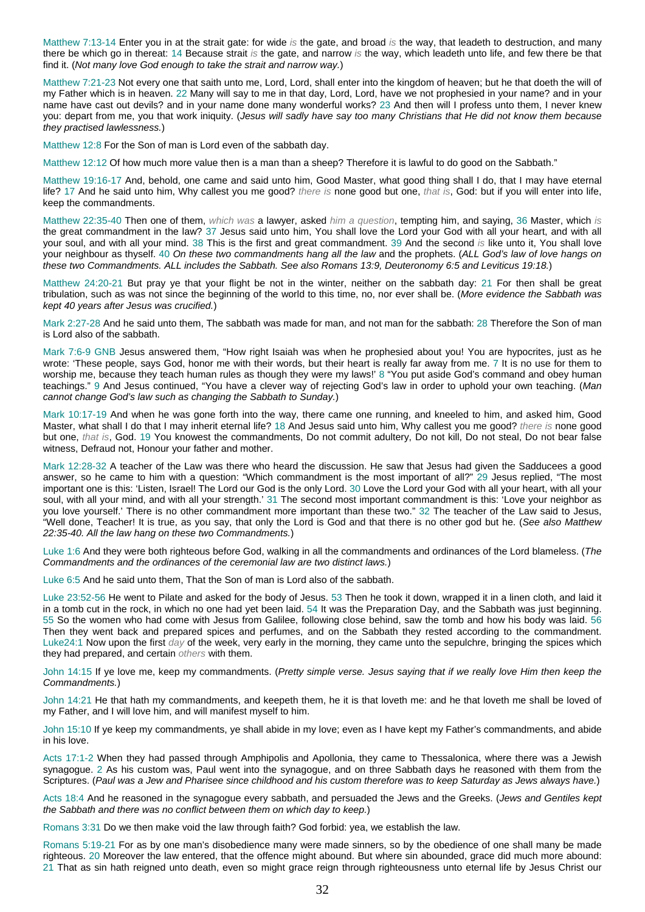Matthew 7:13-14 Enter you in at the strait gate: for wide *is* the gate, and broad *is* the way, that leadeth to destruction, and many there be which go in thereat: 14 Because strait *is* the gate, and narrow *is* the way, which leadeth unto life, and few there be that find it. (*Not many love God enough to take the strait and narrow way.*)

Matthew 7:21-23 Not every one that saith unto me, Lord, Lord, shall enter into the kingdom of heaven; but he that doeth the will of my Father which is in heaven. 22 Many will say to me in that day, Lord, Lord, have we not prophesied in your name? and in your name have cast out devils? and in your name done many wonderful works? 23 And then will I profess unto them, I never knew you: depart from me, you that work iniquity. (*Jesus will sadly have say too many Christians that He did not know them because they practised lawlessness.*)

Matthew 12:8 For the Son of man is Lord even of the sabbath day.

Matthew 12:12 Of how much more value then is a man than a sheep? Therefore it is lawful to do good on the Sabbath."

Matthew 19:16-17 And, behold, one came and said unto him, Good Master, what good thing shall I do, that I may have eternal life? 17 And he said unto him, Why callest you me good? *there is* none good but one, *that is*, God: but if you will enter into life, keep the commandments.

Matthew 22:35-40 Then one of them, *which was* a lawyer, asked *him a question*, tempting him, and saying, 36 Master, which *is* the great commandment in the law? 37 Jesus said unto him, You shall love the Lord your God with all your heart, and with all your soul, and with all your mind. 38 This is the first and great commandment. 39 And the second *is* like unto it, You shall love your neighbour as thyself. 40 *On these two commandments hang all the law* and the prophets. (*ALL God's law of love hangs on these two Commandments. ALL includes the Sabbath. See also Romans 13:9, Deuteronomy 6:5 and Leviticus 19:18.*)

Matthew 24:20-21 But pray ye that your flight be not in the winter, neither on the sabbath day: 21 For then shall be great tribulation, such as was not since the beginning of the world to this time, no, nor ever shall be. (*More evidence the Sabbath was kept 40 years after Jesus was crucified.*)

Mark 2:27-28 And he said unto them, The sabbath was made for man, and not man for the sabbath: 28 Therefore the Son of man is Lord also of the sabbath.

Mark 7:6-9 GNB Jesus answered them, "How right Isaiah was when he prophesied about you! You are hypocrites, just as he wrote: 'These people, says God, honor me with their words, but their heart is really far away from me. 7 It is no use for them to worship me, because they teach human rules as though they were my laws!' 8 "You put aside God's command and obey human teachings." 9 And Jesus continued, "You have a clever way of rejecting God's law in order to uphold your own teaching. (*Man cannot change God's law such as changing the Sabbath to Sunday.*)

Mark 10:17-19 And when he was gone forth into the way, there came one running, and kneeled to him, and asked him, Good Master, what shall I do that I may inherit eternal life? 18 And Jesus said unto him, Why callest you me good? *there is* none good but one, *that is*, God. 19 You knowest the commandments, Do not commit adultery, Do not kill, Do not steal, Do not bear false witness, Defraud not, Honour your father and mother.

Mark 12:28-32 A teacher of the Law was there who heard the discussion. He saw that Jesus had given the Sadducees a good answer, so he came to him with a question: "Which commandment is the most important of all?" 29 Jesus replied, "The most important one is this: 'Listen, Israel! The Lord our God is the only Lord. 30 Love the Lord your God with all your heart, with all your soul, with all your mind, and with all your strength.' 31 The second most important commandment is this: 'Love your neighbor as you love yourself.' There is no other commandment more important than these two." 32 The teacher of the Law said to Jesus, "Well done, Teacher! It is true, as you say, that only the Lord is God and that there is no other god but he. (*See also Matthew 22:35-40. All the law hang on these two Commandments.*)

Luke 1:6 And they were both righteous before God, walking in all the commandments and ordinances of the Lord blameless. (*The Commandments and the ordinances of the ceremonial law are two distinct laws.*)

Luke 6:5 And he said unto them, That the Son of man is Lord also of the sabbath.

Luke 23:52-56 He went to Pilate and asked for the body of Jesus. 53 Then he took it down, wrapped it in a linen cloth, and laid it in a tomb cut in the rock, in which no one had yet been laid. 54 It was the Preparation Day, and the Sabbath was just beginning. 55 So the women who had come with Jesus from Galilee, following close behind, saw the tomb and how his body was laid. 56 Then they went back and prepared spices and perfumes, and on the Sabbath they rested according to the commandment. Luke24:1 Now upon the first *day* of the week, very early in the morning, they came unto the sepulchre, bringing the spices which they had prepared, and certain *others* with them.

John 14:15 If ye love me, keep my commandments. (*Pretty simple verse. Jesus saying that if we really love Him then keep the Commandments.*)

John 14:21 He that hath my commandments, and keepeth them, he it is that loveth me: and he that loveth me shall be loved of my Father, and I will love him, and will manifest myself to him.

John 15:10 If ye keep my commandments, ye shall abide in my love; even as I have kept my Father's commandments, and abide in his love.

Acts 17:1-2 When they had passed through Amphipolis and Apollonia, they came to Thessalonica, where there was a Jewish synagogue. 2 As his custom was, Paul went into the synagogue, and on three Sabbath days he reasoned with them from the Scriptures. (*Paul was a Jew and Pharisee since childhood and his custom therefore was to keep Saturday as Jews always have.*)

Acts 18:4 And he reasoned in the synagogue every sabbath, and persuaded the Jews and the Greeks. (*Jews and Gentiles kept the Sabbath and there was no conflict between them on which day to keep.*)

Romans 3:31 Do we then make void the law through faith? God forbid: yea, we establish the law.

Romans 5:19-21 For as by one man's disobedience many were made sinners, so by the obedience of one shall many be made righteous. 20 Moreover the law entered, that the offence might abound. But where sin abounded, grace did much more abound: 21 That as sin hath reigned unto death, even so might grace reign through righteousness unto eternal life by Jesus Christ our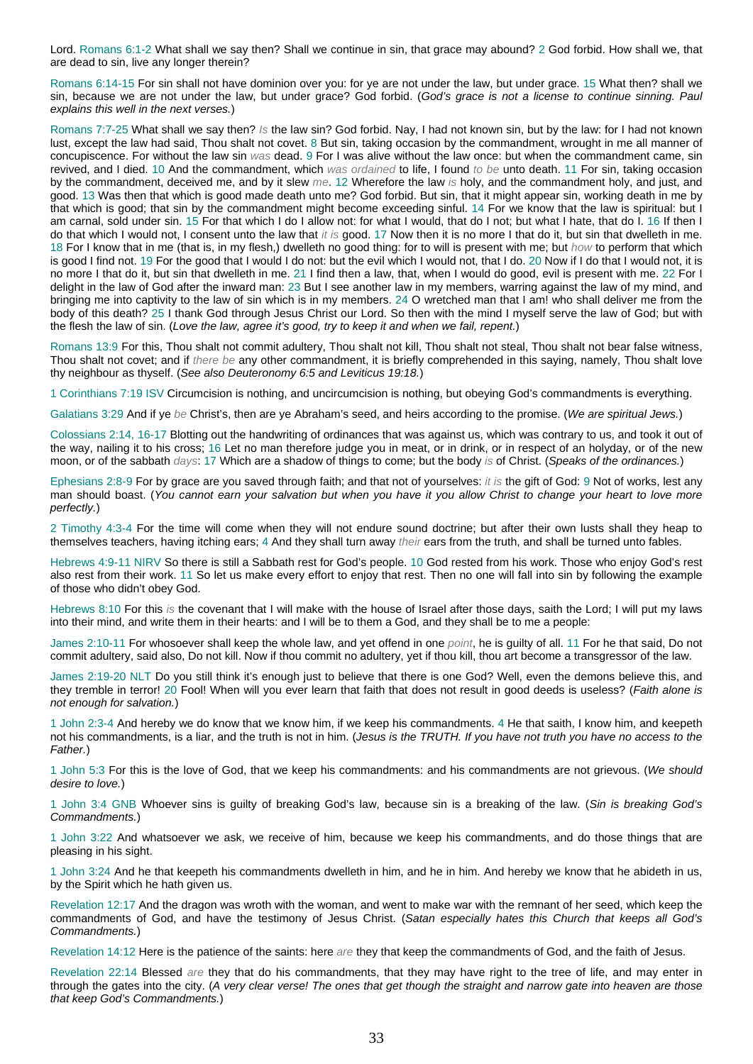Lord. Romans 6:1-2 What shall we say then? Shall we continue in sin, that grace may abound? 2 God forbid. How shall we, that are dead to sin, live any longer therein?

Romans 6:14-15 For sin shall not have dominion over you: for ye are not under the law, but under grace. 15 What then? shall we sin, because we are not under the law, but under grace? God forbid. (*God's grace is not a license to continue sinning. Paul explains this well in the next verses.*)

Romans 7:7-25 What shall we say then? *Is* the law sin? God forbid. Nay, I had not known sin, but by the law: for I had not known lust, except the law had said, Thou shalt not covet. 8 But sin, taking occasion by the commandment, wrought in me all manner of concupiscence. For without the law sin *was* dead. 9 For I was alive without the law once: but when the commandment came, sin revived, and I died. 10 And the commandment, which *was ordained* to life, I found *to be* unto death. 11 For sin, taking occasion by the commandment, deceived me, and by it slew *me*. 12 Wherefore the law *is* holy, and the commandment holy, and just, and good. 13 Was then that which is good made death unto me? God forbid. But sin, that it might appear sin, working death in me by that which is good; that sin by the commandment might become exceeding sinful. 14 For we know that the law is spiritual: but I am carnal, sold under sin. 15 For that which I do I allow not: for what I would, that do I not; but what I hate, that do I. 16 If then I do that which I would not, I consent unto the law that *it is* good. 17 Now then it is no more I that do it, but sin that dwelleth in me. 18 For I know that in me (that is, in my flesh,) dwelleth no good thing: for to will is present with me; but *how* to perform that which is good I find not. 19 For the good that I would I do not: but the evil which I would not, that I do. 20 Now if I do that I would not, it is no more I that do it, but sin that dwelleth in me. 21 I find then a law, that, when I would do good, evil is present with me. 22 For I delight in the law of God after the inward man: 23 But I see another law in my members, warring against the law of my mind, and bringing me into captivity to the law of sin which is in my members. 24 O wretched man that I am! who shall deliver me from the body of this death? 25 I thank God through Jesus Christ our Lord. So then with the mind I myself serve the law of God; but with the flesh the law of sin. (*Love the law, agree it's good, try to keep it and when we fail, repent.*)

Romans 13:9 For this, Thou shalt not commit adultery, Thou shalt not kill, Thou shalt not steal, Thou shalt not bear false witness, Thou shalt not covet; and if *there be* any other commandment, it is briefly comprehended in this saying, namely, Thou shalt love thy neighbour as thyself. (*See also Deuteronomy 6:5 and Leviticus 19:18.*)

1 Corinthians 7:19 ISV Circumcision is nothing, and uncircumcision is nothing, but obeying God's commandments is everything.

Galatians 3:29 And if ye *be* Christ's, then are ye Abraham's seed, and heirs according to the promise. (*We are spiritual Jews.*)

Colossians 2:14, 16-17 Blotting out the handwriting of ordinances that was against us, which was contrary to us, and took it out of the way, nailing it to his cross; 16 Let no man therefore judge you in meat, or in drink, or in respect of an holyday, or of the new moon, or of the sabbath *days*: 17 Which are a shadow of things to come; but the body *is* of Christ. (*Speaks of the ordinances.*)

Ephesians 2:8-9 For by grace are you saved through faith; and that not of yourselves: *it is* the gift of God: 9 Not of works, lest any man should boast. (*You cannot earn your salvation but when you have it you allow Christ to change your heart to love more perfectly.*)

2 Timothy 4:3-4 For the time will come when they will not endure sound doctrine; but after their own lusts shall they heap to themselves teachers, having itching ears; 4 And they shall turn away *their* ears from the truth, and shall be turned unto fables.

Hebrews 4:9-11 NIRV So there is still a Sabbath rest for God's people. 10 God rested from his work. Those who enjoy God's rest also rest from their work. 11 So let us make every effort to enjoy that rest. Then no one will fall into sin by following the example of those who didn't obey God.

Hebrews 8:10 For this *is* the covenant that I will make with the house of Israel after those days, saith the Lord; I will put my laws into their mind, and write them in their hearts: and I will be to them a God, and they shall be to me a people:

James 2:10-11 For whosoever shall keep the whole law, and yet offend in one *point*, he is guilty of all. 11 For he that said, Do not commit adultery, said also, Do not kill. Now if thou commit no adultery, yet if thou kill, thou art become a transgressor of the law.

James 2:19-20 NLT Do you still think it's enough just to believe that there is one God? Well, even the demons believe this, and they tremble in terror! 20 Fool! When will you ever learn that faith that does not result in good deeds is useless? (*Faith alone is not enough for salvation.*)

1 John 2:3-4 And hereby we do know that we know him, if we keep his commandments. 4 He that saith, I know him, and keepeth not his commandments, is a liar, and the truth is not in him. (*Jesus is the TRUTH. If you have not truth you have no access to the Father.*)

1 John 5:3 For this is the love of God, that we keep his commandments: and his commandments are not grievous. (*We should desire to love.*)

1 John 3:4 GNB Whoever sins is guilty of breaking God's law, because sin is a breaking of the law. (*Sin is breaking God's Commandments.*)

1 John 3:22 And whatsoever we ask, we receive of him, because we keep his commandments, and do those things that are pleasing in his sight.

1 John 3:24 And he that keepeth his commandments dwelleth in him, and he in him. And hereby we know that he abideth in us, by the Spirit which he hath given us.

Revelation 12:17 And the dragon was wroth with the woman, and went to make war with the remnant of her seed, which keep the commandments of God, and have the testimony of Jesus Christ. (*Satan especially hates this Church that keeps all God's Commandments.*)

Revelation 14:12 Here is the patience of the saints: here *are* they that keep the commandments of God, and the faith of Jesus.

Revelation 22:14 Blessed *are* they that do his commandments, that they may have right to the tree of life, and may enter in through the gates into the city. (*A very clear verse! The ones that get though the straight and narrow gate into heaven are those that keep God's Commandments.*)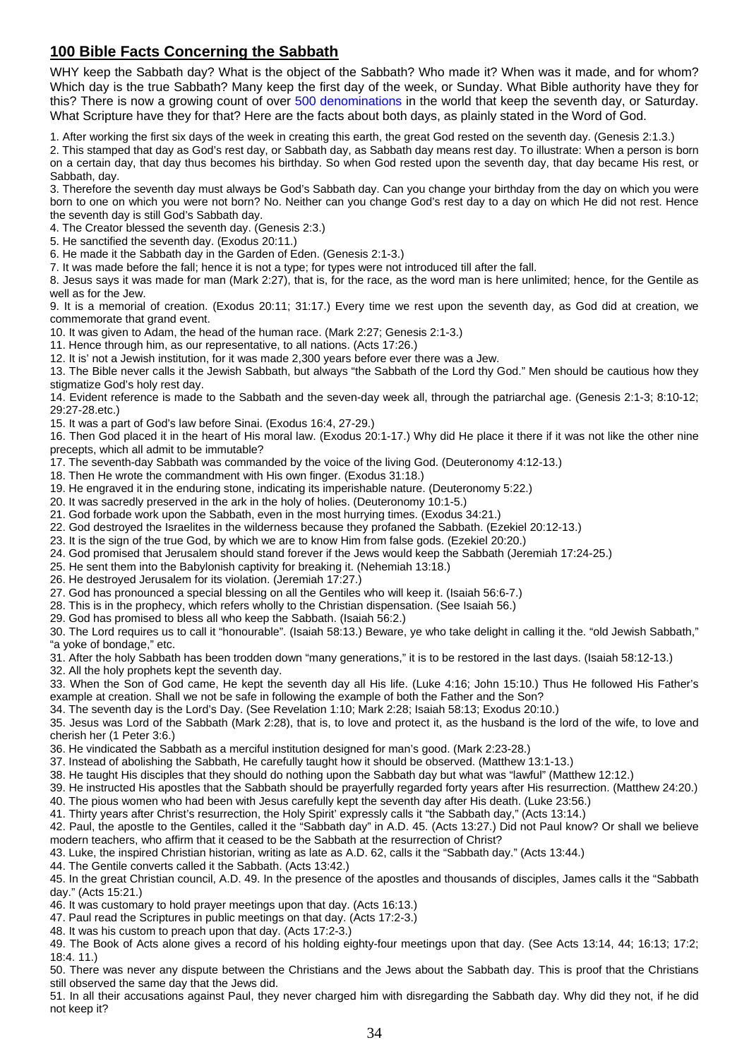## 100 Bible Facts Concerning the Sabbath

WHY keep the Sabbath day? What is the object of the Sabbath? Who made it? When was it made, and for whom? Which day is the true Sabbath? Many keep the first day of the week, or Sunday. What Bible authority have they for this? There is now a growing count of over 500 denominations in the world that keep the seventh day, or Saturday. What Scripture have they for that? Here are the facts about both days, as plainly stated in the Word of God.

1. After working the first six days of the week in creating this earth, the great God rested on the seventh day. (Genesis 2:1.3.)
2. This stamped that day as God's rest day, or Sabbath day, as Sabbath day means rest day. To illustrate: When a person is born on a certain day, that day thus becomes his birthday. So when God rested upon the seventh day, that day became His rest, or Sabbath, day.
3. Therefore the seventh day must always be God's Sabbath day. Can you change your birthday from the day on which you were born to one on which you were not born? No. Neither can you change God's rest day to a day on which He did not rest. Hence the seventh day is still God's Sabbath day.
4. The Creator blessed the seventh day. (Genesis 2:3.)
5. He sanctified the seventh day. (Exodus 20:11.)
6. He made it the Sabbath day in the Garden of Eden. (Genesis 2:1-3.)
7. It was made before the fall; hence it is not a type; for types were not introduced till after the fall.
8. Jesus says it was made for man (Mark 2:27), that is, for the race, as the word man is here unlimited; hence, for the Gentile as well as for the Jew.
9. It is a memorial of creation. (Exodus 20:11; 31:17.) Every time we rest upon the seventh day, as God did at creation, we commemorate that grand event.
10. It was given to Adam, the head of the human race. (Mark 2:27; Genesis 2:1-3.)
11. Hence through him, as our representative, to all nations. (Acts 17:26.)
12. It is' not a Jewish institution, for it was made 2,300 years before ever there was a Jew.
13. The Bible never calls it the Jewish Sabbath, but always "the Sabbath of the Lord thy God." Men should be cautious how they stigmatize God's holy rest day.
14. Evident reference is made to the Sabbath and the seven-day week all, through the patriarchal age. (Genesis 2:1-3; 8:10-12; 29:27-28.etc.)
15. It was a part of God's law before Sinai. (Exodus 16:4, 27-29.)
16. Then God placed it in the heart of His moral law. (Exodus 20:1-17.) Why did He place it there if it was not like the other nine precepts, which all admit to be immutable?
17. The seventh-day Sabbath was commanded by the voice of the living God. (Deuteronomy 4:12-13.)
18. Then He wrote the commandment with His own finger. (Exodus 31:18.)
19. He engraved it in the enduring stone, indicating its imperishable nature. (Deuteronomy 5:22.)
20. It was sacredly preserved in the ark in the holy of holies. (Deuteronomy 10:1-5.)
21. God forbade work upon the Sabbath, even in the most hurrying times. (Exodus 34:21.)
22. God destroyed the Israelites in the wilderness because they profaned the Sabbath. (Ezekiel 20:12-13.)
23. It is the sign of the true God, by which we are to know Him from false gods. (Ezekiel 20:20.)
24. God promised that Jerusalem should stand forever if the Jews would keep the Sabbath (Jeremiah 17:24-25.)
25. He sent them into the Babylonish captivity for breaking it. (Nehemiah 13:18.)
26. He destroyed Jerusalem for its violation. (Jeremiah 17:27.)
27. God has pronounced a special blessing on all the Gentiles who will keep it. (Isaiah 56:6-7.)
28. This is in the prophecy, which refers wholly to the Christian dispensation. (See Isaiah 56.)
29. God has promised to bless all who keep the Sabbath. (Isaiah 56:2.)
30. The Lord requires us to call it "honourable". (Isaiah 58:13.) Beware, ye who take delight in calling it the. "old Jewish Sabbath," "a yoke of bondage," etc.
31. After the holy Sabbath has been trodden down "many generations," it is to be restored in the last days. (Isaiah 58:12-13.)
32. All the holy prophets kept the seventh day.
33. When the Son of God came, He kept the seventh day all His life. (Luke 4:16; John 15:10.) Thus He followed His Father's example at creation. Shall we not be safe in following the example of both the Father and the Son?
34. The seventh day is the Lord's Day. (See Revelation 1:10; Mark 2:28; Isaiah 58:13; Exodus 20:10.)
35. Jesus was Lord of the Sabbath (Mark 2:28), that is, to love and protect it, as the husband is the lord of the wife, to love and cherish her (1 Peter 3:6.)
36. He vindicated the Sabbath as a merciful institution designed for man's good. (Mark 2:23-28.)
37. Instead of abolishing the Sabbath, He carefully taught how it should be observed. (Matthew 13:1-13.)
38. He taught His disciples that they should do nothing upon the Sabbath day but what was "lawful" (Matthew 12:12.)
39. He instructed His apostles that the Sabbath should be prayerfully regarded forty years after His resurrection. (Matthew 24:20.)
40. The pious women who had been with Jesus carefully kept the seventh day after His death. (Luke 23:56.)
41. Thirty years after Christ's resurrection, the Holy Spirit' expressly calls it "the Sabbath day," (Acts 13:14.)
42. Paul, the apostle to the Gentiles, called it the "Sabbath day" in A.D. 45. (Acts 13:27.) Did not Paul know? Or shall we believe modern teachers, who affirm that it ceased to be the Sabbath at the resurrection of Christ?
43. Luke, the inspired Christian historian, writing as late as A.D. 62, calls it the "Sabbath day." (Acts 13:44.)
44. The Gentile converts called it the Sabbath. (Acts 13:42.)
45. In the great Christian council, A.D. 49. In the presence of the apostles and thousands of disciples, James calls it the "Sabbath day." (Acts 15:21.)
46. It was customary to hold prayer meetings upon that day. (Acts 16:13.)
47. Paul read the Scriptures in public meetings on that day. (Acts 17:2-3.)
48. It was his custom to preach upon that day. (Acts 17:2-3.)
49. The Book of Acts alone gives a record of his holding eighty-four meetings upon that day. (See Acts 13:14, 44; 16:13; 17:2; 18:4. 11.)
50. There was never any dispute between the Christians and the Jews about the Sabbath day. This is proof that the Christians still observed the same day that the Jews did.
51. In all their accusations against Paul, they never charged him with disregarding the Sabbath day. Why did they not, if he did not keep it?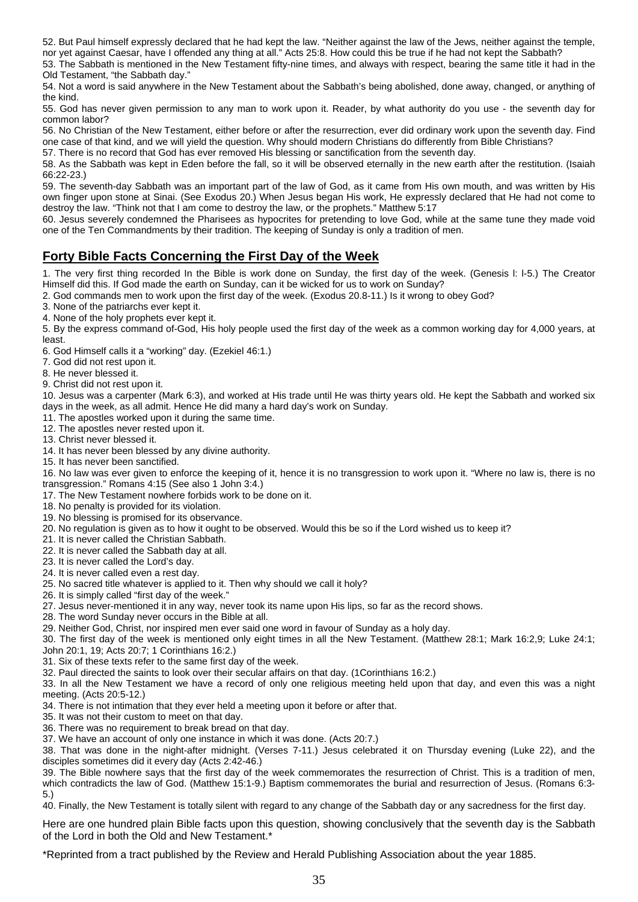52. But Paul himself expressly declared that he had kept the law. "Neither against the law of the Jews, neither against the temple, nor yet against Caesar, have I offended any thing at all." Acts 25:8. How could this be true if he had not kept the Sabbath?

53. The Sabbath is mentioned in the New Testament fifty-nine times, and always with respect, bearing the same title it had in the Old Testament, "the Sabbath day."

54. Not a word is said anywhere in the New Testament about the Sabbath's being abolished, done away, changed, or anything of the kind.

55. God has never given permission to any man to work upon it. Reader, by what authority do you use - the seventh day for common labor?

56. No Christian of the New Testament, either before or after the resurrection, ever did ordinary work upon the seventh day. Find one case of that kind, and we will yield the question. Why should modern Christians do differently from Bible Christians?

57. There is no record that God has ever removed His blessing or sanctification from the seventh day.

58. As the Sabbath was kept in Eden before the fall, so it will be observed eternally in the new earth after the restitution. (Isaiah 66:22-23.)

59. The seventh-day Sabbath was an important part of the law of God, as it came from His own mouth, and was written by His own finger upon stone at Sinai. (See Exodus 20.) When Jesus began His work, He expressly declared that He had not come to destroy the law. "Think not that I am come to destroy the law, or the prophets." Matthew 5:17

60. Jesus severely condemned the Pharisees as hypocrites for pretending to love God, while at the same tune they made void one of the Ten Commandments by their tradition. The keeping of Sunday is only a tradition of men.

## Forty Bible Facts Concerning the First Day of the Week

1. The very first thing recorded In the Bible is work done on Sunday, the first day of the week. (Genesis l: l-5.) The Creator Himself did this. If God made the earth on Sunday, can it be wicked for us to work on Sunday?
2. God commands men to work upon the first day of the week. (Exodus 20.8-11.) Is it wrong to obey God?
3. None of the patriarchs ever kept it.
4. None of the holy prophets ever kept it.
5. By the express command of-God, His holy people used the first day of the week as a common working day for 4,000 years, at least.
6. God Himself calls it a "working" day. (Ezekiel 46:1.)
7. God did not rest upon it.
8. He never blessed it.
9. Christ did not rest upon it.
10. Jesus was a carpenter (Mark 6:3), and worked at His trade until He was thirty years old. He kept the Sabbath and worked six days in the week, as all admit. Hence He did many a hard day's work on Sunday.
11. The apostles worked upon it during the same time.
12. The apostles never rested upon it.
13. Christ never blessed it.
14. It has never been blessed by any divine authority.
15. It has never been sanctified.
16. No law was ever given to enforce the keeping of it, hence it is no transgression to work upon it. "Where no law is, there is no transgression." Romans 4:15 (See also 1 John 3:4.)
17. The New Testament nowhere forbids work to be done on it.
18. No penalty is provided for its violation.
19. No blessing is promised for its observance.
20. No regulation is given as to how it ought to be observed. Would this be so if the Lord wished us to keep it?
21. It is never called the Christian Sabbath.
22. It is never called the Sabbath day at all.
23. It is never called the Lord's day.
24. It is never called even a rest day.
25. No sacred title whatever is applied to it. Then why should we call it holy?
26. It is simply called "first day of the week."
27. Jesus never-mentioned it in any way, never took its name upon His lips, so far as the record shows.
28. The word Sunday never occurs in the Bible at all.
29. Neither God, Christ, nor inspired men ever said one word in favour of Sunday as a holy day.
30. The first day of the week is mentioned only eight times in all the New Testament. (Matthew 28:1; Mark 16:2,9; Luke 24:1; John 20:1, 19; Acts 20:7; 1 Corinthians 16:2.)
31. Six of these texts refer to the same first day of the week.
32. Paul directed the saints to look over their secular affairs on that day. (1Corinthians 16:2.)
33. In all the New Testament we have a record of only one religious meeting held upon that day, and even this was a night meeting. (Acts 20:5-12.)
34. There is not intimation that they ever held a meeting upon it before or after that.
35. It was not their custom to meet on that day.
36. There was no requirement to break bread on that day.
37. We have an account of only one instance in which it was done. (Acts 20:7.)
38. That was done in the night-after midnight. (Verses 7-11.) Jesus celebrated it on Thursday evening (Luke 22), and the disciples sometimes did it every day (Acts 2:42-46.)
39. The Bible nowhere says that the first day of the week commemorates the resurrection of Christ. This is a tradition of men, which contradicts the law of God. (Matthew 15:1-9.) Baptism commemorates the burial and resurrection of Jesus. (Romans 6:3-5.)
40. Finally, the New Testament is totally silent with regard to any change of the Sabbath day or any sacredness for the first day.

Here are one hundred plain Bible facts upon this question, showing conclusively that the seventh day is the Sabbath of the Lord in both the Old and New Testament.*

*Reprinted from a tract published by the Review and Herald Publishing Association about the year 1885.